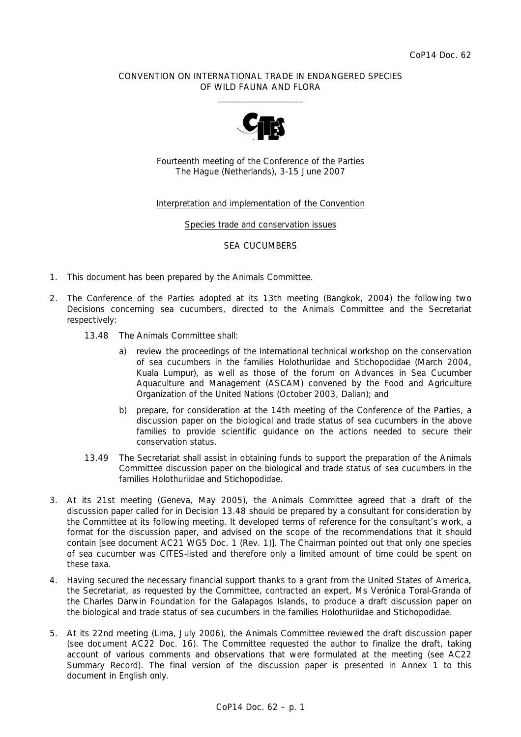CoP14 Doc. 62

CONVENTION ON INTERNATIONAL TRADE IN ENDANGERED SPECIES OF WILD FAUNA AND FLORA

\_\_\_\_\_\_\_\_\_\_\_\_\_\_\_\_\_\_\_\_

Fourteenth meeting of the Conference of the Parties
The Hague (Netherlands), 3-15 June 2007

Interpretation and implementation of the Convention

Species trade and conservation issues

SEA CUCUMBERS

1. This document has been prepared by the Animals Committee.

2. The Conference of the Parties adopted at its 13th meeting (Bangkok, 2004) the following two Decisions concerning sea cucumbers, directed to the Animals Committee and the Secretariat respectively:

   13.48 The Animals Committee shall:

   a) review the proceedings of the International technical workshop on the conservation of sea cucumbers in the families Holothuriidae and Stichopodidae (March 2004, Kuala Lumpur), as well as those of the forum on Advances in Sea Cucumber Aquaculture and Management (ASCAM) convened by the Food and Agriculture Organization of the United Nations (October 2003, Dalian); and

   b) prepare, for consideration at the 14th meeting of the Conference of the Parties, a discussion paper on the biological and trade status of sea cucumbers in the above families to provide scientific guidance on the actions needed to secure their conservation status.

   13.49 The Secretariat shall assist in obtaining funds to support the preparation of the Animals Committee discussion paper on the biological and trade status of sea cucumbers in the families Holothuriidae and Stichopodidae.

3. At its 21st meeting (Geneva, May 2005), the Animals Committee agreed that a draft of the discussion paper called for in Decision 13.48 should be prepared by a consultant for consideration by the Committee at its following meeting. It developed terms of reference for the consultant's work, a format for the discussion paper, and advised on the scope of the recommendations that it should contain [see document AC21 WG5 Doc. 1 (Rev. 1)]. The Chairman pointed out that only one species of sea cucumber was CITES-listed and therefore only a limited amount of time could be spent on these taxa.

4. Having secured the necessary financial support thanks to a grant from the United States of America, the Secretariat, as requested by the Committee, contracted an expert, Ms Verónica Toral-Granda of the Charles Darwin Foundation for the Galapagos Islands, to produce a draft discussion paper on the biological and trade status of sea cucumbers in the families Holothuriidae and Stichopodidae.

5. At its 22nd meeting (Lima, July 2006), the Animals Committee reviewed the draft discussion paper (see document AC22 Doc. 16). The Committee requested the author to finalize the draft, taking account of various comments and observations that were formulated at the meeting (see AC22 Summary Record). The final version of the discussion paper is presented in Annex 1 to this document in English only.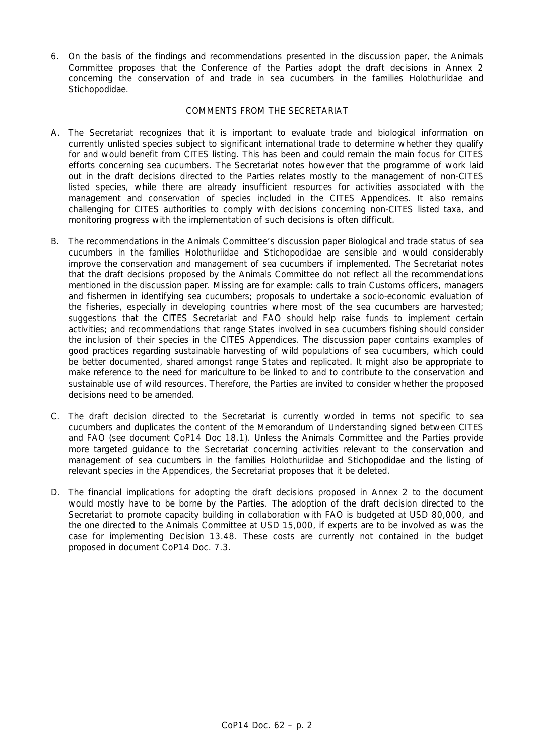6. On the basis of the findings and recommendations presented in the discussion paper, the Animals Committee proposes that the Conference of the Parties adopt the draft decisions in Annex 2 concerning the conservation of and trade in sea cucumbers in the families Holothuriidae and Stichopodidae.

## COMMENTS FROM THE SECRETARIAT

A. The Secretariat recognizes that it is important to evaluate trade and biological information on currently unlisted species subject to significant international trade to determine whether they qualify for and would benefit from CITES listing. This has been and could remain the main focus for CITES efforts concerning sea cucumbers. The Secretariat notes however that the programme of work laid out in the draft decisions directed to the Parties relates mostly to the management of non-CITES listed species, while there are already insufficient resources for activities associated with the management and conservation of species included in the CITES Appendices. It also remains challenging for CITES authorities to comply with decisions concerning non-CITES listed taxa, and monitoring progress with the implementation of such decisions is often difficult.

B. The recommendations in the Animals Committee's discussion paper Biological and trade status of sea cucumbers in the families Holothuriidae and Stichopodidae are sensible and would considerably improve the conservation and management of sea cucumbers if implemented. The Secretariat notes that the draft decisions proposed by the Animals Committee do not reflect all the recommendations mentioned in the discussion paper. Missing are for example: calls to train Customs officers, managers and fishermen in identifying sea cucumbers; proposals to undertake a socio-economic evaluation of the fisheries, especially in developing countries where most of the sea cucumbers are harvested; suggestions that the CITES Secretariat and FAO should help raise funds to implement certain activities; and recommendations that range States involved in sea cucumbers fishing should consider the inclusion of their species in the CITES Appendices. The discussion paper contains examples of good practices regarding sustainable harvesting of wild populations of sea cucumbers, which could be better documented, shared amongst range States and replicated. It might also be appropriate to make reference to the need for mariculture to be linked to and to contribute to the conservation and sustainable use of wild resources. Therefore, the Parties are invited to consider whether the proposed decisions need to be amended.

C. The draft decision directed to the Secretariat is currently worded in terms not specific to sea cucumbers and duplicates the content of the Memorandum of Understanding signed between CITES and FAO (see document CoP14 Doc 18.1). Unless the Animals Committee and the Parties provide more targeted guidance to the Secretariat concerning activities relevant to the conservation and management of sea cucumbers in the families Holothuriidae and Stichopodidae and the listing of relevant species in the Appendices, the Secretariat proposes that it be deleted.

D. The financial implications for adopting the draft decisions proposed in Annex 2 to the document would mostly have to be borne by the Parties. The adoption of the draft decision directed to the Secretariat to promote capacity building in collaboration with FAO is budgeted at USD 80,000, and the one directed to the Animals Committee at USD 15,000, if experts are to be involved as was the case for implementing Decision 13.48. These costs are currently not contained in the budget proposed in document CoP14 Doc. 7.3.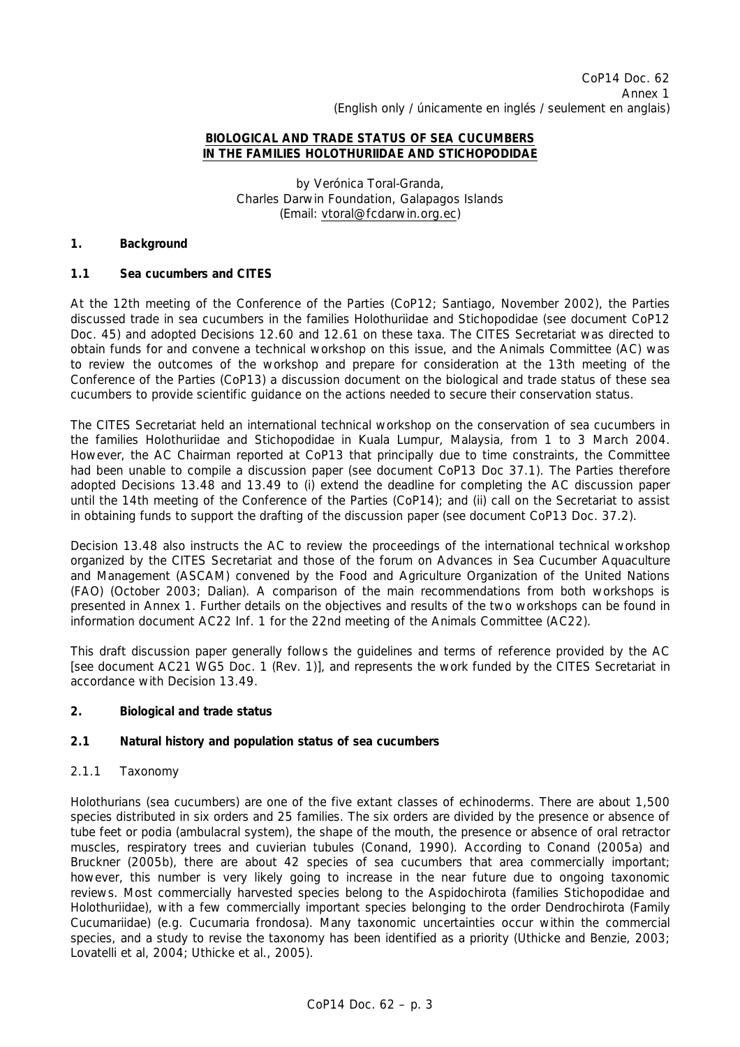CoP14 Doc. 62
Annex 1
(English only / únicamente en inglés / seulement en anglais)

**BIOLOGICAL AND TRADE STATUS OF SEA CUCUMBERS IN THE FAMILIES HOLOTHURIIDAE AND STICHOPODIDAE**

by Verónica Toral-Granda,
Charles Darwin Foundation, Galapagos Islands
(Email: vtoral@fcdarwin.org.ec)

## 1. Background

### 1.1 Sea cucumbers and CITES

At the 12th meeting of the Conference of the Parties (CoP12; Santiago, November 2002), the Parties discussed trade in sea cucumbers in the families Holothuriidae and Stichopodidae (see document CoP12 Doc. 45) and adopted Decisions 12.60 and 12.61 on these taxa. The CITES Secretariat was directed to obtain funds for and convene a technical workshop on this issue, and the Animals Committee (AC) was to review the outcomes of the workshop and prepare for consideration at the 13th meeting of the Conference of the Parties (CoP13) a discussion document on the biological and trade status of these sea cucumbers to provide scientific guidance on the actions needed to secure their conservation status.

The CITES Secretariat held an international technical workshop on the conservation of sea cucumbers in the families Holothuriidae and Stichopodidae in Kuala Lumpur, Malaysia, from 1 to 3 March 2004. However, the AC Chairman reported at CoP13 that principally due to time constraints, the Committee had been unable to compile a discussion paper (see document CoP13 Doc 37.1). The Parties therefore adopted Decisions 13.48 and 13.49 to (i) extend the deadline for completing the AC discussion paper until the 14th meeting of the Conference of the Parties (CoP14); and (ii) call on the Secretariat to assist in obtaining funds to support the drafting of the discussion paper (see document CoP13 Doc. 37.2).

Decision 13.48 also instructs the AC to review the proceedings of the international technical workshop organized by the CITES Secretariat and those of the forum on Advances in Sea Cucumber Aquaculture and Management (ASCAM) convened by the Food and Agriculture Organization of the United Nations (FAO) (October 2003; Dalian). A comparison of the main recommendations from both workshops is presented in Annex 1. Further details on the objectives and results of the two workshops can be found in information document AC22 Inf. 1 for the 22nd meeting of the Animals Committee (AC22).

This draft discussion paper generally follows the guidelines and terms of reference provided by the AC [see document AC21 WG5 Doc. 1 (Rev. 1)], and represents the work funded by the CITES Secretariat in accordance with Decision 13.49.

## 2. Biological and trade status

### 2.1 Natural history and population status of sea cucumbers

#### 2.1.1 Taxonomy

Holothurians (sea cucumbers) are one of the five extant classes of echinoderms. There are about 1,500 species distributed in six orders and 25 families. The six orders are divided by the presence or absence of tube feet or podia (ambulacral system), the shape of the mouth, the presence or absence of oral retractor muscles, respiratory trees and cuvierian tubules (Conand, 1990). According to Conand (2005a) and Bruckner (2005b), there are about 42 species of sea cucumbers that area commercially important; however, this number is very likely going to increase in the near future due to ongoing taxonomic reviews. Most commercially harvested species belong to the Aspidochirota (families Stichopodidae and Holothuriidae), with a few commercially important species belonging to the order Dendrochirota (Family Cucumariidae) (e.g. *Cucumaria frondosa*). Many taxonomic uncertainties occur within the commercial species, and a study to revise the taxonomy has been identified as a priority (Uthicke and Benzie, 2003; Lovatelli et al, 2004; Uthicke et al., 2005).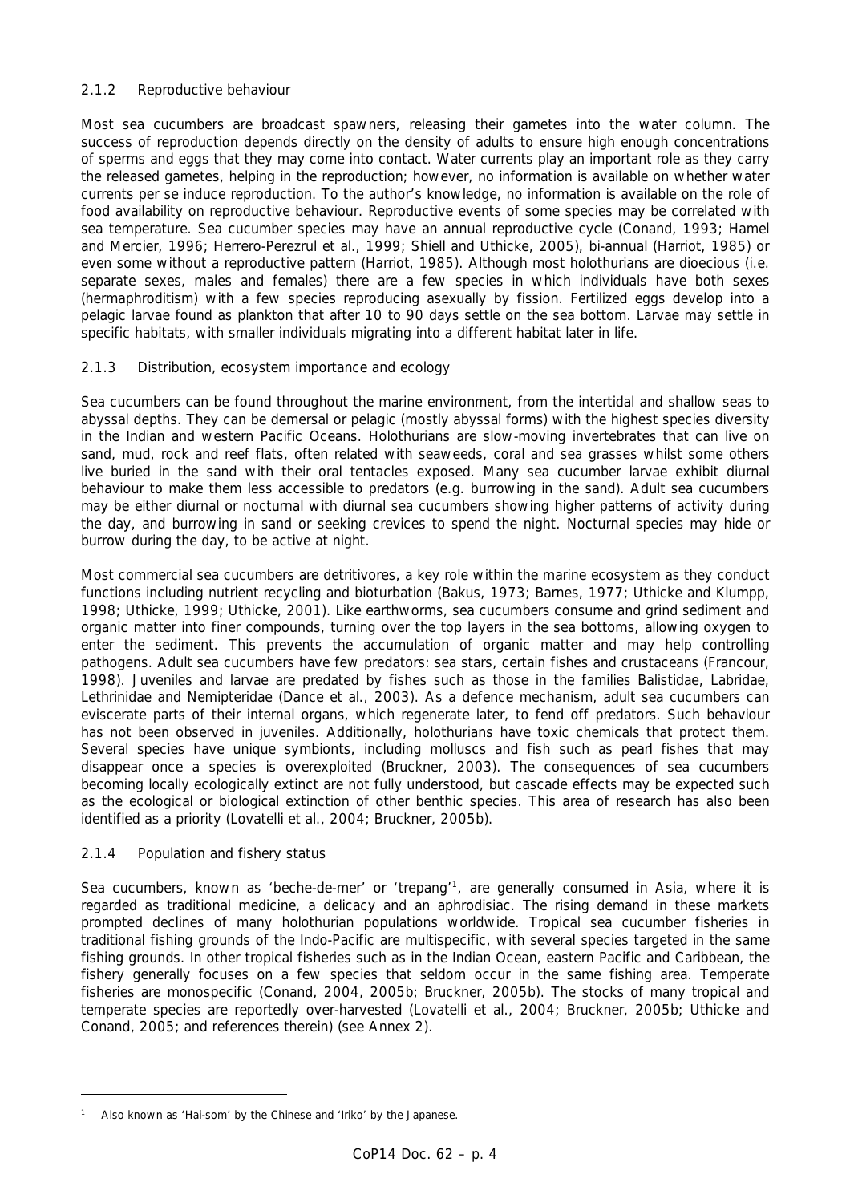### 2.1.2 Reproductive behaviour

Most sea cucumbers are broadcast spawners, releasing their gametes into the water column. The success of reproduction depends directly on the density of adults to ensure high enough concentrations of sperms and eggs that they may come into contact. Water currents play an important role as they carry the released gametes, helping in the reproduction; however, no information is available on whether water currents per se induce reproduction. To the author's knowledge, no information is available on the role of food availability on reproductive behaviour. Reproductive events of some species may be correlated with sea temperature. Sea cucumber species may have an annual reproductive cycle (Conand, 1993; Hamel and Mercier, 1996; Herrero-Perezrul et al., 1999; Shiell and Uthicke, 2005), bi-annual (Harriot, 1985) or even some without a reproductive pattern (Harriot, 1985). Although most holothurians are dioecious (i.e. separate sexes, males and females) there are a few species in which individuals have both sexes (hermaphroditism) with a few species reproducing asexually by fission. Fertilized eggs develop into a pelagic larvae found as plankton that after 10 to 90 days settle on the sea bottom. Larvae may settle in specific habitats, with smaller individuals migrating into a different habitat later in life.

### 2.1.3 Distribution, ecosystem importance and ecology

Sea cucumbers can be found throughout the marine environment, from the intertidal and shallow seas to abyssal depths. They can be demersal or pelagic (mostly abyssal forms) with the highest species diversity in the Indian and western Pacific Oceans. Holothurians are slow-moving invertebrates that can live on sand, mud, rock and reef flats, often related with seaweeds, coral and sea grasses whilst some others live buried in the sand with their oral tentacles exposed. Many sea cucumber larvae exhibit diurnal behaviour to make them less accessible to predators (e.g. burrowing in the sand). Adult sea cucumbers may be either diurnal or nocturnal with diurnal sea cucumbers showing higher patterns of activity during the day, and burrowing in sand or seeking crevices to spend the night. Nocturnal species may hide or burrow during the day, to be active at night.

Most commercial sea cucumbers are detritivores, a key role within the marine ecosystem as they conduct functions including nutrient recycling and bioturbation (Bakus, 1973; Barnes, 1977; Uthicke and Klumpp, 1998; Uthicke, 1999; Uthicke, 2001). Like earthworms, sea cucumbers consume and grind sediment and organic matter into finer compounds, turning over the top layers in the sea bottoms, allowing oxygen to enter the sediment. This prevents the accumulation of organic matter and may help controlling pathogens. Adult sea cucumbers have few predators: sea stars, certain fishes and crustaceans (Francour, 1998). Juveniles and larvae are predated by fishes such as those in the families Balistidae, Labridae, Lethrinidae and Nemipteridae (Dance et al., 2003). As a defence mechanism, adult sea cucumbers can eviscerate parts of their internal organs, which regenerate later, to fend off predators. Such behaviour has not been observed in juveniles. Additionally, holothurians have toxic chemicals that protect them. Several species have unique symbionts, including molluscs and fish such as pearl fishes that may disappear once a species is overexploited (Bruckner, 2003). The consequences of sea cucumbers becoming locally ecologically extinct are not fully understood, but cascade effects may be expected such as the ecological or biological extinction of other benthic species. This area of research has also been identified as a priority (Lovatelli et al., 2004; Bruckner, 2005b).

### 2.1.4 Population and fishery status

Sea cucumbers, known as 'beche-de-mer' or 'trepang'[1], are generally consumed in Asia, where it is regarded as traditional medicine, a delicacy and an aphrodisiac. The rising demand in these markets prompted declines of many holothurian populations worldwide. Tropical sea cucumber fisheries in traditional fishing grounds of the Indo-Pacific are multispecific, with several species targeted in the same fishing grounds. In other tropical fisheries such as in the Indian Ocean, eastern Pacific and Caribbean, the fishery generally focuses on a few species that seldom occur in the same fishing area. Temperate fisheries are monospecific (Conand, 2004, 2005b; Bruckner, 2005b). The stocks of many tropical and temperate species are reportedly over-harvested (Lovatelli et al., 2004; Bruckner, 2005b; Uthicke and Conand, 2005; and references therein) (see Annex 2).

---

[1] Also known as 'Hai-som' by the Chinese and 'Iriko' by the Japanese.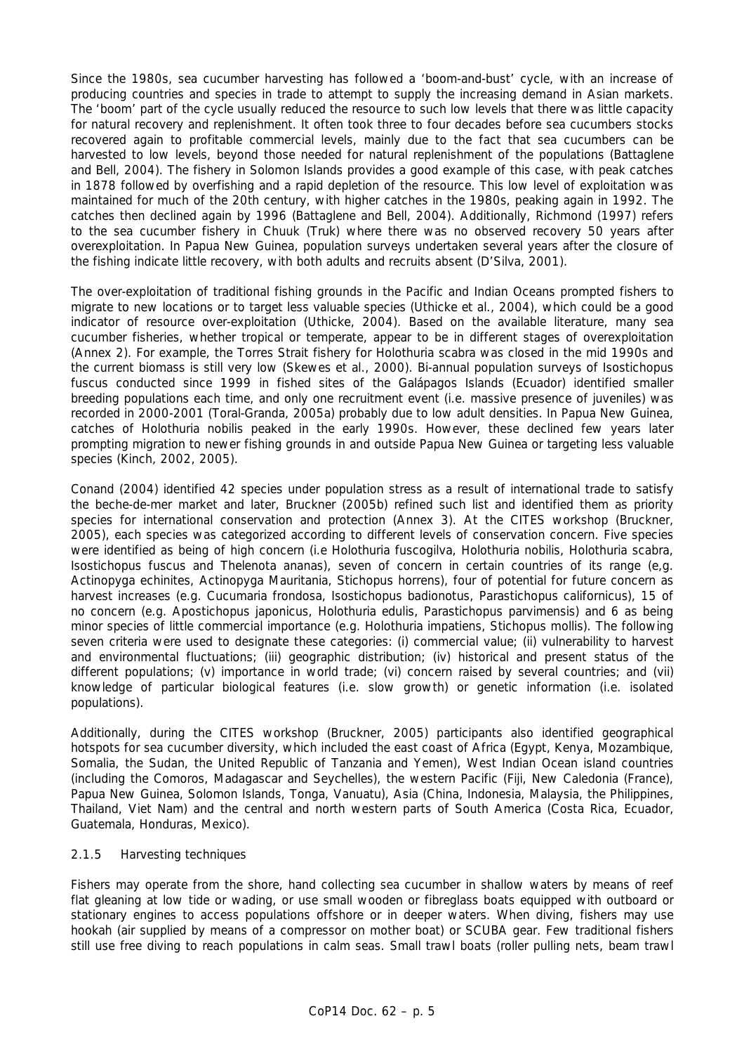Since the 1980s, sea cucumber harvesting has followed a 'boom-and-bust' cycle, with an increase of producing countries and species in trade to attempt to supply the increasing demand in Asian markets. The 'boom' part of the cycle usually reduced the resource to such low levels that there was little capacity for natural recovery and replenishment. It often took three to four decades before sea cucumbers stocks recovered again to profitable commercial levels, mainly due to the fact that sea cucumbers can be harvested to low levels, beyond those needed for natural replenishment of the populations (Battaglene and Bell, 2004). The fishery in Solomon Islands provides a good example of this case, with peak catches in 1878 followed by overfishing and a rapid depletion of the resource. This low level of exploitation was maintained for much of the 20th century, with higher catches in the 1980s, peaking again in 1992. The catches then declined again by 1996 (Battaglene and Bell, 2004). Additionally, Richmond (1997) refers to the sea cucumber fishery in Chuuk (Truk) where there was no observed recovery 50 years after overexploitation. In Papua New Guinea, population surveys undertaken several years after the closure of the fishing indicate little recovery, with both adults and recruits absent (D'Silva, 2001).

The over-exploitation of traditional fishing grounds in the Pacific and Indian Oceans prompted fishers to migrate to new locations or to target less valuable species (Uthicke et al., 2004), which could be a good indicator of resource over-exploitation (Uthicke, 2004). Based on the available literature, many sea cucumber fisheries, whether tropical or temperate, appear to be in different stages of overexploitation (Annex 2). For example, the Torres Strait fishery for *Holothuria scabra* was closed in the mid 1990s and the current biomass is still very low (Skewes et al., 2000). Bi-annual population surveys of *Isostichopus fuscus* conducted since 1999 in fished sites of the Galápagos Islands (Ecuador) identified smaller breeding populations each time, and only one recruitment event (i.e. massive presence of juveniles) was recorded in 2000-2001 (Toral-Granda, 2005a) probably due to low adult densities. In Papua New Guinea, catches of *Holothuria nobilis* peaked in the early 1990s. However, these declined few years later prompting migration to newer fishing grounds in and outside Papua New Guinea or targeting less valuable species (Kinch, 2002, 2005).

Conand (2004) identified 42 species under population stress as a result of international trade to satisfy the beche-de-mer market and later, Bruckner (2005b) refined such list and identified them as priority species for international conservation and protection (Annex 3). At the CITES workshop (Bruckner, 2005), each species was categorized according to different levels of conservation concern. Five species were identified as being of high concern (i.e *Holothuria fuscogilva, Holothuria nobilis, Holothuria scabra, Isostichopus fuscus* and *Thelenota ananas*), seven of concern in certain countries of its range (e,g. *Actinopyga echinites, Actinopyga Mauritania, Stichopus horrens*), four of potential for future concern as harvest increases (e.g. *Cucumaria frondosa, Isostichopus badionotus, Parastichopus californicus*), 15 of no concern (e.g. *Apostichopus japonicus, Holothuria edulis, Parastichopus parvimensis*) and 6 as being minor species of little commercial importance (e.g. *Holothuria impatiens, Stichopus mollis*). The following seven criteria were used to designate these categories: (i) commercial value; (ii) vulnerability to harvest and environmental fluctuations; (iii) geographic distribution; (iv) historical and present status of the different populations; (v) importance in world trade; (vi) concern raised by several countries; and (vii) knowledge of particular biological features (i.e. slow growth) or genetic information (i.e. isolated populations).

Additionally, during the CITES workshop (Bruckner, 2005) participants also identified geographical hotspots for sea cucumber diversity, which included the east coast of Africa (Egypt, Kenya, Mozambique, Somalia, the Sudan, the United Republic of Tanzania and Yemen), West Indian Ocean island countries (including the Comoros, Madagascar and Seychelles), the western Pacific (Fiji, New Caledonia (France), Papua New Guinea, Solomon Islands, Tonga, Vanuatu), Asia (China, Indonesia, Malaysia, the Philippines, Thailand, Viet Nam) and the central and north western parts of South America (Costa Rica, Ecuador, Guatemala, Honduras, Mexico).

#### 2.1.5 Harvesting techniques

Fishers may operate from the shore, hand collecting sea cucumber in shallow waters by means of reef flat gleaning at low tide or wading, or use small wooden or fibreglass boats equipped with outboard or stationary engines to access populations offshore or in deeper waters. When diving, fishers may use hookah (air supplied by means of a compressor on mother boat) or SCUBA gear. Few traditional fishers still use free diving to reach populations in calm seas. Small trawl boats (roller pulling nets, beam trawl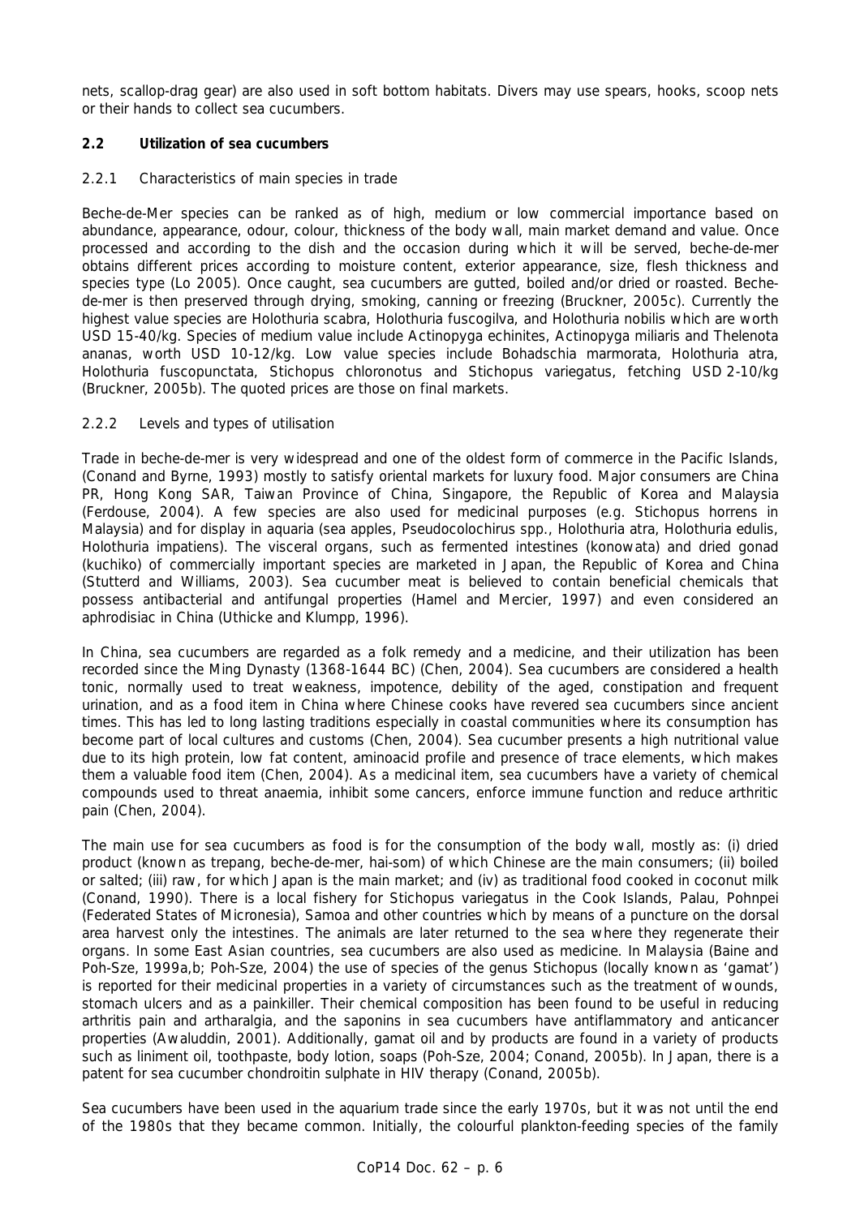nets, scallop-drag gear) are also used in soft bottom habitats. Divers may use spears, hooks, scoop nets or their hands to collect sea cucumbers.

## 2.2 Utilization of sea cucumbers

### 2.2.1 Characteristics of main species in trade

Beche-de-Mer species can be ranked as of high, medium or low commercial importance based on abundance, appearance, odour, colour, thickness of the body wall, main market demand and value. Once processed and according to the dish and the occasion during which it will be served, beche-de-mer obtains different prices according to moisture content, exterior appearance, size, flesh thickness and species type (Lo 2005). Once caught, sea cucumbers are gutted, boiled and/or dried or roasted. Beche-de-mer is then preserved through drying, smoking, canning or freezing (Bruckner, 2005c). Currently the highest value species are *Holothuria scabra*, *Holothuria fuscogilva*, and *Holothuria nobilis* which are worth USD 15-40/kg. Species of medium value include *Actinopyga echinites*, *Actinopyga miliaris* and *Thelenota ananas*, worth USD 10-12/kg. Low value species include *Bohadschia marmorata*, *Holothuria atra*, *Holothuria fuscopunctata*, *Stichopus chloronotus* and *Stichopus variegatus*, fetching USD 2-10/kg (Bruckner, 2005b). The quoted prices are those on final markets.

### 2.2.2 Levels and types of utilisation

Trade in beche-de-mer is very widespread and one of the oldest form of commerce in the Pacific Islands, (Conand and Byrne, 1993) mostly to satisfy oriental markets for luxury food. Major consumers are China PR, Hong Kong SAR, Taiwan Province of China, Singapore, the Republic of Korea and Malaysia (Ferdouse, 2004). A few species are also used for medicinal purposes (e.g. *Stichopus horrens* in Malaysia) and for display in aquaria (sea apples, *Pseudocolochirus* spp., *Holothuria atra*, *Holothuria edulis*, *Holothuria impatiens*). The visceral organs, such as fermented intestines (konowata) and dried gonad (kuchiko) of commercially important species are marketed in Japan, the Republic of Korea and China (Stutterd and Williams, 2003). Sea cucumber meat is believed to contain beneficial chemicals that possess antibacterial and antifungal properties (Hamel and Mercier, 1997) and even considered an aphrodisiac in China (Uthicke and Klumpp, 1996).

In China, sea cucumbers are regarded as a folk remedy and a medicine, and their utilization has been recorded since the Ming Dynasty (1368-1644 BC) (Chen, 2004). Sea cucumbers are considered a health tonic, normally used to treat weakness, impotence, debility of the aged, constipation and frequent urination, and as a food item in China where Chinese cooks have revered sea cucumbers since ancient times. This has led to long lasting traditions especially in coastal communities where its consumption has become part of local cultures and customs (Chen, 2004). Sea cucumber presents a high nutritional value due to its high protein, low fat content, aminoacid profile and presence of trace elements, which makes them a valuable food item (Chen, 2004). As a medicinal item, sea cucumbers have a variety of chemical compounds used to threat anaemia, inhibit some cancers, enforce immune function and reduce arthritic pain (Chen, 2004).

The main use for sea cucumbers as food is for the consumption of the body wall, mostly as: (i) dried product (known as trepang, beche-de-mer, hai-som) of which Chinese are the main consumers; (ii) boiled or salted; (iii) raw, for which Japan is the main market; and (iv) as traditional food cooked in coconut milk (Conand, 1990). There is a local fishery for *Stichopus variegatus* in the Cook Islands, Palau, Pohnpei (Federated States of Micronesia), Samoa and other countries which by means of a puncture on the dorsal area harvest only the intestines. The animals are later returned to the sea where they regenerate their organs. In some East Asian countries, sea cucumbers are also used as medicine. In Malaysia (Baine and Poh-Sze, 1999a,b; Poh-Sze, 2004) the use of species of the genus *Stichopus* (locally known as 'gamat') is reported for their medicinal properties in a variety of circumstances such as the treatment of wounds, stomach ulcers and as a painkiller. Their chemical composition has been found to be useful in reducing arthritis pain and artharalgia, and the saponins in sea cucumbers have antiflammatory and anticancer properties (Awaluddin, 2001). Additionally, gamat oil and by products are found in a variety of products such as liniment oil, toothpaste, body lotion, soaps (Poh-Sze, 2004; Conand, 2005b). In Japan, there is a patent for sea cucumber chondroitin sulphate in HIV therapy (Conand, 2005b).

Sea cucumbers have been used in the aquarium trade since the early 1970s, but it was not until the end of the 1980s that they became common. Initially, the colourful plankton-feeding species of the family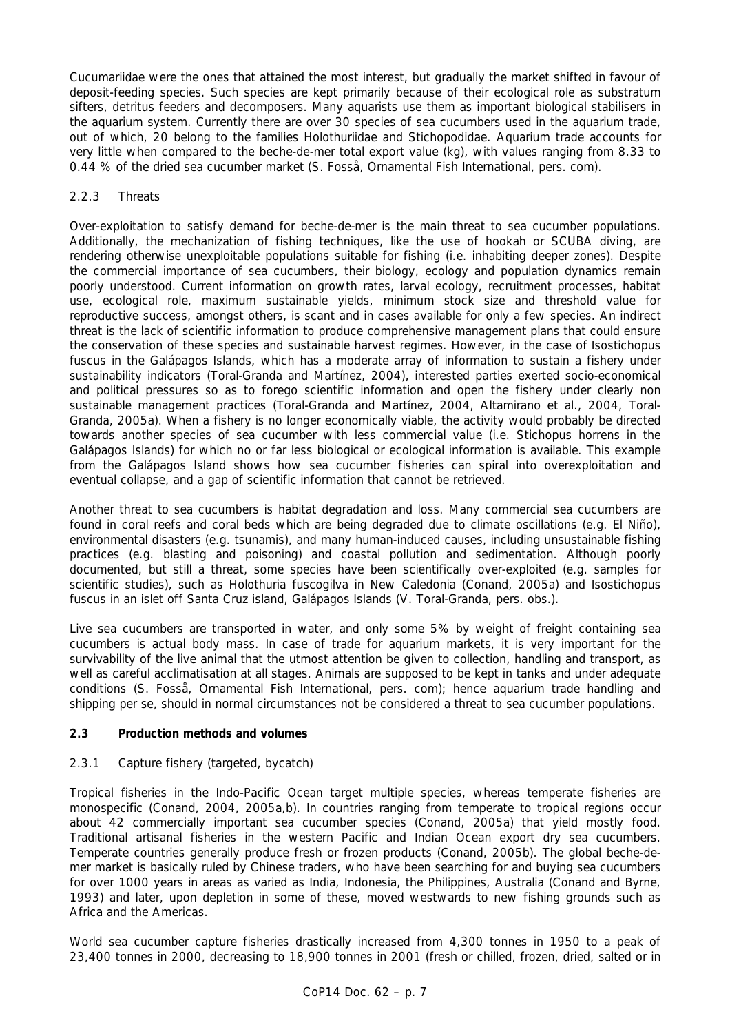Cucumariidae were the ones that attained the most interest, but gradually the market shifted in favour of deposit-feeding species. Such species are kept primarily because of their ecological role as substratum sifters, detritus feeders and decomposers. Many aquarists use them as important biological stabilisers in the aquarium system. Currently there are over 30 species of sea cucumbers used in the aquarium trade, out of which, 20 belong to the families Holothuriidae and Stichopodidae. Aquarium trade accounts for very little when compared to the beche-de-mer total export value (kg), with values ranging from 8.33 to 0.44 % of the dried sea cucumber market (S. Fosså, Ornamental Fish International, pers. com).

### 2.2.3 Threats

Over-exploitation to satisfy demand for beche-de-mer is the main threat to sea cucumber populations. Additionally, the mechanization of fishing techniques, like the use of hookah or SCUBA diving, are rendering otherwise unexploitable populations suitable for fishing (i.e. inhabiting deeper zones). Despite the commercial importance of sea cucumbers, their biology, ecology and population dynamics remain poorly understood. Current information on growth rates, larval ecology, recruitment processes, habitat use, ecological role, maximum sustainable yields, minimum stock size and threshold value for reproductive success, amongst others, is scant and in cases available for only a few species. An indirect threat is the lack of scientific information to produce comprehensive management plans that could ensure the conservation of these species and sustainable harvest regimes. However, in the case of *Isostichopus fuscus* in the Galápagos Islands, which has a moderate array of information to sustain a fishery under sustainability indicators (Toral-Granda and Martínez, 2004), interested parties exerted socio-economical and political pressures so as to forego scientific information and open the fishery under clearly non sustainable management practices (Toral-Granda and Martínez, 2004, Altamirano et al., 2004, Toral-Granda, 2005a). When a fishery is no longer economically viable, the activity would probably be directed towards another species of sea cucumber with less commercial value (i.e. *Stichopus horrens* in the Galápagos Islands) for which no or far less biological or ecological information is available. This example from the Galápagos Island shows how sea cucumber fisheries can spiral into overexploitation and eventual collapse, and a gap of scientific information that cannot be retrieved.

Another threat to sea cucumbers is habitat degradation and loss. Many commercial sea cucumbers are found in coral reefs and coral beds which are being degraded due to climate oscillations (e.g. El Niño), environmental disasters (e.g. tsunamis), and many human-induced causes, including unsustainable fishing practices (e.g. blasting and poisoning) and coastal pollution and sedimentation. Although poorly documented, but still a threat, some species have been scientifically over-exploited (e.g. samples for scientific studies), such as *Holothuria fuscogilva* in New Caledonia (Conand, 2005a) and *Isostichopus fuscus* in an islet off Santa Cruz island, Galápagos Islands (V. Toral-Granda, pers. obs.).

Live sea cucumbers are transported in water, and only some 5% by weight of freight containing sea cucumbers is actual body mass. In case of trade for aquarium markets, it is very important for the survivability of the live animal that the utmost attention be given to collection, handling and transport, as well as careful acclimatisation at all stages. Animals are supposed to be kept in tanks and under adequate conditions (S. Fosså, Ornamental Fish International, pers. com); hence aquarium trade handling and shipping per se, should in normal circumstances not be considered a threat to sea cucumber populations.

## 2.3 Production methods and volumes

### 2.3.1 Capture fishery (targeted, bycatch)

Tropical fisheries in the Indo-Pacific Ocean target multiple species, whereas temperate fisheries are monospecific (Conand, 2004, 2005a,b). In countries ranging from temperate to tropical regions occur about 42 commercially important sea cucumber species (Conand, 2005a) that yield mostly food. Traditional artisanal fisheries in the western Pacific and Indian Ocean export dry sea cucumbers. Temperate countries generally produce fresh or frozen products (Conand, 2005b). The global beche-de-mer market is basically ruled by Chinese traders, who have been searching for and buying sea cucumbers for over 1000 years in areas as varied as India, Indonesia, the Philippines, Australia (Conand and Byrne, 1993) and later, upon depletion in some of these, moved westwards to new fishing grounds such as Africa and the Americas.

World sea cucumber capture fisheries drastically increased from 4,300 tonnes in 1950 to a peak of 23,400 tonnes in 2000, decreasing to 18,900 tonnes in 2001 (fresh or chilled, frozen, dried, salted or in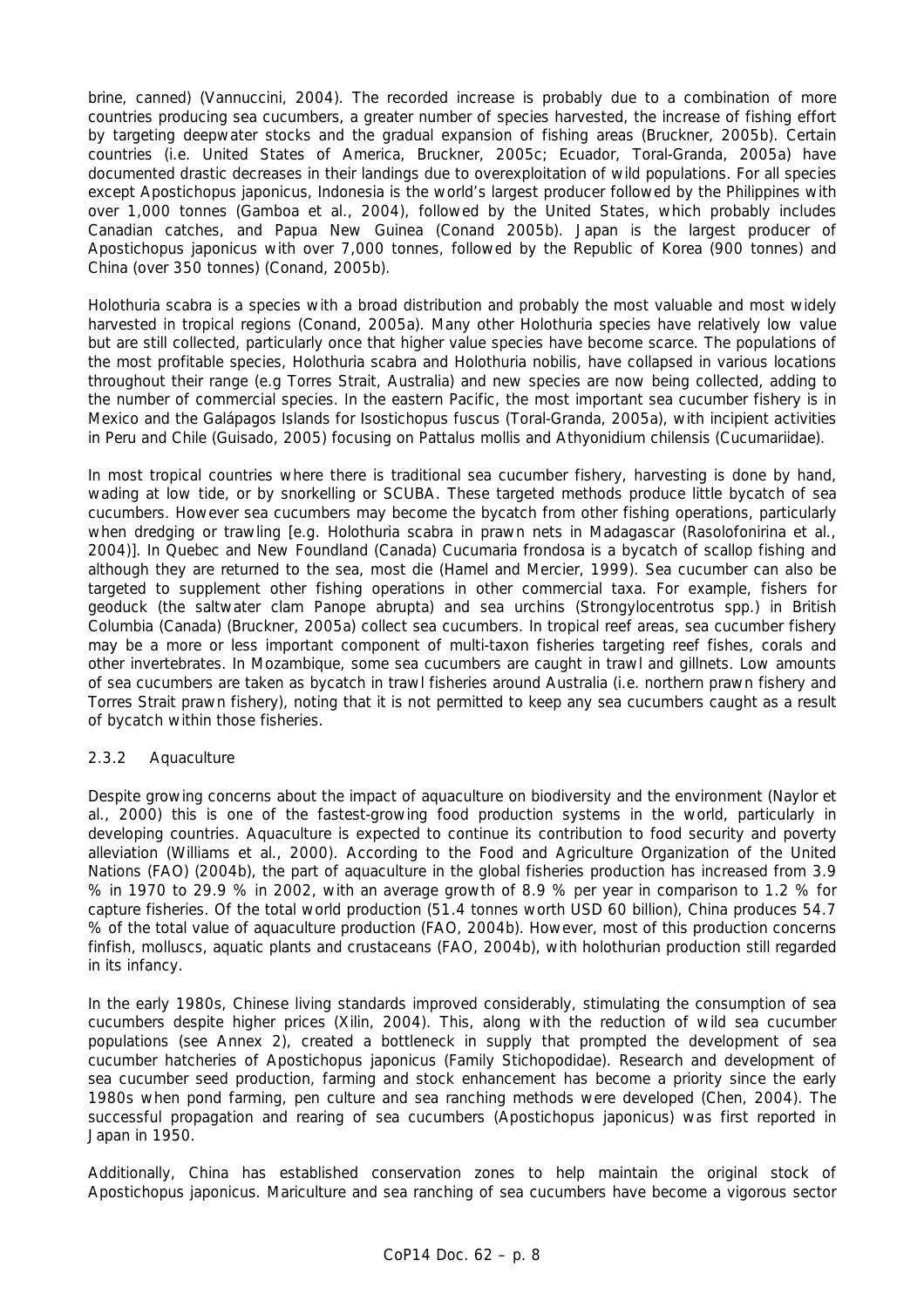brine, canned) (Vannuccini, 2004). The recorded increase is probably due to a combination of more countries producing sea cucumbers, a greater number of species harvested, the increase of fishing effort by targeting deepwater stocks and the gradual expansion of fishing areas (Bruckner, 2005b). Certain countries (i.e. United States of America, Bruckner, 2005c; Ecuador, Toral-Granda, 2005a) have documented drastic decreases in their landings due to overexploitation of wild populations. For all species except *Apostichopus japonicus*, Indonesia is the world's largest producer followed by the Philippines with over 1,000 tonnes (Gamboa et al., 2004), followed by the United States, which probably includes Canadian catches, and Papua New Guinea (Conand 2005b). Japan is the largest producer of *Apostichopus japonicus* with over 7,000 tonnes, followed by the Republic of Korea (900 tonnes) and China (over 350 tonnes) (Conand, 2005b).

*Holothuria scabra* is a species with a broad distribution and probably the most valuable and most widely harvested in tropical regions (Conand, 2005a). Many other *Holothuria* species have relatively low value but are still collected, particularly once that higher value species have become scarce. The populations of the most profitable species, *Holothuria scabra* and *Holothuria nobilis*, have collapsed in various locations throughout their range (e.g Torres Strait, Australia) and new species are now being collected, adding to the number of commercial species. In the eastern Pacific, the most important sea cucumber fishery is in Mexico and the Galápagos Islands for *Isostichopus fuscus* (Toral-Granda, 2005a), with incipient activities in Peru and Chile (Guisado, 2005) focusing on *Pattalus mollis* and *Athyonidium chilensis* (Cucumariidae).

In most tropical countries where there is traditional sea cucumber fishery, harvesting is done by hand, wading at low tide, or by snorkelling or SCUBA. These targeted methods produce little bycatch of sea cucumbers. However sea cucumbers may become the bycatch from other fishing operations, particularly when dredging or trawling [e.g. *Holothuria scabra* in prawn nets in Madagascar (Rasolofonirina et al., 2004)]. In Quebec and New Foundland (Canada) *Cucumaria frondosa* is a bycatch of scallop fishing and although they are returned to the sea, most die (Hamel and Mercier, 1999). Sea cucumber can also be targeted to supplement other fishing operations in other commercial taxa. For example, fishers for geoduck (the saltwater clam *Panope abrupta*) and sea urchins (*Strongylocentrotus* spp.) in British Columbia (Canada) (Bruckner, 2005a) collect sea cucumbers. In tropical reef areas, sea cucumber fishery may be a more or less important component of multi-taxon fisheries targeting reef fishes, corals and other invertebrates. In Mozambique, some sea cucumbers are caught in trawl and gillnets. Low amounts of sea cucumbers are taken as bycatch in trawl fisheries around Australia (i.e. northern prawn fishery and Torres Strait prawn fishery), noting that it is not permitted to keep any sea cucumbers caught as a result of bycatch within those fisheries.

### 2.3.2 Aquaculture

Despite growing concerns about the impact of aquaculture on biodiversity and the environment (Naylor et al., 2000) this is one of the fastest-growing food production systems in the world, particularly in developing countries. Aquaculture is expected to continue its contribution to food security and poverty alleviation (Williams et al., 2000). According to the Food and Agriculture Organization of the United Nations (FAO) (2004b), the part of aquaculture in the global fisheries production has increased from 3.9 % in 1970 to 29.9 % in 2002, with an average growth of 8.9 % per year in comparison to 1.2 % for capture fisheries. Of the total world production (51.4 tonnes worth USD 60 billion), China produces 54.7 % of the total value of aquaculture production (FAO, 2004b). However, most of this production concerns finfish, molluscs, aquatic plants and crustaceans (FAO, 2004b), with holothurian production still regarded in its infancy.

In the early 1980s, Chinese living standards improved considerably, stimulating the consumption of sea cucumbers despite higher prices (Xilin, 2004). This, along with the reduction of wild sea cucumber populations (see Annex 2), created a bottleneck in supply that prompted the development of sea cucumber hatcheries of *Apostichopus japonicus* (Family Stichopodidae). Research and development of sea cucumber seed production, farming and stock enhancement has become a priority since the early 1980s when pond farming, pen culture and sea ranching methods were developed (Chen, 2004). The successful propagation and rearing of sea cucumbers (*Apostichopus japonicus*) was first reported in Japan in 1950.

Additionally, China has established conservation zones to help maintain the original stock of *Apostichopus japonicus*. Mariculture and sea ranching of sea cucumbers have become a vigorous sector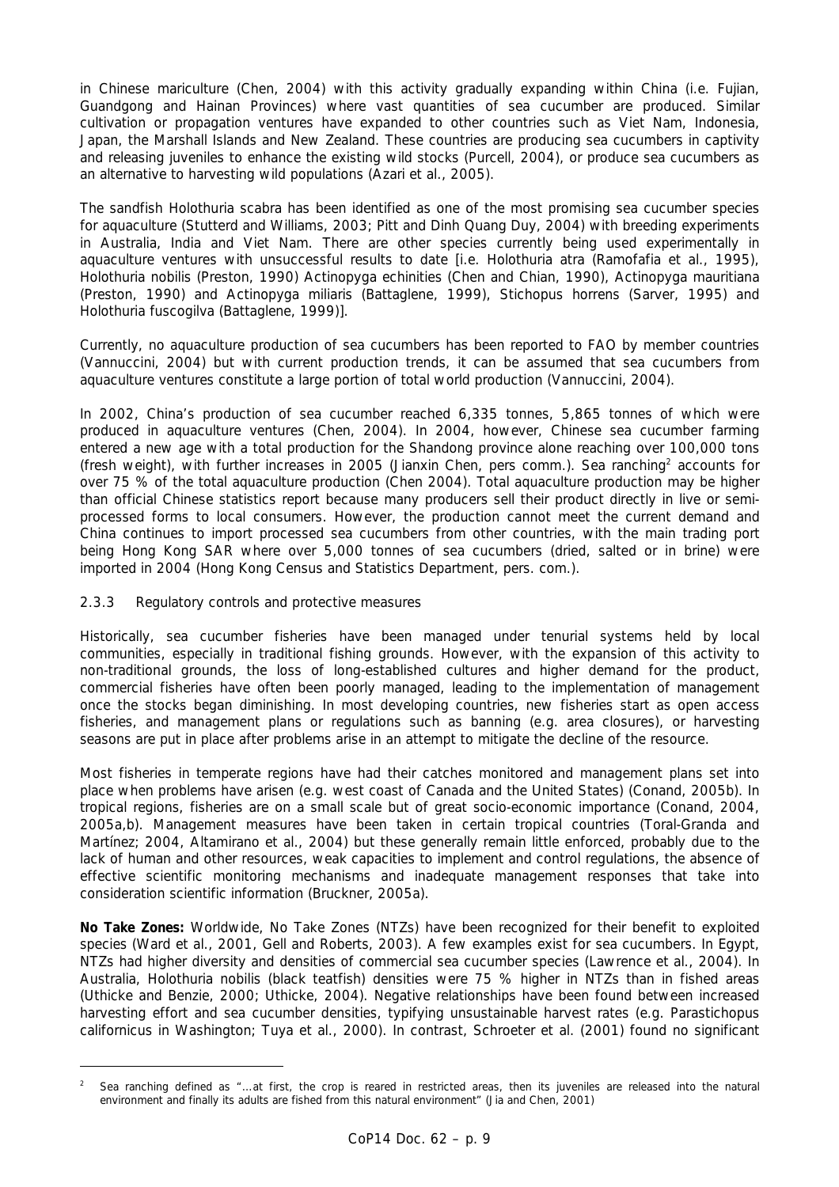in Chinese mariculture (Chen, 2004) with this activity gradually expanding within China (i.e. Fujian, Guandgong and Hainan Provinces) where vast quantities of sea cucumber are produced. Similar cultivation or propagation ventures have expanded to other countries such as Viet Nam, Indonesia, Japan, the Marshall Islands and New Zealand. These countries are producing sea cucumbers in captivity and releasing juveniles to enhance the existing wild stocks (Purcell, 2004), or produce sea cucumbers as an alternative to harvesting wild populations (Azari et al., 2005).

The sandfish *Holothuria scabra* has been identified as one of the most promising sea cucumber species for aquaculture (Stutterd and Williams, 2003; Pitt and Dinh Quang Duy, 2004) with breeding experiments in Australia, India and Viet Nam. There are other species currently being used experimentally in aquaculture ventures with unsuccessful results to date [i.e. *Holothuria atra* (Ramofafia et al., 1995), *Holothuria nobilis* (Preston, 1990) *Actinopyga echinities* (Chen and Chian, 1990), *Actinopyga mauritiana* (Preston, 1990) and *Actinopyga miliaris* (Battaglene, 1999), *Stichopus horrens* (Sarver, 1995) and *Holothuria fuscogilva* (Battaglene, 1999)].

Currently, no aquaculture production of sea cucumbers has been reported to FAO by member countries (Vannuccini, 2004) but with current production trends, it can be assumed that sea cucumbers from aquaculture ventures constitute a large portion of total world production (Vannuccini, 2004).

In 2002, China's production of sea cucumber reached 6,335 tonnes, 5,865 tonnes of which were produced in aquaculture ventures (Chen, 2004). In 2004, however, Chinese sea cucumber farming entered a new age with a total production for the Shandong province alone reaching over 100,000 tons (fresh weight), with further increases in 2005 (Jianxin Chen, pers comm.). Sea ranching[2] accounts for over 75 % of the total aquaculture production (Chen 2004). Total aquaculture production may be higher than official Chinese statistics report because many producers sell their product directly in live or semi-processed forms to local consumers. However, the production cannot meet the current demand and China continues to import processed sea cucumbers from other countries, with the main trading port being Hong Kong SAR where over 5,000 tonnes of sea cucumbers (dried, salted or in brine) were imported in 2004 (Hong Kong Census and Statistics Department, pers. com.).

### 2.3.3 Regulatory controls and protective measures

Historically, sea cucumber fisheries have been managed under tenurial systems held by local communities, especially in traditional fishing grounds. However, with the expansion of this activity to non-traditional grounds, the loss of long-established cultures and higher demand for the product, commercial fisheries have often been poorly managed, leading to the implementation of management once the stocks began diminishing. In most developing countries, new fisheries start as open access fisheries, and management plans or regulations such as banning (e.g. area closures), or harvesting seasons are put in place after problems arise in an attempt to mitigate the decline of the resource.

Most fisheries in temperate regions have had their catches monitored and management plans set into place when problems have arisen (e.g. west coast of Canada and the United States) (Conand, 2005b). In tropical regions, fisheries are on a small scale but of great socio-economic importance (Conand, 2004, 2005a,b). Management measures have been taken in certain tropical countries (Toral-Granda and Martínez; 2004, Altamirano et al., 2004) but these generally remain little enforced, probably due to the lack of human and other resources, weak capacities to implement and control regulations, the absence of effective scientific monitoring mechanisms and inadequate management responses that take into consideration scientific information (Bruckner, 2005a).

**No Take Zones:** Worldwide, No Take Zones (NTZs) have been recognized for their benefit to exploited species (Ward et al., 2001, Gell and Roberts, 2003). A few examples exist for sea cucumbers. In Egypt, NTZs had higher diversity and densities of commercial sea cucumber species (Lawrence et al., 2004). In Australia, *Holothuria nobilis* (black teatfish) densities were 75 % higher in NTZs than in fished areas (Uthicke and Benzie, 2000; Uthicke, 2004). Negative relationships have been found between increased harvesting effort and sea cucumber densities, typifying unsustainable harvest rates (e.g. *Parastichopus californicus* in Washington; Tuya et al., 2000). In contrast, Schroeter et al. (2001) found no significant

[2] Sea ranching defined as "…at first, the crop is reared in restricted areas, then its juveniles are released into the natural environment and finally its adults are fished from this natural environment" (Jia and Chen, 2001)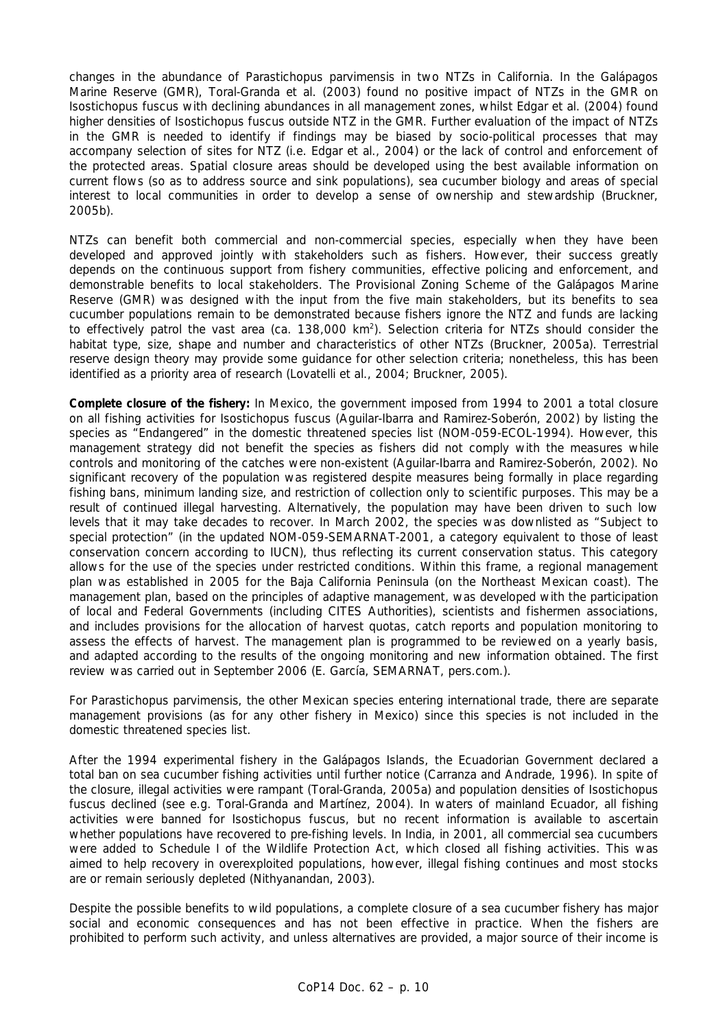changes in the abundance of *Parastichopus parvimensis* in two NTZs in California. In the Galápagos Marine Reserve (GMR), Toral-Granda et al. (2003) found no positive impact of NTZs in the GMR on *Isostichopus fuscus* with declining abundances in all management zones, whilst Edgar et al. (2004) found higher densities of *Isostichopus fuscus* outside NTZ in the GMR. Further evaluation of the impact of NTZs in the GMR is needed to identify if findings may be biased by socio-political processes that may accompany selection of sites for NTZ (i.e. Edgar et al., 2004) or the lack of control and enforcement of the protected areas. Spatial closure areas should be developed using the best available information on current flows (so as to address source and sink populations), sea cucumber biology and areas of special interest to local communities in order to develop a sense of ownership and stewardship (Bruckner, 2005b).

NTZs can benefit both commercial and non-commercial species, especially when they have been developed and approved jointly with stakeholders such as fishers. However, their success greatly depends on the continuous support from fishery communities, effective policing and enforcement, and demonstrable benefits to local stakeholders. The Provisional Zoning Scheme of the Galápagos Marine Reserve (GMR) was designed with the input from the five main stakeholders, but its benefits to sea cucumber populations remain to be demonstrated because fishers ignore the NTZ and funds are lacking to effectively patrol the vast area (ca. 138,000 km$^2$). Selection criteria for NTZs should consider the habitat type, size, shape and number and characteristics of other NTZs (Bruckner, 2005a). Terrestrial reserve design theory may provide some guidance for other selection criteria; nonetheless, this has been identified as a priority area of research (Lovatelli et al., 2004; Bruckner, 2005).

**Complete closure of the fishery:** In Mexico, the government imposed from 1994 to 2001 a total closure on all fishing activities for *Isostichopus fuscus* (Aguilar-Ibarra and Ramirez-Soberón, 2002) by listing the species as "Endangered" in the domestic threatened species list (NOM-059-ECOL-1994). However, this management strategy did not benefit the species as fishers did not comply with the measures while controls and monitoring of the catches were non-existent (Aguilar-Ibarra and Ramirez-Soberón, 2002). No significant recovery of the population was registered despite measures being formally in place regarding fishing bans, minimum landing size, and restriction of collection only to scientific purposes. This may be a result of continued illegal harvesting. Alternatively, the population may have been driven to such low levels that it may take decades to recover. In March 2002, the species was downlisted as "Subject to special protection" (in the updated NOM-059-SEMARNAT-2001, a category equivalent to those of least conservation concern according to IUCN), thus reflecting its current conservation status. This category allows for the use of the species under restricted conditions. Within this frame, a regional management plan was established in 2005 for the Baja California Peninsula (on the Northeast Mexican coast). The management plan, based on the principles of adaptive management, was developed with the participation of local and Federal Governments (including CITES Authorities), scientists and fishermen associations, and includes provisions for the allocation of harvest quotas, catch reports and population monitoring to assess the effects of harvest. The management plan is programmed to be reviewed on a yearly basis, and adapted according to the results of the ongoing monitoring and new information obtained. The first review was carried out in September 2006 (E. García, SEMARNAT, pers.com.).

For *Parastichopus parvimensis*, the other Mexican species entering international trade, there are separate management provisions (as for any other fishery in Mexico) since this species is not included in the domestic threatened species list.

After the 1994 experimental fishery in the Galápagos Islands, the Ecuadorian Government declared a total ban on sea cucumber fishing activities until further notice (Carranza and Andrade, 1996). In spite of the closure, illegal activities were rampant (Toral-Granda, 2005a) and population densities of *Isostichopus fuscus* declined (see e.g. Toral-Granda and Martínez, 2004). In waters of mainland Ecuador, all fishing activities were banned for *Isostichopus fuscus*, but no recent information is available to ascertain whether populations have recovered to pre-fishing levels. In India, in 2001, all commercial sea cucumbers were added to Schedule I of the Wildlife Protection Act, which closed all fishing activities. This was aimed to help recovery in overexploited populations, however, illegal fishing continues and most stocks are or remain seriously depleted (Nithyanandan, 2003).

Despite the possible benefits to wild populations, a complete closure of a sea cucumber fishery has major social and economic consequences and has not been effective in practice. When the fishers are prohibited to perform such activity, and unless alternatives are provided, a major source of their income is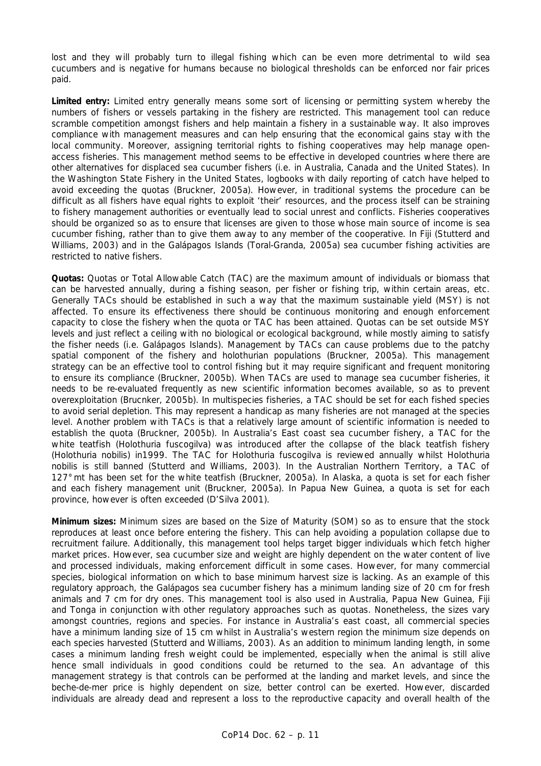lost and they will probably turn to illegal fishing which can be even more detrimental to wild sea cucumbers and is negative for humans because no biological thresholds can be enforced nor fair prices paid.

**Limited entry:** Limited entry generally means some sort of licensing or permitting system whereby the numbers of fishers or vessels partaking in the fishery are restricted. This management tool can reduce scramble competition amongst fishers and help maintain a fishery in a sustainable way. It also improves compliance with management measures and can help ensuring that the economical gains stay with the local community. Moreover, assigning territorial rights to fishing cooperatives may help manage open-access fisheries. This management method seems to be effective in developed countries where there are other alternatives for displaced sea cucumber fishers (i.e. in Australia, Canada and the United States). In the Washington State Fishery in the United States, logbooks with daily reporting of catch have helped to avoid exceeding the quotas (Bruckner, 2005a). However, in traditional systems the procedure can be difficult as all fishers have equal rights to exploit 'their' resources, and the process itself can be straining to fishery management authorities or eventually lead to social unrest and conflicts. Fisheries cooperatives should be organized so as to ensure that licenses are given to those whose main source of income is sea cucumber fishing, rather than to give them away to any member of the cooperative. In Fiji (Stutterd and Williams, 2003) and in the Galápagos Islands (Toral-Granda, 2005a) sea cucumber fishing activities are restricted to native fishers.

**Quotas:** Quotas or Total Allowable Catch (TAC) are the maximum amount of individuals or biomass that can be harvested annually, during a fishing season, per fisher or fishing trip, within certain areas, etc. Generally TACs should be established in such a way that the maximum sustainable yield (MSY) is not affected. To ensure its effectiveness there should be continuous monitoring and enough enforcement capacity to close the fishery when the quota or TAC has been attained. Quotas can be set outside MSY levels and just reflect a ceiling with no biological or ecological background, while mostly aiming to satisfy the fisher needs (i.e. Galápagos Islands). Management by TACs can cause problems due to the patchy spatial component of the fishery and holothurian populations (Bruckner, 2005a). This management strategy can be an effective tool to control fishing but it may require significant and frequent monitoring to ensure its compliance (Bruckner, 2005b). When TACs are used to manage sea cucumber fisheries, it needs to be re-evaluated frequently as new scientific information becomes available, so as to prevent overexploitation (Brucnker, 2005b). In multispecies fisheries, a TAC should be set for each fished species to avoid serial depletion. This may represent a handicap as many fisheries are not managed at the species level. Another problem with TACs is that a relatively large amount of scientific information is needed to establish the quota (Bruckner, 2005b). In Australia's East coast sea cucumber fishery, a TAC for the white teatfish (*Holothuria fuscogilva*) was introduced after the collapse of the black teatfish fishery (*Holothuria nobilis*) in1999. The TAC for *Holothuria fuscogilva* is reviewed annually whilst *Holothuria nobilis* is still banned (Stutterd and Williams, 2003). In the Australian Northern Territory, a TAC of 127° mt has been set for the white teatfish (Bruckner, 2005a). In Alaska, a quota is set for each fisher and each fishery management unit (Bruckner, 2005a). In Papua New Guinea, a quota is set for each province, however is often exceeded (D'Silva 2001).

**Minimum sizes:** Minimum sizes are based on the Size of Maturity (SOM) so as to ensure that the stock reproduces at least once before entering the fishery. This can help avoiding a population collapse due to recruitment failure. Additionally, this management tool helps target bigger individuals which fetch higher market prices. However, sea cucumber size and weight are highly dependent on the water content of live and processed individuals, making enforcement difficult in some cases. However, for many commercial species, biological information on which to base minimum harvest size is lacking. As an example of this regulatory approach, the Galápagos sea cucumber fishery has a minimum landing size of 20 cm for fresh animals and 7 cm for dry ones. This management tool is also used in Australia, Papua New Guinea, Fiji and Tonga in conjunction with other regulatory approaches such as quotas. Nonetheless, the sizes vary amongst countries, regions and species. For instance in Australia's east coast, all commercial species have a minimum landing size of 15 cm whilst in Australia's western region the minimum size depends on each species harvested (Stutterd and Williams, 2003). As an addition to minimum landing length, in some cases a minimum landing fresh weight could be implemented, especially when the animal is still alive hence small individuals in good conditions could be returned to the sea. An advantage of this management strategy is that controls can be performed at the landing and market levels, and since the beche-de-mer price is highly dependent on size, better control can be exerted. However, discarded individuals are already dead and represent a loss to the reproductive capacity and overall health of the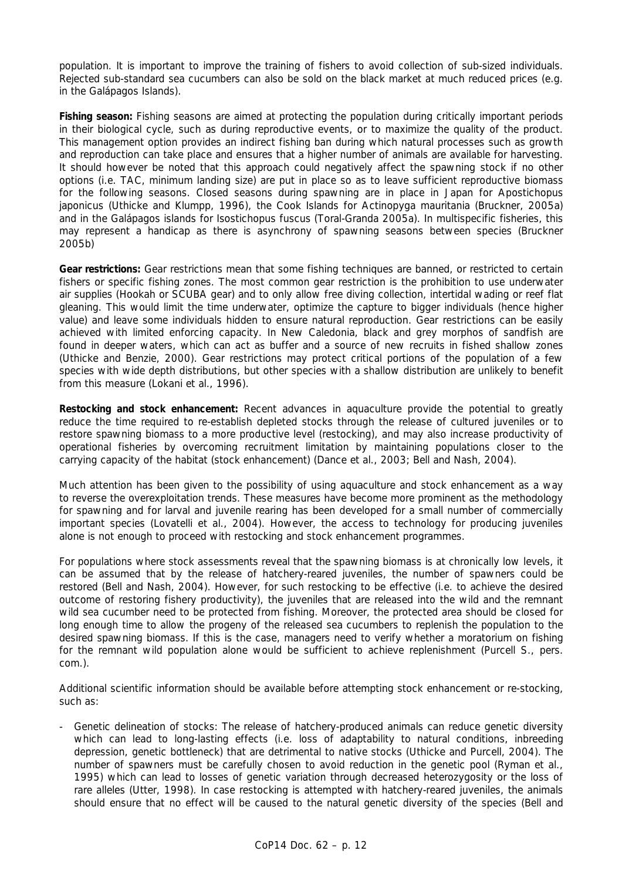population. It is important to improve the training of fishers to avoid collection of sub-sized individuals. Rejected sub-standard sea cucumbers can also be sold on the black market at much reduced prices (e.g. in the Galápagos Islands).

**Fishing season:** Fishing seasons are aimed at protecting the population during critically important periods in their biological cycle, such as during reproductive events, or to maximize the quality of the product. This management option provides an indirect fishing ban during which natural processes such as growth and reproduction can take place and ensures that a higher number of animals are available for harvesting. It should however be noted that this approach could negatively affect the spawning stock if no other options (i.e. TAC, minimum landing size) are put in place so as to leave sufficient reproductive biomass for the following seasons. Closed seasons during spawning are in place in Japan for *Apostichopus japonicus* (Uthicke and Klumpp, 1996), the Cook Islands for *Actinopyga mauritania* (Bruckner, 2005a) and in the Galápagos islands for *Isostichopus fuscus* (Toral-Granda 2005a). In multispecific fisheries, this may represent a handicap as there is asynchrony of spawning seasons between species (Bruckner 2005b)

**Gear restrictions:** Gear restrictions mean that some fishing techniques are banned, or restricted to certain fishers or specific fishing zones. The most common gear restriction is the prohibition to use underwater air supplies (Hookah or SCUBA gear) and to only allow free diving collection, intertidal wading or reef flat gleaning. This would limit the time underwater, optimize the capture to bigger individuals (hence higher value) and leave some individuals hidden to ensure natural reproduction. Gear restrictions can be easily achieved with limited enforcing capacity. In New Caledonia, black and grey morphos of sandfish are found in deeper waters, which can act as buffer and a source of new recruits in fished shallow zones (Uthicke and Benzie, 2000). Gear restrictions may protect critical portions of the population of a few species with wide depth distributions, but other species with a shallow distribution are unlikely to benefit from this measure (Lokani et al., 1996).

**Restocking and stock enhancement:** Recent advances in aquaculture provide the potential to greatly reduce the time required to re-establish depleted stocks through the release of cultured juveniles or to restore spawning biomass to a more productive level (restocking), and may also increase productivity of operational fisheries by overcoming recruitment limitation by maintaining populations closer to the carrying capacity of the habitat (stock enhancement) (Dance et al., 2003; Bell and Nash, 2004).

Much attention has been given to the possibility of using aquaculture and stock enhancement as a way to reverse the overexploitation trends. These measures have become more prominent as the methodology for spawning and for larval and juvenile rearing has been developed for a small number of commercially important species (Lovatelli et al., 2004). However, the access to technology for producing juveniles alone is not enough to proceed with restocking and stock enhancement programmes.

For populations where stock assessments reveal that the spawning biomass is at chronically low levels, it can be assumed that by the release of hatchery-reared juveniles, the number of spawners could be restored (Bell and Nash, 2004). However, for such restocking to be effective (i.e. to achieve the desired outcome of restoring fishery productivity), the juveniles that are released into the wild and the remnant wild sea cucumber need to be protected from fishing. Moreover, the protected area should be closed for long enough time to allow the progeny of the released sea cucumbers to replenish the population to the desired spawning biomass. If this is the case, managers need to verify whether a moratorium on fishing for the remnant wild population alone would be sufficient to achieve replenishment (Purcell S., pers. com.).

Additional scientific information should be available before attempting stock enhancement or re-stocking, such as:

- Genetic delineation of stocks: The release of hatchery-produced animals can reduce genetic diversity which can lead to long-lasting effects (i.e. loss of adaptability to natural conditions, inbreeding depression, genetic bottleneck) that are detrimental to native stocks (Uthicke and Purcell, 2004). The number of spawners must be carefully chosen to avoid reduction in the genetic pool (Ryman et al., 1995) which can lead to losses of genetic variation through decreased heterozygosity or the loss of rare alleles (Utter, 1998). In case restocking is attempted with hatchery-reared juveniles, the animals should ensure that no effect will be caused to the natural genetic diversity of the species (Bell and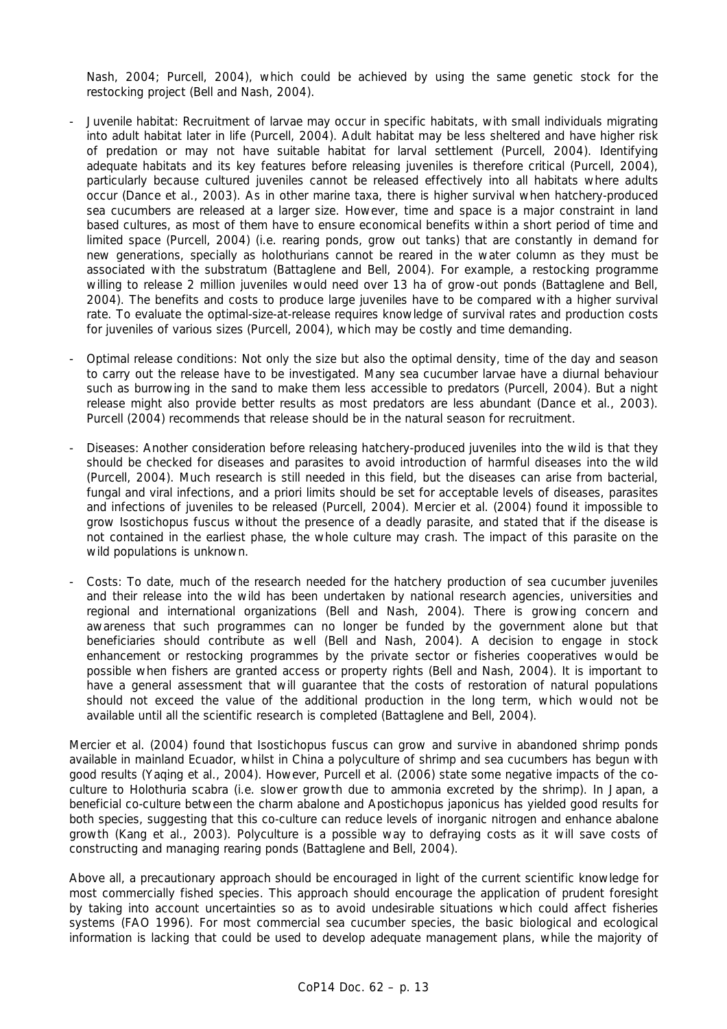Nash, 2004; Purcell, 2004), which could be achieved by using the same genetic stock for the restocking project (Bell and Nash, 2004).

- Juvenile habitat: Recruitment of larvae may occur in specific habitats, with small individuals migrating into adult habitat later in life (Purcell, 2004). Adult habitat may be less sheltered and have higher risk of predation or may not have suitable habitat for larval settlement (Purcell, 2004). Identifying adequate habitats and its key features before releasing juveniles is therefore critical (Purcell, 2004), particularly because cultured juveniles cannot be released effectively into all habitats where adults occur (Dance et al., 2003). As in other marine taxa, there is higher survival when hatchery-produced sea cucumbers are released at a larger size. However, time and space is a major constraint in land based cultures, as most of them have to ensure economical benefits within a short period of time and limited space (Purcell, 2004) (i.e. rearing ponds, grow out tanks) that are constantly in demand for new generations, specially as holothurians cannot be reared in the water column as they must be associated with the substratum (Battaglene and Bell, 2004). For example, a restocking programme willing to release 2 million juveniles would need over 13 ha of grow-out ponds (Battaglene and Bell, 2004). The benefits and costs to produce large juveniles have to be compared with a higher survival rate. To evaluate the optimal-size-at-release requires knowledge of survival rates and production costs for juveniles of various sizes (Purcell, 2004), which may be costly and time demanding.

- Optimal release conditions: Not only the size but also the optimal density, time of the day and season to carry out the release have to be investigated. Many sea cucumber larvae have a diurnal behaviour such as burrowing in the sand to make them less accessible to predators (Purcell, 2004). But a night release might also provide better results as most predators are less abundant (Dance et al., 2003). Purcell (2004) recommends that release should be in the natural season for recruitment.

- Diseases: Another consideration before releasing hatchery-produced juveniles into the wild is that they should be checked for diseases and parasites to avoid introduction of harmful diseases into the wild (Purcell, 2004). Much research is still needed in this field, but the diseases can arise from bacterial, fungal and viral infections, and a priori limits should be set for acceptable levels of diseases, parasites and infections of juveniles to be released (Purcell, 2004). Mercier et al. (2004) found it impossible to grow *Isostichopus fuscus* without the presence of a deadly parasite, and stated that if the disease is not contained in the earliest phase, the whole culture may crash. The impact of this parasite on the wild populations is unknown.

- Costs: To date, much of the research needed for the hatchery production of sea cucumber juveniles and their release into the wild has been undertaken by national research agencies, universities and regional and international organizations (Bell and Nash, 2004). There is growing concern and awareness that such programmes can no longer be funded by the government alone but that beneficiaries should contribute as well (Bell and Nash, 2004). A decision to engage in stock enhancement or restocking programmes by the private sector or fisheries cooperatives would be possible when fishers are granted access or property rights (Bell and Nash, 2004). It is important to have a general assessment that will guarantee that the costs of restoration of natural populations should not exceed the value of the additional production in the long term, which would not be available until all the scientific research is completed (Battaglene and Bell, 2004).

Mercier et al. (2004) found that *Isostichopus fuscus* can grow and survive in abandoned shrimp ponds available in mainland Ecuador, whilst in China a polyculture of shrimp and sea cucumbers has begun with good results (Yaqing et al., 2004). However, Purcell et al. (2006) state some negative impacts of the co-culture to *Holothuria scabra* (i.e. slower growth due to ammonia excreted by the shrimp). In Japan, a beneficial co-culture between the charm abalone and *Apostichopus japonicus* has yielded good results for both species, suggesting that this co-culture can reduce levels of inorganic nitrogen and enhance abalone growth (Kang et al., 2003). Polyculture is a possible way to defraying costs as it will save costs of constructing and managing rearing ponds (Battaglene and Bell, 2004).

Above all, a precautionary approach should be encouraged in light of the current scientific knowledge for most commercially fished species. This approach should encourage the application of prudent foresight by taking into account uncertainties so as to avoid undesirable situations which could affect fisheries systems (FAO 1996). For most commercial sea cucumber species, the basic biological and ecological information is lacking that could be used to develop adequate management plans, while the majority of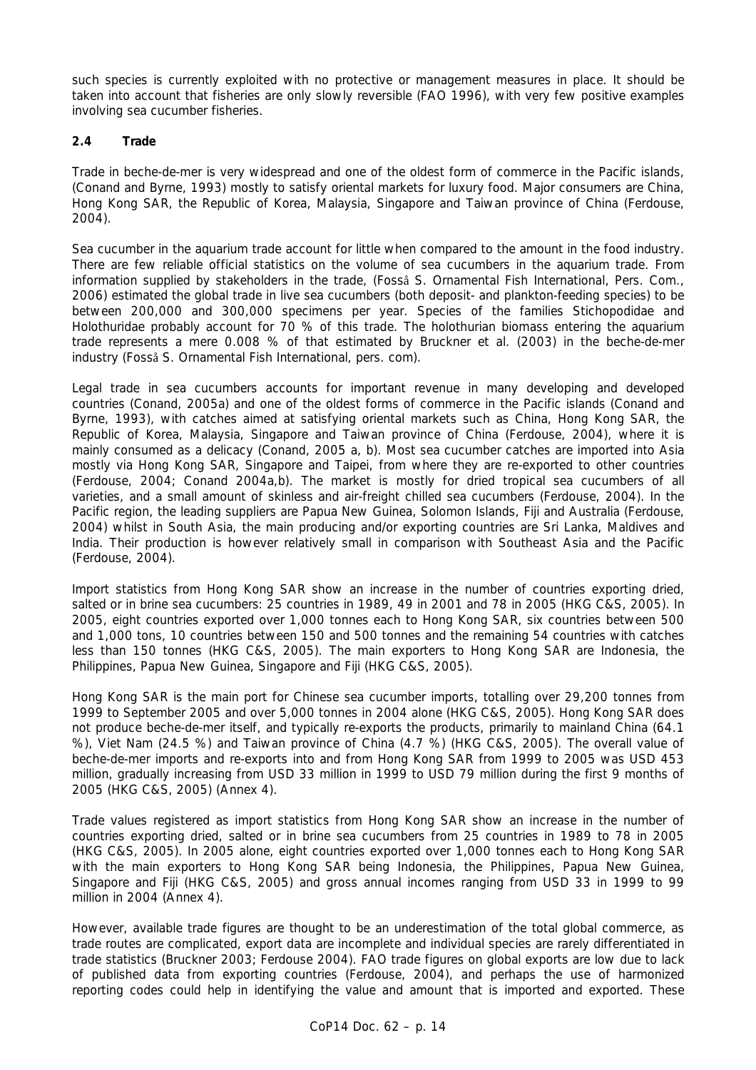such species is currently exploited with no protective or management measures in place. It should be taken into account that fisheries are only slowly reversible (FAO 1996), with very few positive examples involving sea cucumber fisheries.

## 2.4 Trade

Trade in beche-de-mer is very widespread and one of the oldest form of commerce in the Pacific islands, (Conand and Byrne, 1993) mostly to satisfy oriental markets for luxury food. Major consumers are China, Hong Kong SAR, the Republic of Korea, Malaysia, Singapore and Taiwan province of China (Ferdouse, 2004).

Sea cucumber in the aquarium trade account for little when compared to the amount in the food industry. There are few reliable official statistics on the volume of sea cucumbers in the aquarium trade. From information supplied by stakeholders in the trade, (Fosså S. Ornamental Fish International, Pers. Com., 2006) estimated the global trade in live sea cucumbers (both deposit- and plankton-feeding species) to be between 200,000 and 300,000 specimens per year. Species of the families Stichopodidae and Holothuridae probably account for 70 % of this trade. The holothurian biomass entering the aquarium trade represents a mere 0.008 % of that estimated by Bruckner et al. (2003) in the beche-de-mer industry (Fosså S. Ornamental Fish International, pers. com).

Legal trade in sea cucumbers accounts for important revenue in many developing and developed countries (Conand, 2005a) and one of the oldest forms of commerce in the Pacific islands (Conand and Byrne, 1993), with catches aimed at satisfying oriental markets such as China, Hong Kong SAR, the Republic of Korea, Malaysia, Singapore and Taiwan province of China (Ferdouse, 2004), where it is mainly consumed as a delicacy (Conand, 2005 a, b). Most sea cucumber catches are imported into Asia mostly via Hong Kong SAR, Singapore and Taipei, from where they are re-exported to other countries (Ferdouse, 2004; Conand 2004a,b). The market is mostly for dried tropical sea cucumbers of all varieties, and a small amount of skinless and air-freight chilled sea cucumbers (Ferdouse, 2004). In the Pacific region, the leading suppliers are Papua New Guinea, Solomon Islands, Fiji and Australia (Ferdouse, 2004) whilst in South Asia, the main producing and/or exporting countries are Sri Lanka, Maldives and India. Their production is however relatively small in comparison with Southeast Asia and the Pacific (Ferdouse, 2004).

Import statistics from Hong Kong SAR show an increase in the number of countries exporting dried, salted or in brine sea cucumbers: 25 countries in 1989, 49 in 2001 and 78 in 2005 (HKG C&S, 2005). In 2005, eight countries exported over 1,000 tonnes each to Hong Kong SAR, six countries between 500 and 1,000 tons, 10 countries between 150 and 500 tonnes and the remaining 54 countries with catches less than 150 tonnes (HKG C&S, 2005). The main exporters to Hong Kong SAR are Indonesia, the Philippines, Papua New Guinea, Singapore and Fiji (HKG C&S, 2005).

Hong Kong SAR is the main port for Chinese sea cucumber imports, totalling over 29,200 tonnes from 1999 to September 2005 and over 5,000 tonnes in 2004 alone (HKG C&S, 2005). Hong Kong SAR does not produce beche-de-mer itself, and typically re-exports the products, primarily to mainland China (64.1 %), Viet Nam (24.5 %) and Taiwan province of China (4.7 %) (HKG C&S, 2005). The overall value of beche-de-mer imports and re-exports into and from Hong Kong SAR from 1999 to 2005 was USD 453 million, gradually increasing from USD 33 million in 1999 to USD 79 million during the first 9 months of 2005 (HKG C&S, 2005) (Annex 4).

Trade values registered as import statistics from Hong Kong SAR show an increase in the number of countries exporting dried, salted or in brine sea cucumbers from 25 countries in 1989 to 78 in 2005 (HKG C&S, 2005). In 2005 alone, eight countries exported over 1,000 tonnes each to Hong Kong SAR with the main exporters to Hong Kong SAR being Indonesia, the Philippines, Papua New Guinea, Singapore and Fiji (HKG C&S, 2005) and gross annual incomes ranging from USD 33 in 1999 to 99 million in 2004 (Annex 4).

However, available trade figures are thought to be an underestimation of the total global commerce, as trade routes are complicated, export data are incomplete and individual species are rarely differentiated in trade statistics (Bruckner 2003; Ferdouse 2004). FAO trade figures on global exports are low due to lack of published data from exporting countries (Ferdouse, 2004), and perhaps the use of harmonized reporting codes could help in identifying the value and amount that is imported and exported. These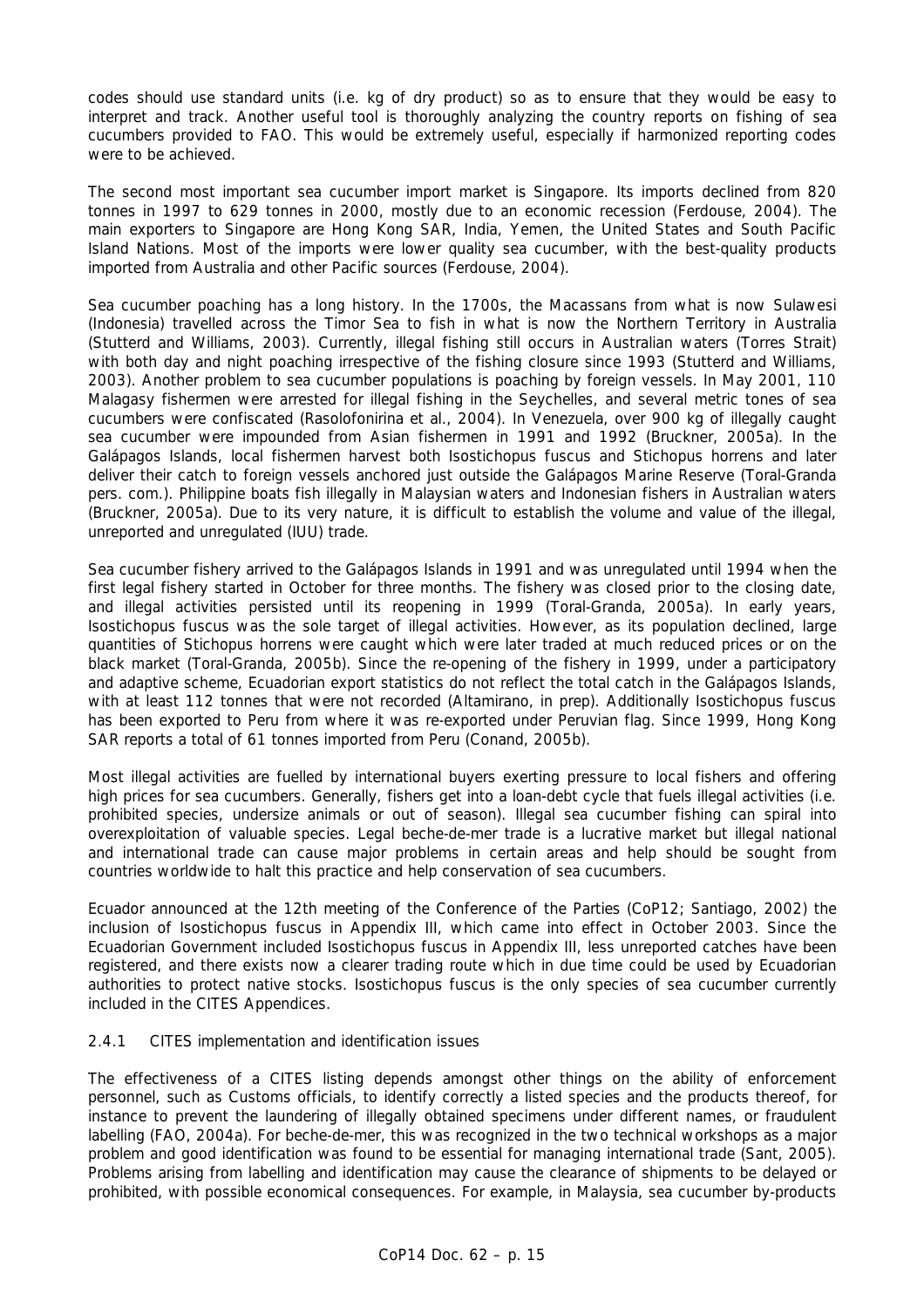codes should use standard units (i.e. kg of dry product) so as to ensure that they would be easy to interpret and track. Another useful tool is thoroughly analyzing the country reports on fishing of sea cucumbers provided to FAO. This would be extremely useful, especially if harmonized reporting codes were to be achieved.

The second most important sea cucumber import market is Singapore. Its imports declined from 820 tonnes in 1997 to 629 tonnes in 2000, mostly due to an economic recession (Ferdouse, 2004). The main exporters to Singapore are Hong Kong SAR, India, Yemen, the United States and South Pacific Island Nations. Most of the imports were lower quality sea cucumber, with the best-quality products imported from Australia and other Pacific sources (Ferdouse, 2004).

Sea cucumber poaching has a long history. In the 1700s, the Macassans from what is now Sulawesi (Indonesia) travelled across the Timor Sea to fish in what is now the Northern Territory in Australia (Stutterd and Williams, 2003). Currently, illegal fishing still occurs in Australian waters (Torres Strait) with both day and night poaching irrespective of the fishing closure since 1993 (Stutterd and Williams, 2003). Another problem to sea cucumber populations is poaching by foreign vessels. In May 2001, 110 Malagasy fishermen were arrested for illegal fishing in the Seychelles, and several metric tones of sea cucumbers were confiscated (Rasolofonirina et al., 2004). In Venezuela, over 900 kg of illegally caught sea cucumber were impounded from Asian fishermen in 1991 and 1992 (Bruckner, 2005a). In the Galápagos Islands, local fishermen harvest both Isostichopus fuscus and Stichopus horrens and later deliver their catch to foreign vessels anchored just outside the Galápagos Marine Reserve (Toral-Granda pers. com.). Philippine boats fish illegally in Malaysian waters and Indonesian fishers in Australian waters (Bruckner, 2005a). Due to its very nature, it is difficult to establish the volume and value of the illegal, unreported and unregulated (IUU) trade.

Sea cucumber fishery arrived to the Galápagos Islands in 1991 and was unregulated until 1994 when the first legal fishery started in October for three months. The fishery was closed prior to the closing date, and illegal activities persisted until its reopening in 1999 (Toral-Granda, 2005a). In early years, Isostichopus fuscus was the sole target of illegal activities. However, as its population declined, large quantities of Stichopus horrens were caught which were later traded at much reduced prices or on the black market (Toral-Granda, 2005b). Since the re-opening of the fishery in 1999, under a participatory and adaptive scheme, Ecuadorian export statistics do not reflect the total catch in the Galápagos Islands, with at least 112 tonnes that were not recorded (Altamirano, in prep). Additionally Isostichopus fuscus has been exported to Peru from where it was re-exported under Peruvian flag. Since 1999, Hong Kong SAR reports a total of 61 tonnes imported from Peru (Conand, 2005b).

Most illegal activities are fuelled by international buyers exerting pressure to local fishers and offering high prices for sea cucumbers. Generally, fishers get into a loan-debt cycle that fuels illegal activities (i.e. prohibited species, undersize animals or out of season). Illegal sea cucumber fishing can spiral into overexploitation of valuable species. Legal beche-de-mer trade is a lucrative market but illegal national and international trade can cause major problems in certain areas and help should be sought from countries worldwide to halt this practice and help conservation of sea cucumbers.

Ecuador announced at the 12th meeting of the Conference of the Parties (CoP12; Santiago, 2002) the inclusion of Isostichopus fuscus in Appendix III, which came into effect in October 2003. Since the Ecuadorian Government included Isostichopus fuscus in Appendix III, less unreported catches have been registered, and there exists now a clearer trading route which in due time could be used by Ecuadorian authorities to protect native stocks. Isostichopus fuscus is the only species of sea cucumber currently included in the CITES Appendices.

### 2.4.1 CITES implementation and identification issues

The effectiveness of a CITES listing depends amongst other things on the ability of enforcement personnel, such as Customs officials, to identify correctly a listed species and the products thereof, for instance to prevent the laundering of illegally obtained specimens under different names, or fraudulent labelling (FAO, 2004a). For beche-de-mer, this was recognized in the two technical workshops as a major problem and good identification was found to be essential for managing international trade (Sant, 2005). Problems arising from labelling and identification may cause the clearance of shipments to be delayed or prohibited, with possible economical consequences. For example, in Malaysia, sea cucumber by-products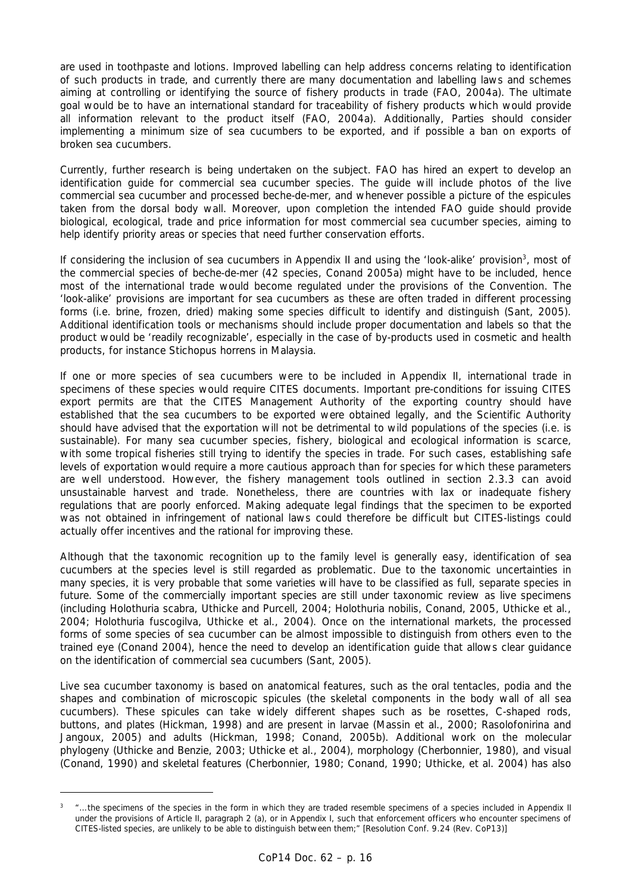are used in toothpaste and lotions. Improved labelling can help address concerns relating to identification of such products in trade, and currently there are many documentation and labelling laws and schemes aiming at controlling or identifying the source of fishery products in trade (FAO, 2004a). The ultimate goal would be to have an international standard for traceability of fishery products which would provide all information relevant to the product itself (FAO, 2004a). Additionally, Parties should consider implementing a minimum size of sea cucumbers to be exported, and if possible a ban on exports of broken sea cucumbers.

Currently, further research is being undertaken on the subject. FAO has hired an expert to develop an identification guide for commercial sea cucumber species. The guide will include photos of the live commercial sea cucumber and processed beche-de-mer, and whenever possible a picture of the espicules taken from the dorsal body wall. Moreover, upon completion the intended FAO guide should provide biological, ecological, trade and price information for most commercial sea cucumber species, aiming to help identify priority areas or species that need further conservation efforts.

If considering the inclusion of sea cucumbers in Appendix II and using the 'look-alike' provision[3], most of the commercial species of beche-de-mer (42 species, Conand 2005a) might have to be included, hence most of the international trade would become regulated under the provisions of the Convention. The 'look-alike' provisions are important for sea cucumbers as these are often traded in different processing forms (i.e. brine, frozen, dried) making some species difficult to identify and distinguish (Sant, 2005). Additional identification tools or mechanisms should include proper documentation and labels so that the product would be 'readily recognizable', especially in the case of by-products used in cosmetic and health products, for instance *Stichopus horrens* in Malaysia.

If one or more species of sea cucumbers were to be included in Appendix II, international trade in specimens of these species would require CITES documents. Important pre-conditions for issuing CITES export permits are that the CITES Management Authority of the exporting country should have established that the sea cucumbers to be exported were obtained legally, and the Scientific Authority should have advised that the exportation will not be detrimental to wild populations of the species (i.e. is sustainable). For many sea cucumber species, fishery, biological and ecological information is scarce, with some tropical fisheries still trying to identify the species in trade. For such cases, establishing safe levels of exportation would require a more cautious approach than for species for which these parameters are well understood. However, the fishery management tools outlined in section 2.3.3 can avoid unsustainable harvest and trade. Nonetheless, there are countries with lax or inadequate fishery regulations that are poorly enforced. Making adequate legal findings that the specimen to be exported was not obtained in infringement of national laws could therefore be difficult but CITES-listings could actually offer incentives and the rational for improving these.

Although that the taxonomic recognition up to the family level is generally easy, identification of sea cucumbers at the species level is still regarded as problematic. Due to the taxonomic uncertainties in many species, it is very probable that some varieties will have to be classified as full, separate species in future. Some of the commercially important species are still under taxonomic review as live specimens (including *Holothuria scabra*, Uthicke and Purcell, 2004; *Holothuria nobilis*, Conand, 2005, Uthicke et al., 2004; *Holothuria fuscogilva*, Uthicke et al., 2004). Once on the international markets, the processed forms of some species of sea cucumber can be almost impossible to distinguish from others even to the trained eye (Conand 2004), hence the need to develop an identification guide that allows clear guidance on the identification of commercial sea cucumbers (Sant, 2005).

Live sea cucumber taxonomy is based on anatomical features, such as the oral tentacles, podia and the shapes and combination of microscopic spicules (the skeletal components in the body wall of all sea cucumbers). These spicules can take widely different shapes such as be rosettes, C-shaped rods, buttons, and plates (Hickman, 1998) and are present in larvae (Massin et al., 2000; Rasolofonirina and Jangoux, 2005) and adults (Hickman, 1998; Conand, 2005b). Additional work on the molecular phylogeny (Uthicke and Benzie, 2003; Uthicke et al., 2004), morphology (Cherbonnier, 1980), and visual (Conand, 1990) and skeletal features (Cherbonnier, 1980; Conand, 1990; Uthicke, et al. 2004) has also

---

[3] "…the specimens of the species in the form in which they are traded resemble specimens of a species included in Appendix II under the provisions of Article II, paragraph 2 (a), or in Appendix I, such that enforcement officers who encounter specimens of CITES-listed species, are unlikely to be able to distinguish between them;" [Resolution Conf. 9.24 (Rev. CoP13)]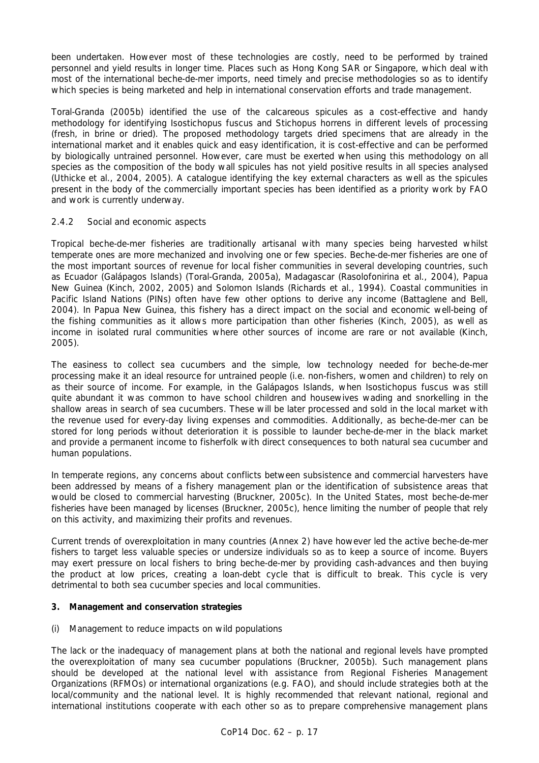been undertaken. However most of these technologies are costly, need to be performed by trained personnel and yield results in longer time. Places such as Hong Kong SAR or Singapore, which deal with most of the international beche-de-mer imports, need timely and precise methodologies so as to identify which species is being marketed and help in international conservation efforts and trade management.

Toral-Granda (2005b) identified the use of the calcareous spicules as a cost-effective and handy methodology for identifying *Isostichopus fuscus* and *Stichopus horrens* in different levels of processing (fresh, in brine or dried). The proposed methodology targets dried specimens that are already in the international market and it enables quick and easy identification, it is cost-effective and can be performed by biologically untrained personnel. However, care must be exerted when using this methodology on all species as the composition of the body wall spicules has not yield positive results in all species analysed (Uthicke et al., 2004, 2005). A catalogue identifying the key external characters as well as the spicules present in the body of the commercially important species has been identified as a priority work by FAO and work is currently underway.

### 2.4.2 Social and economic aspects

Tropical beche-de-mer fisheries are traditionally artisanal with many species being harvested whilst temperate ones are more mechanized and involving one or few species. Beche-de-mer fisheries are one of the most important sources of revenue for local fisher communities in several developing countries, such as Ecuador (Galápagos Islands) (Toral-Granda, 2005a), Madagascar (Rasolofonirina et al., 2004), Papua New Guinea (Kinch, 2002, 2005) and Solomon Islands (Richards et al., 1994). Coastal communities in Pacific Island Nations (PINs) often have few other options to derive any income (Battaglene and Bell, 2004). In Papua New Guinea, this fishery has a direct impact on the social and economic well-being of the fishing communities as it allows more participation than other fisheries (Kinch, 2005), as well as income in isolated rural communities where other sources of income are rare or not available (Kinch, 2005).

The easiness to collect sea cucumbers and the simple, low technology needed for beche-de-mer processing make it an ideal resource for untrained people (i.e. non-fishers, women and children) to rely on as their source of income. For example, in the Galápagos Islands, when *Isostichopus fuscus* was still quite abundant it was common to have school children and housewives wading and snorkelling in the shallow areas in search of sea cucumbers. These will be later processed and sold in the local market with the revenue used for every-day living expenses and commodities. Additionally, as beche-de-mer can be stored for long periods without deterioration it is possible to launder beche-de-mer in the black market and provide a permanent income to fisherfolk with direct consequences to both natural sea cucumber and human populations.

In temperate regions, any concerns about conflicts between subsistence and commercial harvesters have been addressed by means of a fishery management plan or the identification of subsistence areas that would be closed to commercial harvesting (Bruckner, 2005c). In the United States, most beche-de-mer fisheries have been managed by licenses (Bruckner, 2005c), hence limiting the number of people that rely on this activity, and maximizing their profits and revenues.

Current trends of overexploitation in many countries (Annex 2) have however led the active beche-de-mer fishers to target less valuable species or undersize individuals so as to keep a source of income. Buyers may exert pressure on local fishers to bring beche-de-mer by providing cash-advances and then buying the product at low prices, creating a loan-debt cycle that is difficult to break. This cycle is very detrimental to both sea cucumber species and local communities.

## 3. Management and conservation strategies

(i) Management to reduce impacts on wild populations

The lack or the inadequacy of management plans at both the national and regional levels have prompted the overexploitation of many sea cucumber populations (Bruckner, 2005b). Such management plans should be developed at the national level with assistance from Regional Fisheries Management Organizations (RFMOs) or international organizations (e.g. FAO), and should include strategies both at the local/community and the national level. It is highly recommended that relevant national, regional and international institutions cooperate with each other so as to prepare comprehensive management plans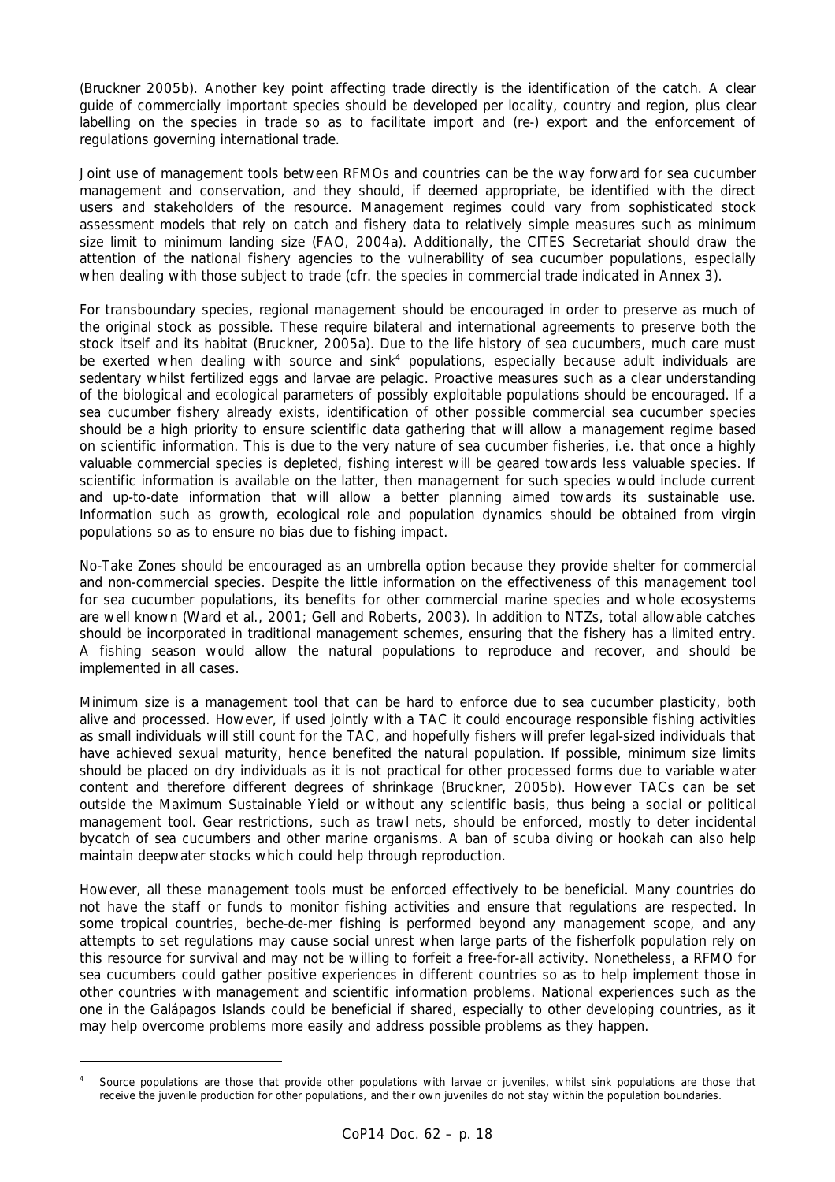(Bruckner 2005b). Another key point affecting trade directly is the identification of the catch. A clear guide of commercially important species should be developed per locality, country and region, plus clear labelling on the species in trade so as to facilitate import and (re-) export and the enforcement of regulations governing international trade.

Joint use of management tools between RFMOs and countries can be the way forward for sea cucumber management and conservation, and they should, if deemed appropriate, be identified with the direct users and stakeholders of the resource. Management regimes could vary from sophisticated stock assessment models that rely on catch and fishery data to relatively simple measures such as minimum size limit to minimum landing size (FAO, 2004a). Additionally, the CITES Secretariat should draw the attention of the national fishery agencies to the vulnerability of sea cucumber populations, especially when dealing with those subject to trade (cfr. the species in commercial trade indicated in Annex 3).

For transboundary species, regional management should be encouraged in order to preserve as much of the original stock as possible. These require bilateral and international agreements to preserve both the stock itself and its habitat (Bruckner, 2005a). Due to the life history of sea cucumbers, much care must be exerted when dealing with source and sink[4] populations, especially because adult individuals are sedentary whilst fertilized eggs and larvae are pelagic. Proactive measures such as a clear understanding of the biological and ecological parameters of possibly exploitable populations should be encouraged. If a sea cucumber fishery already exists, identification of other possible commercial sea cucumber species should be a high priority to ensure scientific data gathering that will allow a management regime based on scientific information. This is due to the very nature of sea cucumber fisheries, i.e. that once a highly valuable commercial species is depleted, fishing interest will be geared towards less valuable species. If scientific information is available on the latter, then management for such species would include current and up-to-date information that will allow a better planning aimed towards its sustainable use. Information such as growth, ecological role and population dynamics should be obtained from virgin populations so as to ensure no bias due to fishing impact.

No-Take Zones should be encouraged as an umbrella option because they provide shelter for commercial and non-commercial species. Despite the little information on the effectiveness of this management tool for sea cucumber populations, its benefits for other commercial marine species and whole ecosystems are well known (Ward et al., 2001; Gell and Roberts, 2003). In addition to NTZs, total allowable catches should be incorporated in traditional management schemes, ensuring that the fishery has a limited entry. A fishing season would allow the natural populations to reproduce and recover, and should be implemented in all cases.

Minimum size is a management tool that can be hard to enforce due to sea cucumber plasticity, both alive and processed. However, if used jointly with a TAC it could encourage responsible fishing activities as small individuals will still count for the TAC, and hopefully fishers will prefer legal-sized individuals that have achieved sexual maturity, hence benefited the natural population. If possible, minimum size limits should be placed on dry individuals as it is not practical for other processed forms due to variable water content and therefore different degrees of shrinkage (Bruckner, 2005b). However TACs can be set outside the Maximum Sustainable Yield or without any scientific basis, thus being a social or political management tool. Gear restrictions, such as trawl nets, should be enforced, mostly to deter incidental bycatch of sea cucumbers and other marine organisms. A ban of scuba diving or hookah can also help maintain deepwater stocks which could help through reproduction.

However, all these management tools must be enforced effectively to be beneficial. Many countries do not have the staff or funds to monitor fishing activities and ensure that regulations are respected. In some tropical countries, beche-de-mer fishing is performed beyond any management scope, and any attempts to set regulations may cause social unrest when large parts of the fisherfolk population rely on this resource for survival and may not be willing to forfeit a free-for-all activity. Nonetheless, a RFMO for sea cucumbers could gather positive experiences in different countries so as to help implement those in other countries with management and scientific information problems. National experiences such as the one in the Galápagos Islands could be beneficial if shared, especially to other developing countries, as it may help overcome problems more easily and address possible problems as they happen.

---

[4] Source populations are those that provide other populations with larvae or juveniles, whilst sink populations are those that receive the juvenile production for other populations, and their own juveniles do not stay within the population boundaries.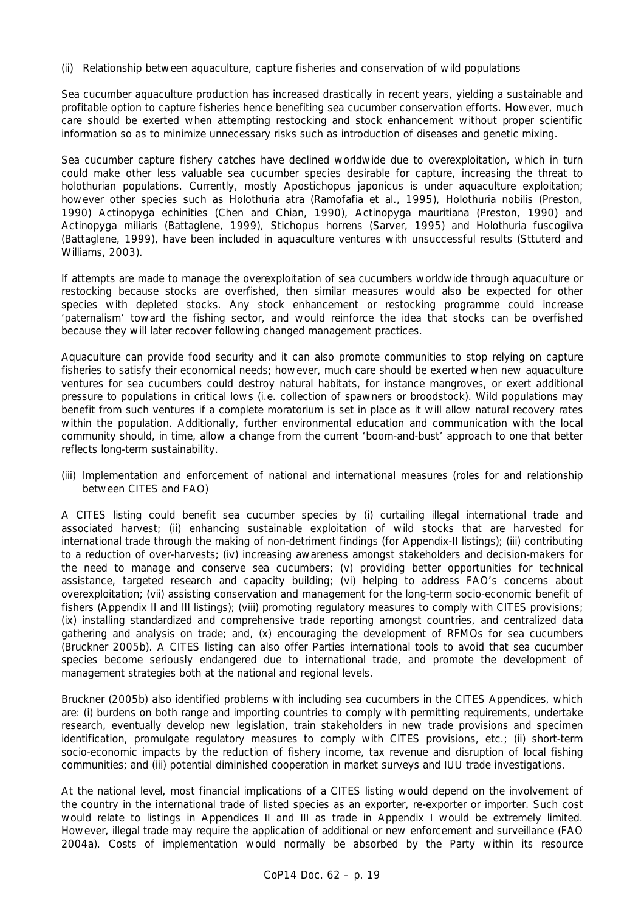(ii) Relationship between aquaculture, capture fisheries and conservation of wild populations

Sea cucumber aquaculture production has increased drastically in recent years, yielding a sustainable and profitable option to capture fisheries hence benefiting sea cucumber conservation efforts. However, much care should be exerted when attempting restocking and stock enhancement without proper scientific information so as to minimize unnecessary risks such as introduction of diseases and genetic mixing.

Sea cucumber capture fishery catches have declined worldwide due to overexploitation, which in turn could make other less valuable sea cucumber species desirable for capture, increasing the threat to holothurian populations. Currently, mostly *Apostichopus japonicus* is under aquaculture exploitation; however other species such as *Holothuria atra* (Ramofafia et al., 1995), *Holothuria nobilis* (Preston, 1990) *Actinopyga echinities* (Chen and Chian, 1990), *Actinopyga mauritiana* (Preston, 1990) and *Actinopyga miliaris* (Battaglene, 1999), *Stichopus horrens* (Sarver, 1995) and *Holothuria fuscogilva* (Battaglene, 1999), have been included in aquaculture ventures with unsuccessful results (Sttuterd and Williams, 2003).

If attempts are made to manage the overexploitation of sea cucumbers worldwide through aquaculture or restocking because stocks are overfished, then similar measures would also be expected for other species with depleted stocks. Any stock enhancement or restocking programme could increase 'paternalism' toward the fishing sector, and would reinforce the idea that stocks can be overfished because they will later recover following changed management practices.

Aquaculture can provide food security and it can also promote communities to stop relying on capture fisheries to satisfy their economical needs; however, much care should be exerted when new aquaculture ventures for sea cucumbers could destroy natural habitats, for instance mangroves, or exert additional pressure to populations in critical lows (i.e. collection of spawners or broodstock). Wild populations may benefit from such ventures if a complete moratorium is set in place as it will allow natural recovery rates within the population. Additionally, further environmental education and communication with the local community should, in time, allow a change from the current 'boom-and-bust' approach to one that better reflects long-term sustainability.

(iii) Implementation and enforcement of national and international measures (roles for and relationship between CITES and FAO)

A CITES listing could benefit sea cucumber species by (i) curtailing illegal international trade and associated harvest; (ii) enhancing sustainable exploitation of wild stocks that are harvested for international trade through the making of non-detriment findings (for Appendix-II listings); (iii) contributing to a reduction of over-harvests; (iv) increasing awareness amongst stakeholders and decision-makers for the need to manage and conserve sea cucumbers; (v) providing better opportunities for technical assistance, targeted research and capacity building; (vi) helping to address FAO's concerns about overexploitation; (vii) assisting conservation and management for the long-term socio-economic benefit of fishers (Appendix II and III listings); (viii) promoting regulatory measures to comply with CITES provisions; (ix) installing standardized and comprehensive trade reporting amongst countries, and centralized data gathering and analysis on trade; and, (x) encouraging the development of RFMOs for sea cucumbers (Bruckner 2005b). A CITES listing can also offer Parties international tools to avoid that sea cucumber species become seriously endangered due to international trade, and promote the development of management strategies both at the national and regional levels.

Bruckner (2005b) also identified problems with including sea cucumbers in the CITES Appendices, which are: (i) burdens on both range and importing countries to comply with permitting requirements, undertake research, eventually develop new legislation, train stakeholders in new trade provisions and specimen identification, promulgate regulatory measures to comply with CITES provisions, etc.; (ii) short-term socio-economic impacts by the reduction of fishery income, tax revenue and disruption of local fishing communities; and (iii) potential diminished cooperation in market surveys and IUU trade investigations.

At the national level, most financial implications of a CITES listing would depend on the involvement of the country in the international trade of listed species as an exporter, re-exporter or importer. Such cost would relate to listings in Appendices II and III as trade in Appendix I would be extremely limited. However, illegal trade may require the application of additional or new enforcement and surveillance (FAO 2004a). Costs of implementation would normally be absorbed by the Party within its resource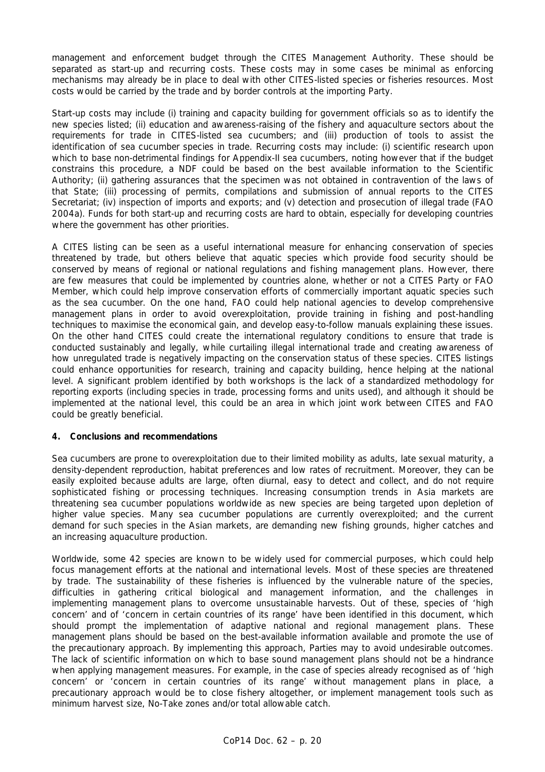management and enforcement budget through the CITES Management Authority. These should be separated as start-up and recurring costs. These costs may in some cases be minimal as enforcing mechanisms may already be in place to deal with other CITES-listed species or fisheries resources. Most costs would be carried by the trade and by border controls at the importing Party.

Start-up costs may include (i) training and capacity building for government officials so as to identify the new species listed; (ii) education and awareness-raising of the fishery and aquaculture sectors about the requirements for trade in CITES-listed sea cucumbers; and (iii) production of tools to assist the identification of sea cucumber species in trade. Recurring costs may include: (i) scientific research upon which to base non-detrimental findings for Appendix-II sea cucumbers, noting however that if the budget constrains this procedure, a NDF could be based on the best available information to the Scientific Authority; (ii) gathering assurances that the specimen was not obtained in contravention of the laws of that State; (iii) processing of permits, compilations and submission of annual reports to the CITES Secretariat; (iv) inspection of imports and exports; and (v) detection and prosecution of illegal trade (FAO 2004a). Funds for both start-up and recurring costs are hard to obtain, especially for developing countries where the government has other priorities.

A CITES listing can be seen as a useful international measure for enhancing conservation of species threatened by trade, but others believe that aquatic species which provide food security should be conserved by means of regional or national regulations and fishing management plans. However, there are few measures that could be implemented by countries alone, whether or not a CITES Party or FAO Member, which could help improve conservation efforts of commercially important aquatic species such as the sea cucumber. On the one hand, FAO could help national agencies to develop comprehensive management plans in order to avoid overexploitation, provide training in fishing and post-handling techniques to maximise the economical gain, and develop easy-to-follow manuals explaining these issues. On the other hand CITES could create the international regulatory conditions to ensure that trade is conducted sustainably and legally, while curtailing illegal international trade and creating awareness of how unregulated trade is negatively impacting on the conservation status of these species. CITES listings could enhance opportunities for research, training and capacity building, hence helping at the national level. A significant problem identified by both workshops is the lack of a standardized methodology for reporting exports (including species in trade, processing forms and units used), and although it should be implemented at the national level, this could be an area in which joint work between CITES and FAO could be greatly beneficial.

**4. Conclusions and recommendations**

Sea cucumbers are prone to overexploitation due to their limited mobility as adults, late sexual maturity, a density-dependent reproduction, habitat preferences and low rates of recruitment. Moreover, they can be easily exploited because adults are large, often diurnal, easy to detect and collect, and do not require sophisticated fishing or processing techniques. Increasing consumption trends in Asia markets are threatening sea cucumber populations worldwide as new species are being targeted upon depletion of higher value species. Many sea cucumber populations are currently overexploited; and the current demand for such species in the Asian markets, are demanding new fishing grounds, higher catches and an increasing aquaculture production.

Worldwide, some 42 species are known to be widely used for commercial purposes, which could help focus management efforts at the national and international levels. Most of these species are threatened by trade. The sustainability of these fisheries is influenced by the vulnerable nature of the species, difficulties in gathering critical biological and management information, and the challenges in implementing management plans to overcome unsustainable harvests. Out of these, species of 'high concern' and of 'concern in certain countries of its range' have been identified in this document, which should prompt the implementation of adaptive national and regional management plans. These management plans should be based on the best-available information available and promote the use of the precautionary approach. By implementing this approach, Parties may to avoid undesirable outcomes. The lack of scientific information on which to base sound management plans should not be a hindrance when applying management measures. For example, in the case of species already recognised as of 'high concern' or 'concern in certain countries of its range' without management plans in place, a precautionary approach would be to close fishery altogether, or implement management tools such as minimum harvest size, No-Take zones and/or total allowable catch.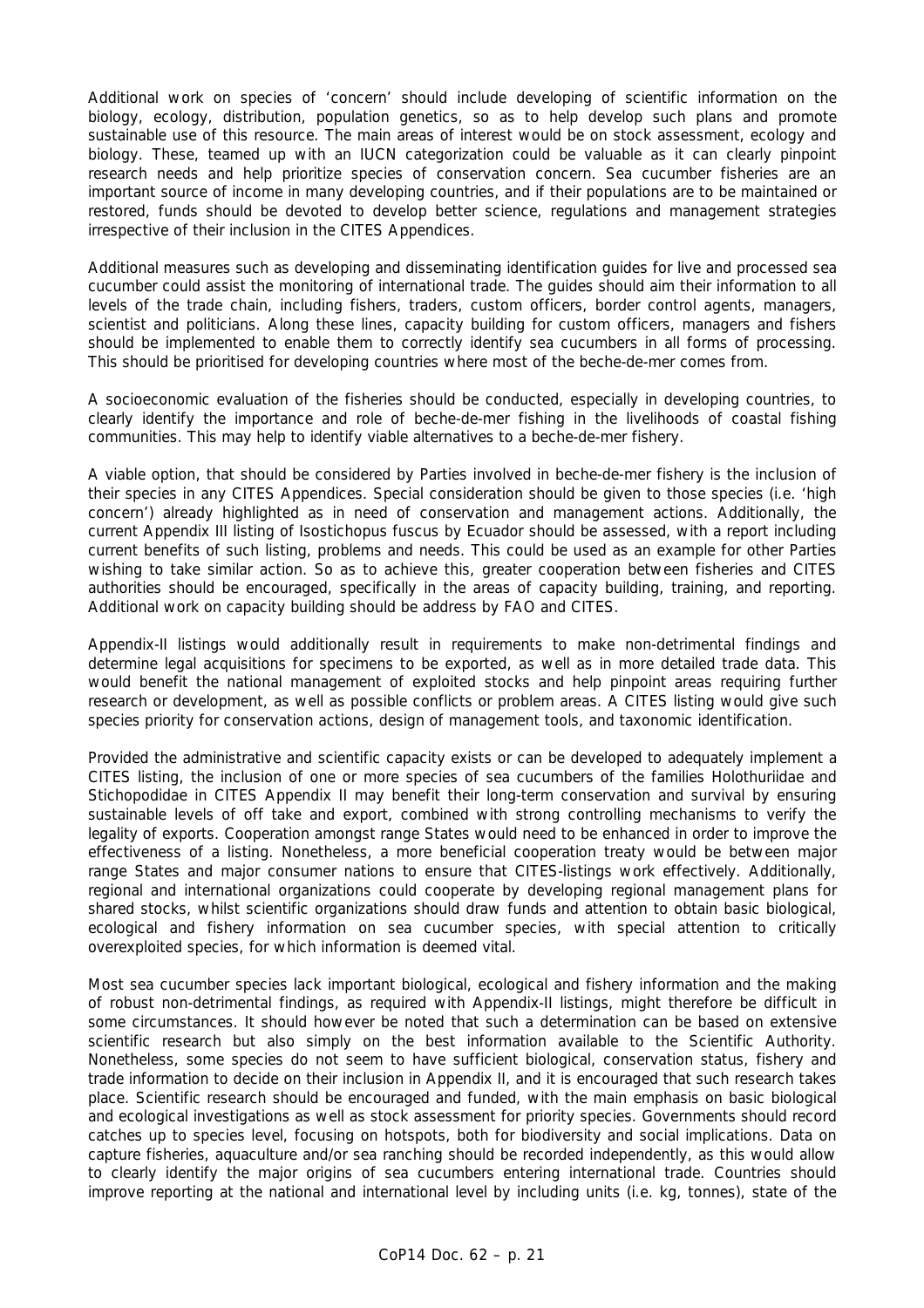Additional work on species of 'concern' should include developing of scientific information on the biology, ecology, distribution, population genetics, so as to help develop such plans and promote sustainable use of this resource. The main areas of interest would be on stock assessment, ecology and biology. These, teamed up with an IUCN categorization could be valuable as it can clearly pinpoint research needs and help prioritize species of conservation concern. Sea cucumber fisheries are an important source of income in many developing countries, and if their populations are to be maintained or restored, funds should be devoted to develop better science, regulations and management strategies irrespective of their inclusion in the CITES Appendices.

Additional measures such as developing and disseminating identification guides for live and processed sea cucumber could assist the monitoring of international trade. The guides should aim their information to all levels of the trade chain, including fishers, traders, custom officers, border control agents, managers, scientist and politicians. Along these lines, capacity building for custom officers, managers and fishers should be implemented to enable them to correctly identify sea cucumbers in all forms of processing. This should be prioritised for developing countries where most of the beche-de-mer comes from.

A socioeconomic evaluation of the fisheries should be conducted, especially in developing countries, to clearly identify the importance and role of beche-de-mer fishing in the livelihoods of coastal fishing communities. This may help to identify viable alternatives to a beche-de-mer fishery.

A viable option, that should be considered by Parties involved in beche-de-mer fishery is the inclusion of their species in any CITES Appendices. Special consideration should be given to those species (i.e. 'high concern') already highlighted as in need of conservation and management actions. Additionally, the current Appendix III listing of *Isostichopus fuscus* by Ecuador should be assessed, with a report including current benefits of such listing, problems and needs. This could be used as an example for other Parties wishing to take similar action. So as to achieve this, greater cooperation between fisheries and CITES authorities should be encouraged, specifically in the areas of capacity building, training, and reporting. Additional work on capacity building should be address by FAO and CITES.

Appendix-II listings would additionally result in requirements to make non-detrimental findings and determine legal acquisitions for specimens to be exported, as well as in more detailed trade data. This would benefit the national management of exploited stocks and help pinpoint areas requiring further research or development, as well as possible conflicts or problem areas. A CITES listing would give such species priority for conservation actions, design of management tools, and taxonomic identification.

Provided the administrative and scientific capacity exists or can be developed to adequately implement a CITES listing, the inclusion of one or more species of sea cucumbers of the families Holothuriidae and Stichopodidae in CITES Appendix II may benefit their long-term conservation and survival by ensuring sustainable levels of off take and export, combined with strong controlling mechanisms to verify the legality of exports. Cooperation amongst range States would need to be enhanced in order to improve the effectiveness of a listing. Nonetheless, a more beneficial cooperation treaty would be between major range States and major consumer nations to ensure that CITES-listings work effectively. Additionally, regional and international organizations could cooperate by developing regional management plans for shared stocks, whilst scientific organizations should draw funds and attention to obtain basic biological, ecological and fishery information on sea cucumber species, with special attention to critically overexploited species, for which information is deemed vital.

Most sea cucumber species lack important biological, ecological and fishery information and the making of robust non-detrimental findings, as required with Appendix-II listings, might therefore be difficult in some circumstances. It should however be noted that such a determination can be based on extensive scientific research but also simply on the best information available to the Scientific Authority. Nonetheless, some species do not seem to have sufficient biological, conservation status, fishery and trade information to decide on their inclusion in Appendix II, and it is encouraged that such research takes place. Scientific research should be encouraged and funded, with the main emphasis on basic biological and ecological investigations as well as stock assessment for priority species. Governments should record catches up to species level, focusing on hotspots, both for biodiversity and social implications. Data on capture fisheries, aquaculture and/or sea ranching should be recorded independently, as this would allow to clearly identify the major origins of sea cucumbers entering international trade. Countries should improve reporting at the national and international level by including units (i.e. kg, tonnes), state of the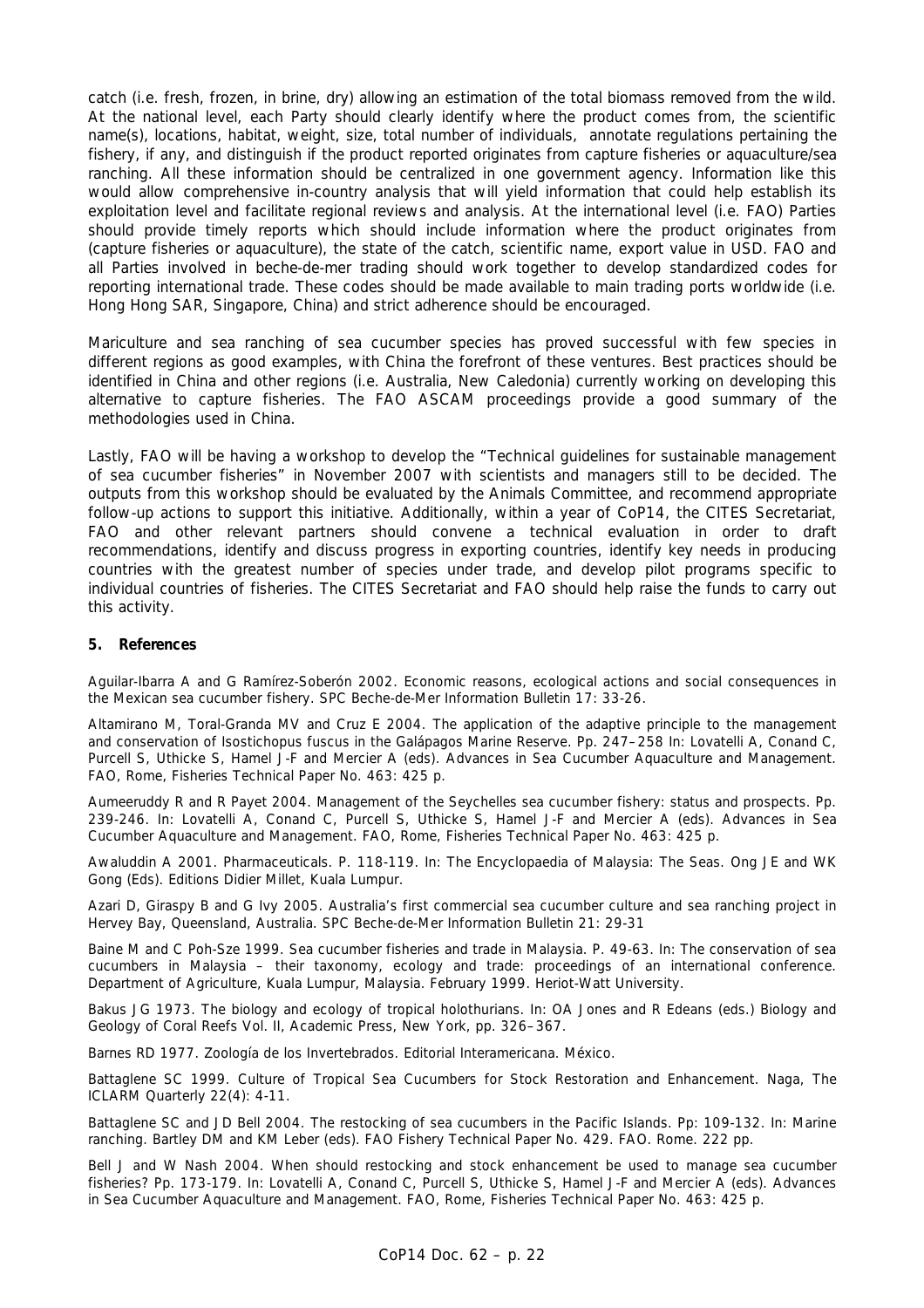catch (i.e. fresh, frozen, in brine, dry) allowing an estimation of the total biomass removed from the wild. At the national level, each Party should clearly identify where the product comes from, the scientific name(s), locations, habitat, weight, size, total number of individuals, annotate regulations pertaining the fishery, if any, and distinguish if the product reported originates from capture fisheries or aquaculture/sea ranching. All these information should be centralized in one government agency. Information like this would allow comprehensive in-country analysis that will yield information that could help establish its exploitation level and facilitate regional reviews and analysis. At the international level (i.e. FAO) Parties should provide timely reports which should include information where the product originates from (capture fisheries or aquaculture), the state of the catch, scientific name, export value in USD. FAO and all Parties involved in beche-de-mer trading should work together to develop standardized codes for reporting international trade. These codes should be made available to main trading ports worldwide (i.e. Hong Hong SAR, Singapore, China) and strict adherence should be encouraged.

Mariculture and sea ranching of sea cucumber species has proved successful with few species in different regions as good examples, with China the forefront of these ventures. Best practices should be identified in China and other regions (i.e. Australia, New Caledonia) currently working on developing this alternative to capture fisheries. The FAO ASCAM proceedings provide a good summary of the methodologies used in China.

Lastly, FAO will be having a workshop to develop the "Technical guidelines for sustainable management of sea cucumber fisheries" in November 2007 with scientists and managers still to be decided. The outputs from this workshop should be evaluated by the Animals Committee, and recommend appropriate follow-up actions to support this initiative. Additionally, within a year of CoP14, the CITES Secretariat, FAO and other relevant partners should convene a technical evaluation in order to draft recommendations, identify and discuss progress in exporting countries, identify key needs in producing countries with the greatest number of species under trade, and develop pilot programs specific to individual countries of fisheries. The CITES Secretariat and FAO should help raise the funds to carry out this activity.

## 5. References

Aguilar-Ibarra A and G Ramírez-Soberón 2002. Economic reasons, ecological actions and social consequences in the Mexican sea cucumber fishery. SPC Beche-de-Mer Information Bulletin 17: 33-26.

Altamirano M, Toral-Granda MV and Cruz E 2004. The application of the adaptive principle to the management and conservation of *Isostichopus fuscus* in the Galápagos Marine Reserve. Pp. 247–258 In: Lovatelli A, Conand C, Purcell S, Uthicke S, Hamel J-F and Mercier A (eds). Advances in Sea Cucumber Aquaculture and Management. FAO, Rome, Fisheries Technical Paper No. 463: 425 p.

Aumeeruddy R and R Payet 2004. Management of the Seychelles sea cucumber fishery: status and prospects. Pp. 239-246. In: Lovatelli A, Conand C, Purcell S, Uthicke S, Hamel J-F and Mercier A (eds). Advances in Sea Cucumber Aquaculture and Management. FAO, Rome, Fisheries Technical Paper No. 463: 425 p.

Awaluddin A 2001. Pharmaceuticals. P. 118-119. In: The Encyclopaedia of Malaysia: The Seas. Ong JE and WK Gong (Eds). Editions Didier Millet, Kuala Lumpur.

Azari D, Giraspy B and G Ivy 2005. Australia's first commercial sea cucumber culture and sea ranching project in Hervey Bay, Queensland, Australia. SPC Beche-de-Mer Information Bulletin 21: 29-31

Baine M and C Poh-Sze 1999. Sea cucumber fisheries and trade in Malaysia. P. 49-63. In: The conservation of sea cucumbers in Malaysia – their taxonomy, ecology and trade: proceedings of an international conference. Department of Agriculture, Kuala Lumpur, Malaysia. February 1999. Heriot-Watt University.

Bakus JG 1973. The biology and ecology of tropical holothurians. In: OA Jones and R Edeans (eds.) Biology and Geology of Coral Reefs Vol. II, Academic Press, New York, pp. 326–367.

Barnes RD 1977. Zoología de los Invertebrados. Editorial Interamericana. México.

Battaglene SC 1999. Culture of Tropical Sea Cucumbers for Stock Restoration and Enhancement. Naga, The ICLARM Quarterly 22(4): 4-11.

Battaglene SC and JD Bell 2004. The restocking of sea cucumbers in the Pacific Islands. Pp: 109-132. In: Marine ranching. Bartley DM and KM Leber (eds). FAO Fishery Technical Paper No. 429. FAO. Rome. 222 pp.

Bell J and W Nash 2004. When should restocking and stock enhancement be used to manage sea cucumber fisheries? Pp. 173-179. In: Lovatelli A, Conand C, Purcell S, Uthicke S, Hamel J-F and Mercier A (eds). Advances in Sea Cucumber Aquaculture and Management. FAO, Rome, Fisheries Technical Paper No. 463: 425 p.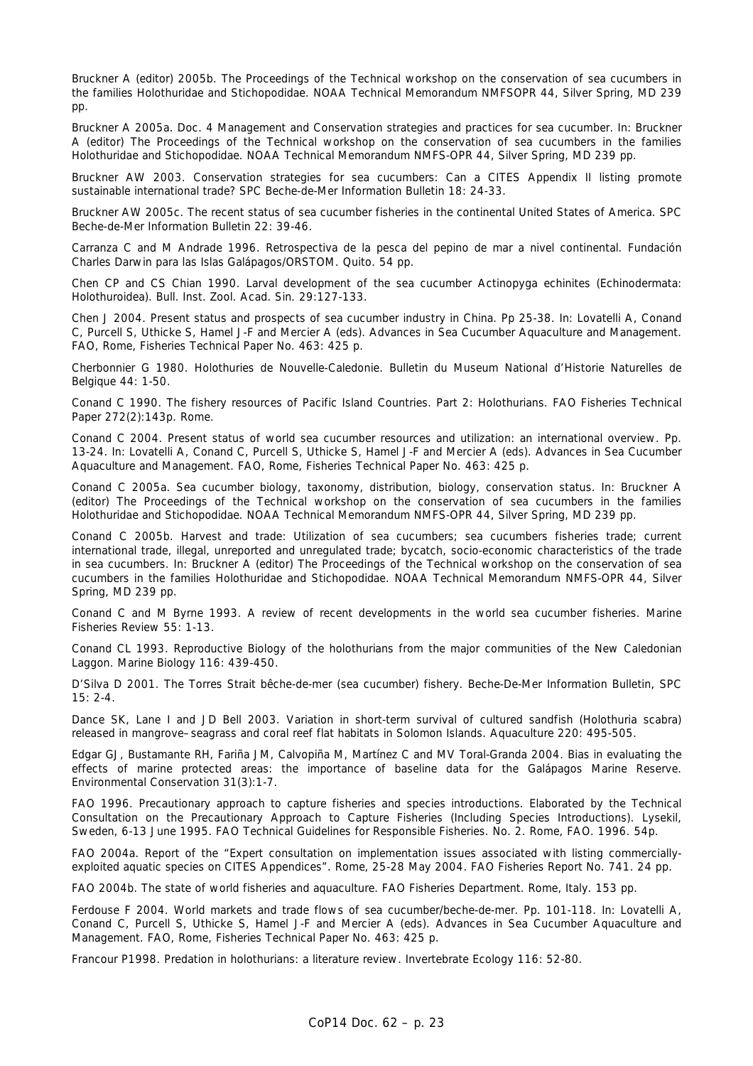Bruckner A (editor) 2005b. The Proceedings of the Technical workshop on the conservation of sea cucumbers in the families Holothuridae and Stichopodidae. NOAA Technical Memorandum NMFSOPR 44, Silver Spring, MD 239 pp.

Bruckner A 2005a. Doc. 4 Management and Conservation strategies and practices for sea cucumber. In: Bruckner A (editor) The Proceedings of the Technical workshop on the conservation of sea cucumbers in the families Holothuridae and Stichopodidae. NOAA Technical Memorandum NMFS-OPR 44, Silver Spring, MD 239 pp.

Bruckner AW 2003. Conservation strategies for sea cucumbers: Can a CITES Appendix II listing promote sustainable international trade? SPC Beche-de-Mer Information Bulletin 18: 24-33.

Bruckner AW 2005c. The recent status of sea cucumber fisheries in the continental United States of America. SPC Beche-de-Mer Information Bulletin 22: 39-46.

Carranza C and M Andrade 1996. Retrospectiva de la pesca del pepino de mar a nivel continental. Fundación Charles Darwin para las Islas Galápagos/ORSTOM. Quito. 54 pp.

Chen CP and CS Chian 1990. Larval development of the sea cucumber Actinopyga echinites (Echinodermata: Holothuroidea). Bull. Inst. Zool. Acad. Sin. 29:127-133.

Chen J 2004. Present status and prospects of sea cucumber industry in China. Pp 25-38. In: Lovatelli A, Conand C, Purcell S, Uthicke S, Hamel J-F and Mercier A (eds). Advances in Sea Cucumber Aquaculture and Management. FAO, Rome, Fisheries Technical Paper No. 463: 425 p.

Cherbonnier G 1980. Holothuries de Nouvelle-Caledonie. Bulletin du Museum National d'Historie Naturelles de Belgique 44: 1-50.

Conand C 1990. The fishery resources of Pacific Island Countries. Part 2: Holothurians. FAO Fisheries Technical Paper 272(2):143p. Rome.

Conand C 2004. Present status of world sea cucumber resources and utilization: an international overview. Pp. 13-24. In: Lovatelli A, Conand C, Purcell S, Uthicke S, Hamel J-F and Mercier A (eds). Advances in Sea Cucumber Aquaculture and Management. FAO, Rome, Fisheries Technical Paper No. 463: 425 p.

Conand C 2005a. Sea cucumber biology, taxonomy, distribution, biology, conservation status. In: Bruckner A (editor) The Proceedings of the Technical workshop on the conservation of sea cucumbers in the families Holothuridae and Stichopodidae. NOAA Technical Memorandum NMFS-OPR 44, Silver Spring, MD 239 pp.

Conand C 2005b. Harvest and trade: Utilization of sea cucumbers; sea cucumbers fisheries trade; current international trade, illegal, unreported and unregulated trade; bycatch, socio-economic characteristics of the trade in sea cucumbers. In: Bruckner A (editor) The Proceedings of the Technical workshop on the conservation of sea cucumbers in the families Holothuridae and Stichopodidae. NOAA Technical Memorandum NMFS-OPR 44, Silver Spring, MD 239 pp.

Conand C and M Byrne 1993. A review of recent developments in the world sea cucumber fisheries. Marine Fisheries Review 55: 1-13.

Conand CL 1993. Reproductive Biology of the holothurians from the major communities of the New Caledonian Laggon. Marine Biology 116: 439-450.

D'Silva D 2001. The Torres Strait bêche-de-mer (sea cucumber) fishery. Beche-De-Mer Information Bulletin, SPC 15: 2-4.

Dance SK, Lane I and JD Bell 2003. Variation in short-term survival of cultured sandfish (Holothuria scabra) released in mangrove–seagrass and coral reef flat habitats in Solomon Islands. Aquaculture 220: 495-505.

Edgar GJ, Bustamante RH, Fariña JM, Calvopiña M, Martínez C and MV Toral-Granda 2004. Bias in evaluating the effects of marine protected areas: the importance of baseline data for the Galápagos Marine Reserve. Environmental Conservation 31(3):1-7.

FAO 1996. Precautionary approach to capture fisheries and species introductions. Elaborated by the Technical Consultation on the Precautionary Approach to Capture Fisheries (Including Species Introductions). Lysekil, Sweden, 6-13 June 1995. FAO Technical Guidelines for Responsible Fisheries. No. 2. Rome, FAO. 1996. 54p.

FAO 2004a. Report of the "Expert consultation on implementation issues associated with listing commercially-exploited aquatic species on CITES Appendices". Rome, 25-28 May 2004. FAO Fisheries Report No. 741. 24 pp.

FAO 2004b. The state of world fisheries and aquaculture. FAO Fisheries Department. Rome, Italy. 153 pp.

Ferdouse F 2004. World markets and trade flows of sea cucumber/beche-de-mer. Pp. 101-118. In: Lovatelli A, Conand C, Purcell S, Uthicke S, Hamel J-F and Mercier A (eds). Advances in Sea Cucumber Aquaculture and Management. FAO, Rome, Fisheries Technical Paper No. 463: 425 p.

Francour P1998. Predation in holothurians: a literature review. Invertebrate Ecology 116: 52-80.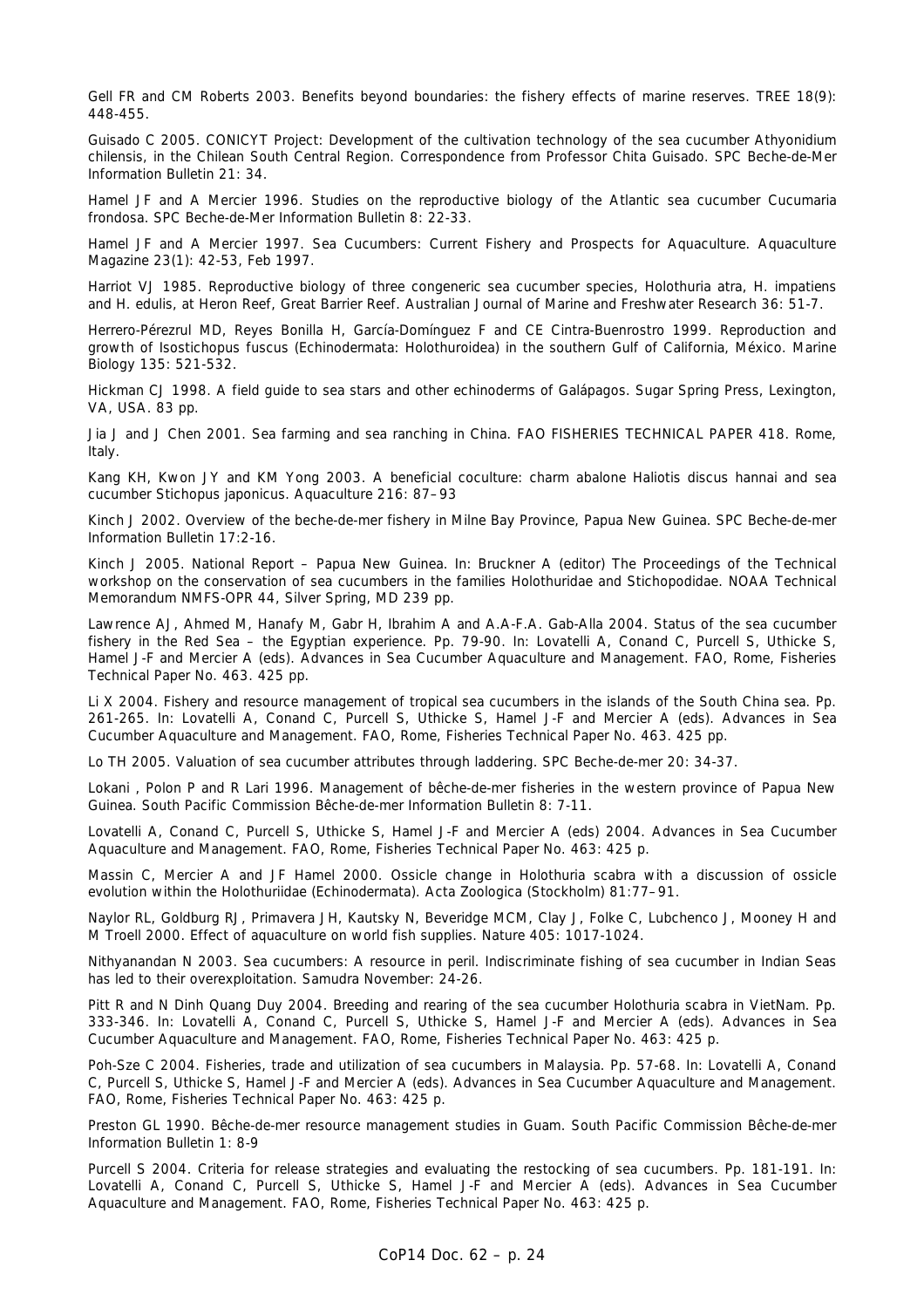Gell FR and CM Roberts 2003. Benefits beyond boundaries: the fishery effects of marine reserves. TREE 18(9): 448-455.

Guisado C 2005. CONICYT Project: Development of the cultivation technology of the sea cucumber *Athyonidium chilensis*, in the Chilean South Central Region. Correspondence from Professor Chita Guisado. SPC Beche-de-Mer Information Bulletin 21: 34.

Hamel JF and A Mercier 1996. Studies on the reproductive biology of the Atlantic sea cucumber *Cucumaria frondosa*. SPC Beche-de-Mer Information Bulletin 8: 22-33.

Hamel JF and A Mercier 1997. Sea Cucumbers: Current Fishery and Prospects for Aquaculture. Aquaculture Magazine 23(1): 42-53, Feb 1997.

Harriot VJ 1985. Reproductive biology of three congeneric sea cucumber species, *Holothuria atra*, *H. impatiens* and *H. edulis*, at Heron Reef, Great Barrier Reef. Australian Journal of Marine and Freshwater Research 36: 51-7.

Herrero-Pérezrul MD, Reyes Bonilla H, García-Domínguez F and CE Cintra-Buenrostro 1999. Reproduction and growth of *Isostichopus fuscus* (Echinodermata: Holothuroidea) in the southern Gulf of California, México. Marine Biology 135: 521-532.

Hickman CJ 1998. A field guide to sea stars and other echinoderms of Galápagos. Sugar Spring Press, Lexington, VA, USA. 83 pp.

Jia J and J Chen 2001. Sea farming and sea ranching in China. FAO FISHERIES TECHNICAL PAPER 418. Rome, Italy.

Kang KH, Kwon JY and KM Yong 2003. A beneficial coculture: charm abalone *Haliotis discus hannai* and sea cucumber *Stichopus japonicus*. Aquaculture 216: 87–93

Kinch J 2002. Overview of the beche-de-mer fishery in Milne Bay Province, Papua New Guinea. SPC Beche-de-mer Information Bulletin 17:2-16.

Kinch J 2005. National Report – Papua New Guinea. In: Bruckner A (editor) The Proceedings of the Technical workshop on the conservation of sea cucumbers in the families Holothuridae and Stichopodidae. NOAA Technical Memorandum NMFS-OPR 44, Silver Spring, MD 239 pp.

Lawrence AJ, Ahmed M, Hanafy M, Gabr H, Ibrahim A and A.A-F.A. Gab-Alla 2004. Status of the sea cucumber fishery in the Red Sea – the Egyptian experience. Pp. 79-90. In: Lovatelli A, Conand C, Purcell S, Uthicke S, Hamel J-F and Mercier A (eds). Advances in Sea Cucumber Aquaculture and Management. FAO, Rome, Fisheries Technical Paper No. 463. 425 pp.

Li X 2004. Fishery and resource management of tropical sea cucumbers in the islands of the South China sea. Pp. 261-265. In: Lovatelli A, Conand C, Purcell S, Uthicke S, Hamel J-F and Mercier A (eds). Advances in Sea Cucumber Aquaculture and Management. FAO, Rome, Fisheries Technical Paper No. 463. 425 pp.

Lo TH 2005. Valuation of sea cucumber attributes through laddering. SPC Beche-de-mer 20: 34-37.

Lokani , Polon P and R Lari 1996. Management of bêche-de-mer fisheries in the western province of Papua New Guinea. South Pacific Commission Bêche-de-mer Information Bulletin 8: 7-11.

Lovatelli A, Conand C, Purcell S, Uthicke S, Hamel J-F and Mercier A (eds) 2004. Advances in Sea Cucumber Aquaculture and Management. FAO, Rome, Fisheries Technical Paper No. 463: 425 p.

Massin C, Mercier A and JF Hamel 2000. Ossicle change in *Holothuria scabra* with a discussion of ossicle evolution within the Holothuriidae (Echinodermata). Acta Zoologica (Stockholm) 81:77–91.

Naylor RL, Goldburg RJ, Primavera JH, Kautsky N, Beveridge MCM, Clay J, Folke C, Lubchenco J, Mooney H and M Troell 2000. Effect of aquaculture on world fish supplies. Nature 405: 1017-1024.

Nithyanandan N 2003. Sea cucumbers: A resource in peril. Indiscriminate fishing of sea cucumber in Indian Seas has led to their overexploitation. Samudra November: 24-26.

Pitt R and N Dinh Quang Duy 2004. Breeding and rearing of the sea cucumber *Holothuria scabra* in VietNam. Pp. 333-346. In: Lovatelli A, Conand C, Purcell S, Uthicke S, Hamel J-F and Mercier A (eds). Advances in Sea Cucumber Aquaculture and Management. FAO, Rome, Fisheries Technical Paper No. 463: 425 p.

Poh-Sze C 2004. Fisheries, trade and utilization of sea cucumbers in Malaysia. Pp. 57-68. In: Lovatelli A, Conand C, Purcell S, Uthicke S, Hamel J-F and Mercier A (eds). Advances in Sea Cucumber Aquaculture and Management. FAO, Rome, Fisheries Technical Paper No. 463: 425 p.

Preston GL 1990. Bêche-de-mer resource management studies in Guam. South Pacific Commission Bêche-de-mer Information Bulletin 1: 8-9

Purcell S 2004. Criteria for release strategies and evaluating the restocking of sea cucumbers. Pp. 181-191. In: Lovatelli A, Conand C, Purcell S, Uthicke S, Hamel J-F and Mercier A (eds). Advances in Sea Cucumber Aquaculture and Management. FAO, Rome, Fisheries Technical Paper No. 463: 425 p.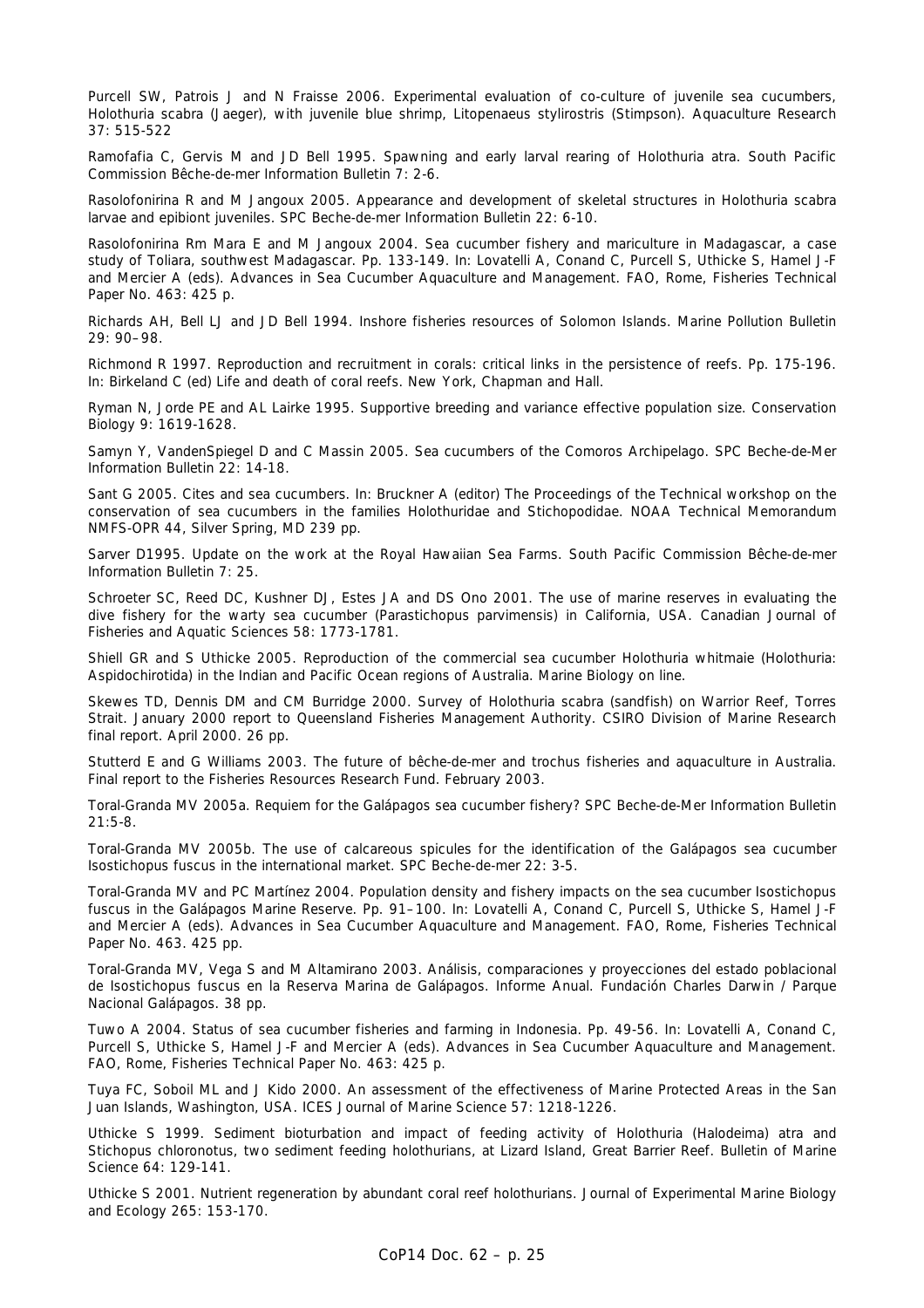Purcell SW, Patrois J and N Fraisse 2006. Experimental evaluation of co-culture of juvenile sea cucumbers, Holothuria scabra (Jaeger), with juvenile blue shrimp, Litopenaeus stylirostris (Stimpson). Aquaculture Research 37: 515-522

Ramofafia C, Gervis M and JD Bell 1995. Spawning and early larval rearing of Holothuria atra. South Pacific Commission Bêche-de-mer Information Bulletin 7: 2-6.

Rasolofonirina R and M Jangoux 2005. Appearance and development of skeletal structures in Holothuria scabra larvae and epibiont juveniles. SPC Beche-de-mer Information Bulletin 22: 6-10.

Rasolofonirina Rm Mara E and M Jangoux 2004. Sea cucumber fishery and mariculture in Madagascar, a case study of Toliara, southwest Madagascar. Pp. 133-149. In: Lovatelli A, Conand C, Purcell S, Uthicke S, Hamel J-F and Mercier A (eds). Advances in Sea Cucumber Aquaculture and Management. FAO, Rome, Fisheries Technical Paper No. 463: 425 p.

Richards AH, Bell LJ and JD Bell 1994. Inshore fisheries resources of Solomon Islands. Marine Pollution Bulletin 29: 90–98.

Richmond R 1997. Reproduction and recruitment in corals: critical links in the persistence of reefs. Pp. 175-196. In: Birkeland C (ed) Life and death of coral reefs. New York, Chapman and Hall.

Ryman N, Jorde PE and AL Lairke 1995. Supportive breeding and variance effective population size. Conservation Biology 9: 1619-1628.

Samyn Y, VandenSpiegel D and C Massin 2005. Sea cucumbers of the Comoros Archipelago. SPC Beche-de-Mer Information Bulletin 22: 14-18.

Sant G 2005. Cites and sea cucumbers. In: Bruckner A (editor) The Proceedings of the Technical workshop on the conservation of sea cucumbers in the families Holothuridae and Stichopodidae. NOAA Technical Memorandum NMFS-OPR 44, Silver Spring, MD 239 pp.

Sarver D1995. Update on the work at the Royal Hawaiian Sea Farms. South Pacific Commission Bêche-de-mer Information Bulletin 7: 25.

Schroeter SC, Reed DC, Kushner DJ, Estes JA and DS Ono 2001. The use of marine reserves in evaluating the dive fishery for the warty sea cucumber (Parastichopus parvimensis) in California, USA. Canadian Journal of Fisheries and Aquatic Sciences 58: 1773-1781.

Shiell GR and S Uthicke 2005. Reproduction of the commercial sea cucumber Holothuria whitmaie (Holothuria: Aspidochirotida) in the Indian and Pacific Ocean regions of Australia. Marine Biology on line.

Skewes TD, Dennis DM and CM Burridge 2000. Survey of Holothuria scabra (sandfish) on Warrior Reef, Torres Strait. January 2000 report to Queensland Fisheries Management Authority. CSIRO Division of Marine Research final report. April 2000. 26 pp.

Stutterd E and G Williams 2003. The future of bêche-de-mer and trochus fisheries and aquaculture in Australia. Final report to the Fisheries Resources Research Fund. February 2003.

Toral-Granda MV 2005a. Requiem for the Galápagos sea cucumber fishery? SPC Beche-de-Mer Information Bulletin 21:5-8.

Toral-Granda MV 2005b. The use of calcareous spicules for the identification of the Galápagos sea cucumber Isostichopus fuscus in the international market. SPC Beche-de-mer 22: 3-5.

Toral-Granda MV and PC Martínez 2004. Population density and fishery impacts on the sea cucumber Isostichopus fuscus in the Galápagos Marine Reserve. Pp. 91–100. In: Lovatelli A, Conand C, Purcell S, Uthicke S, Hamel J-F and Mercier A (eds). Advances in Sea Cucumber Aquaculture and Management. FAO, Rome, Fisheries Technical Paper No. 463. 425 pp.

Toral-Granda MV, Vega S and M Altamirano 2003. Análisis, comparaciones y proyecciones del estado poblacional de Isostichopus fuscus en la Reserva Marina de Galápagos. Informe Anual. Fundación Charles Darwin / Parque Nacional Galápagos. 38 pp.

Tuwo A 2004. Status of sea cucumber fisheries and farming in Indonesia. Pp. 49-56. In: Lovatelli A, Conand C, Purcell S, Uthicke S, Hamel J-F and Mercier A (eds). Advances in Sea Cucumber Aquaculture and Management. FAO, Rome, Fisheries Technical Paper No. 463: 425 p.

Tuya FC, Soboil ML and J Kido 2000. An assessment of the effectiveness of Marine Protected Areas in the San Juan Islands, Washington, USA. ICES Journal of Marine Science 57: 1218-1226.

Uthicke S 1999. Sediment bioturbation and impact of feeding activity of Holothuria (Halodeima) atra and Stichopus chloronotus, two sediment feeding holothurians, at Lizard Island, Great Barrier Reef. Bulletin of Marine Science 64: 129-141.

Uthicke S 2001. Nutrient regeneration by abundant coral reef holothurians. Journal of Experimental Marine Biology and Ecology 265: 153-170.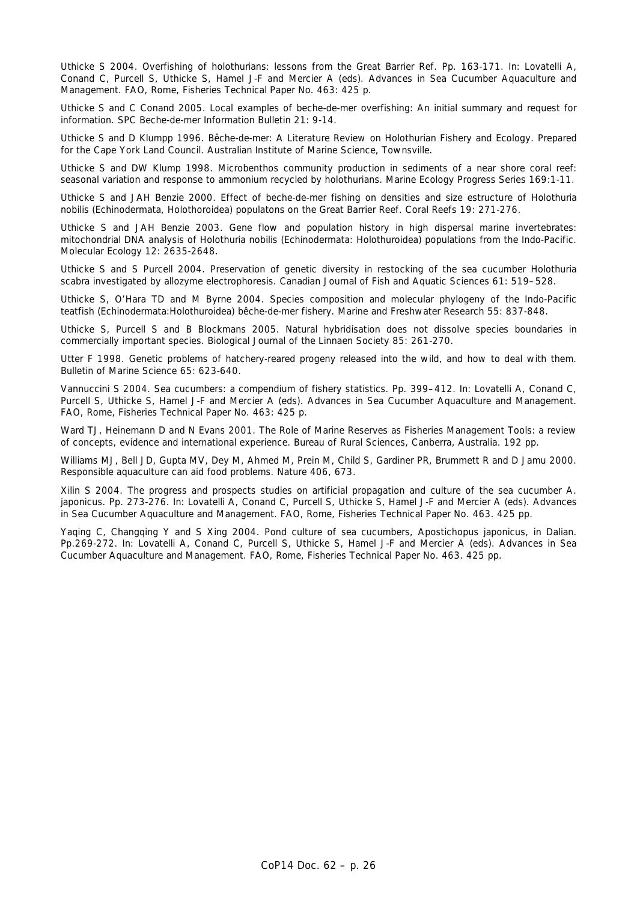Uthicke S 2004. Overfishing of holothurians: lessons from the Great Barrier Ref. Pp. 163-171. In: Lovatelli A, Conand C, Purcell S, Uthicke S, Hamel J-F and Mercier A (eds). Advances in Sea Cucumber Aquaculture and Management. FAO, Rome, Fisheries Technical Paper No. 463: 425 p.

Uthicke S and C Conand 2005. Local examples of beche-de-mer overfishing: An initial summary and request for information. SPC Beche-de-mer Information Bulletin 21: 9-14.

Uthicke S and D Klumpp 1996. Bêche-de-mer: A Literature Review on Holothurian Fishery and Ecology. Prepared for the Cape York Land Council. Australian Institute of Marine Science, Townsville.

Uthicke S and DW Klump 1998. Microbenthos community production in sediments of a near shore coral reef: seasonal variation and response to ammonium recycled by holothurians. Marine Ecology Progress Series 169:1-11.

Uthicke S and JAH Benzie 2000. Effect of beche-de-mer fishing on densities and size estructure of Holothuria nobilis (Echinodermata, Holothoroidea) populatons on the Great Barrier Reef. Coral Reefs 19: 271-276.

Uthicke S and JAH Benzie 2003. Gene flow and population history in high dispersal marine invertebrates: mitochondrial DNA analysis of Holothuria nobilis (Echinodermata: Holothuroidea) populations from the Indo-Pacific. Molecular Ecology 12: 2635-2648.

Uthicke S and S Purcell 2004. Preservation of genetic diversity in restocking of the sea cucumber Holothuria scabra investigated by allozyme electrophoresis. Canadian Journal of Fish and Aquatic Sciences 61: 519–528.

Uthicke S, O'Hara TD and M Byrne 2004. Species composition and molecular phylogeny of the Indo-Pacific teatfish (Echinodermata:Holothuroidea) bêche-de-mer fishery. Marine and Freshwater Research 55: 837-848.

Uthicke S, Purcell S and B Blockmans 2005. Natural hybridisation does not dissolve species boundaries in commercially important species. Biological Journal of the Linnaen Society 85: 261-270.

Utter F 1998. Genetic problems of hatchery-reared progeny released into the wild, and how to deal with them. Bulletin of Marine Science 65: 623-640.

Vannuccini S 2004. Sea cucumbers: a compendium of fishery statistics. Pp. 399–412. In: Lovatelli A, Conand C, Purcell S, Uthicke S, Hamel J-F and Mercier A (eds). Advances in Sea Cucumber Aquaculture and Management. FAO, Rome, Fisheries Technical Paper No. 463: 425 p.

Ward TJ, Heinemann D and N Evans 2001. The Role of Marine Reserves as Fisheries Management Tools: a review of concepts, evidence and international experience. Bureau of Rural Sciences, Canberra, Australia. 192 pp.

Williams MJ, Bell JD, Gupta MV, Dey M, Ahmed M, Prein M, Child S, Gardiner PR, Brummett R and D Jamu 2000. Responsible aquaculture can aid food problems. Nature 406, 673.

Xilin S 2004. The progress and prospects studies on artificial propagation and culture of the sea cucumber A. japonicus. Pp. 273-276. In: Lovatelli A, Conand C, Purcell S, Uthicke S, Hamel J-F and Mercier A (eds). Advances in Sea Cucumber Aquaculture and Management. FAO, Rome, Fisheries Technical Paper No. 463. 425 pp.

Yaqing C, Changqing Y and S Xing 2004. Pond culture of sea cucumbers, Apostichopus japonicus, in Dalian. Pp.269-272. In: Lovatelli A, Conand C, Purcell S, Uthicke S, Hamel J-F and Mercier A (eds). Advances in Sea Cucumber Aquaculture and Management. FAO, Rome, Fisheries Technical Paper No. 463. 425 pp.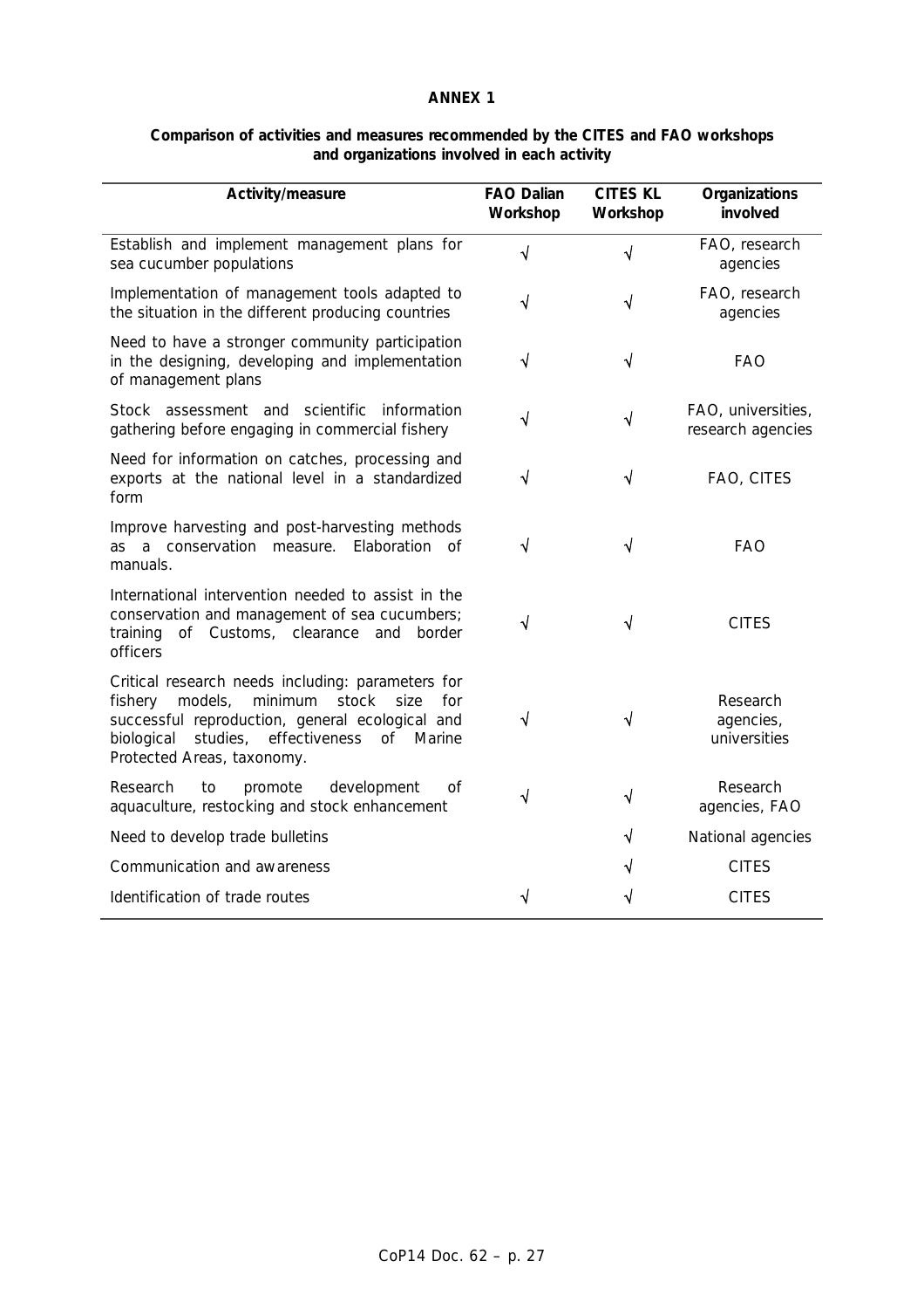**ANNEX 1**

**Comparison of activities and measures recommended by the CITES and FAO workshops and organizations involved in each activity**

| Activity/measure | FAO Dalian Workshop | CITES KL Workshop | Organizations involved |
|---|---|---|---|
| Establish and implement management plans for sea cucumber populations | √ | √ | FAO, research agencies |
| Implementation of management tools adapted to the situation in the different producing countries | √ | √ | FAO, research agencies |
| Need to have a stronger community participation in the designing, developing and implementation of management plans | √ | √ | FAO |
| Stock assessment and scientific information gathering before engaging in commercial fishery | √ | √ | FAO, universities, research agencies |
| Need for information on catches, processing and exports at the national level in a standardized form | √ | √ | FAO, CITES |
| Improve harvesting and post-harvesting methods as a conservation measure. Elaboration of manuals. | √ | √ | FAO |
| International intervention needed to assist in the conservation and management of sea cucumbers; training of Customs, clearance and border officers | √ | √ | CITES |
| Critical research needs including: parameters for fishery models, minimum stock size for successful reproduction, general ecological and biological studies, effectiveness of Marine Protected Areas, taxonomy. | √ | √ | Research agencies, universities |
| Research to promote development of aquaculture, restocking and stock enhancement | √ | √ | Research agencies, FAO |
| Need to develop trade bulletins | | √ | National agencies |
| Communication and awareness | | √ | CITES |
| Identification of trade routes | √ | √ | CITES |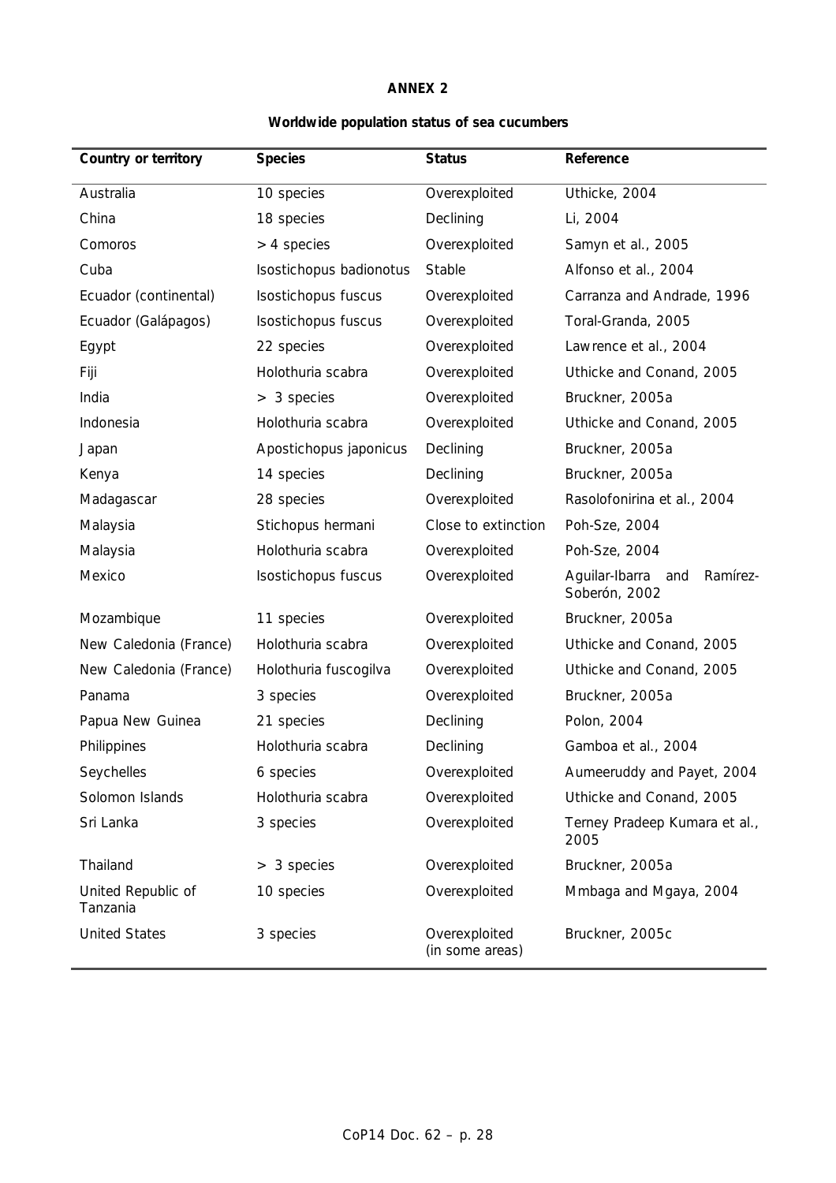**ANNEX 2**

**Worldwide population status of sea cucumbers**

| Country or territory | Species | Status | Reference |
|---|---|---|---|
| Australia | 10 species | Overexploited | Uthicke, 2004 |
| China | 18 species | Declining | Li, 2004 |
| Comoros | > 4 species | Overexploited | Samyn et al., 2005 |
| Cuba | Isostichopus badionotus | Stable | Alfonso et al., 2004 |
| Ecuador (continental) | Isostichopus fuscus | Overexploited | Carranza and Andrade, 1996 |
| Ecuador (Galápagos) | Isostichopus fuscus | Overexploited | Toral-Granda, 2005 |
| Egypt | 22 species | Overexploited | Lawrence et al., 2004 |
| Fiji | Holothuria scabra | Overexploited | Uthicke and Conand, 2005 |
| India | > 3 species | Overexploited | Bruckner, 2005a |
| Indonesia | Holothuria scabra | Overexploited | Uthicke and Conand, 2005 |
| Japan | Apostichopus japonicus | Declining | Bruckner, 2005a |
| Kenya | 14 species | Declining | Bruckner, 2005a |
| Madagascar | 28 species | Overexploited | Rasolofonirina et al., 2004 |
| Malaysia | Stichopus hermani | Close to extinction | Poh-Sze, 2004 |
| Malaysia | Holothuria scabra | Overexploited | Poh-Sze, 2004 |
| Mexico | Isostichopus fuscus | Overexploited | Aguilar-Ibarra and Ramírez-Soberón, 2002 |
| Mozambique | 11 species | Overexploited | Bruckner, 2005a |
| New Caledonia (France) | Holothuria scabra | Overexploited | Uthicke and Conand, 2005 |
| New Caledonia (France) | Holothuria fuscogilva | Overexploited | Uthicke and Conand, 2005 |
| Panama | 3 species | Overexploited | Bruckner, 2005a |
| Papua New Guinea | 21 species | Declining | Polon, 2004 |
| Philippines | Holothuria scabra | Declining | Gamboa et al., 2004 |
| Seychelles | 6 species | Overexploited | Aumeeruddy and Payet, 2004 |
| Solomon Islands | Holothuria scabra | Overexploited | Uthicke and Conand, 2005 |
| Sri Lanka | 3 species | Overexploited | Terney Pradeep Kumara et al., 2005 |
| Thailand | > 3 species | Overexploited | Bruckner, 2005a |
| United Republic of Tanzania | 10 species | Overexploited | Mmbaga and Mgaya, 2004 |
| United States | 3 species | Overexploited (in some areas) | Bruckner, 2005c |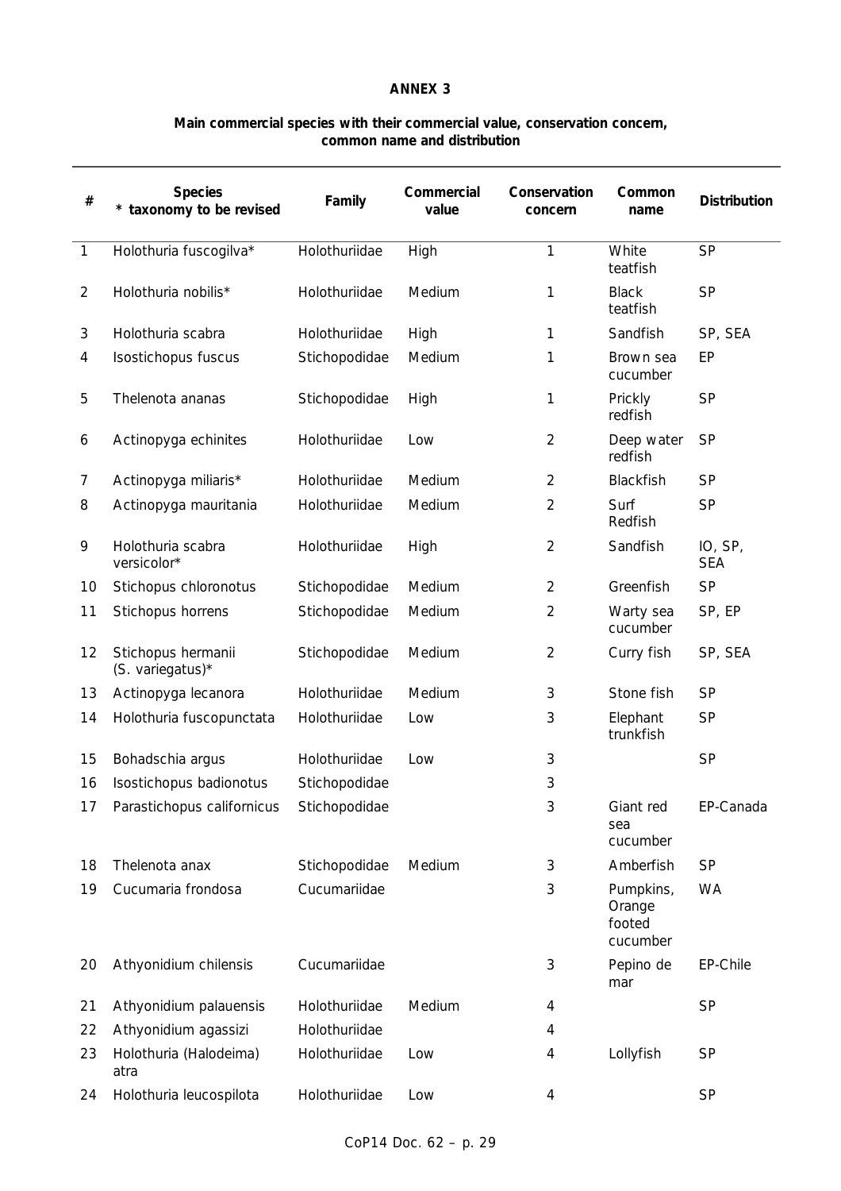**ANNEX 3**

**Main commercial species with their commercial value, conservation concern, common name and distribution**

| # | Species<br>* taxonomy to be revised | Family | Commercial value | Conservation concern | Common name | Distribution |
|---|---|---|---|---|---|---|
| 1 | Holothuria fuscogilva* | Holothuriidae | High | 1 | White teatfish | SP |
| 2 | Holothuria nobilis* | Holothuriidae | Medium | 1 | Black teatfish | SP |
| 3 | Holothuria scabra | Holothuriidae | High | 1 | Sandfish | SP, SEA |
| 4 | Isostichopus fuscus | Stichopodidae | Medium | 1 | Brown sea cucumber | EP |
| 5 | Thelenota ananas | Stichopodidae | High | 1 | Prickly redfish | SP |
| 6 | Actinopyga echinites | Holothuriidae | Low | 2 | Deep water redfish | SP |
| 7 | Actinopyga miliaris* | Holothuriidae | Medium | 2 | Blackfish | SP |
| 8 | Actinopyga mauritania | Holothuriidae | Medium | 2 | Surf Redfish | SP |
| 9 | Holothuria scabra versicolor* | Holothuriidae | High | 2 | Sandfish | IO, SP, SEA |
| 10 | Stichopus chloronotus | Stichopodidae | Medium | 2 | Greenfish | SP |
| 11 | Stichopus horrens | Stichopodidae | Medium | 2 | Warty sea cucumber | SP, EP |
| 12 | Stichopus hermanii (S. variegatus)* | Stichopodidae | Medium | 2 | Curry fish | SP, SEA |
| 13 | Actinopyga lecanora | Holothuriidae | Medium | 3 | Stone fish | SP |
| 14 | Holothuria fuscopunctata | Holothuriidae | Low | 3 | Elephant trunkfish | SP |
| 15 | Bohadschia argus | Holothuriidae | Low | 3 | | SP |
| 16 | Isostichopus badionotus | Stichopodidae | | 3 | | |
| 17 | Parastichopus californicus | Stichopodidae | | 3 | Giant red sea cucumber | EP-Canada |
| 18 | Thelenota anax | Stichopodidae | Medium | 3 | Amberfish | SP |
| 19 | Cucumaria frondosa | Cucumariidae | | 3 | Pumpkins, Orange footed cucumber | WA |
| 20 | Athyonidium chilensis | Cucumariidae | | 3 | Pepino de mar | EP-Chile |
| 21 | Athyonidium palauensis | Holothuriidae | Medium | 4 | | SP |
| 22 | Athyonidium agassizi | Holothuriidae | | 4 | | |
| 23 | Holothuria (Halodeima) atra | Holothuriidae | Low | 4 | Lollyfish | SP |
| 24 | Holothuria leucospilota | Holothuriidae | Low | 4 | | SP |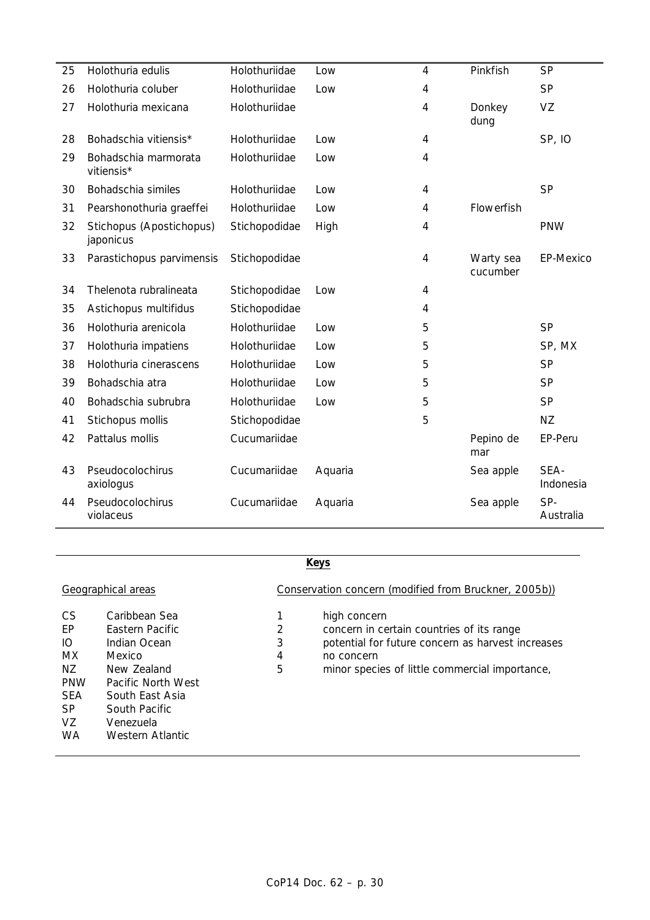| 25 | Holothuria edulis | Holothuriidae | Low | 4 | Pinkfish | SP |
|---|---|---|---|---|---|---|
| 26 | Holothuria coluber | Holothuriidae | Low | 4 | | SP |
| 27 | Holothuria mexicana | Holothuriidae | | 4 | Donkey dung | VZ |
| 28 | Bohadschia vitiensis* | Holothuriidae | Low | 4 | | SP, IO |
| 29 | Bohadschia marmorata vitiensis* | Holothuriidae | Low | 4 | | |
| 30 | Bohadschia similes | Holothuriidae | Low | 4 | | SP |
| 31 | Pearshonothuria graeffei | Holothuriidae | Low | 4 | Flowerfish | |
| 32 | Stichopus (Apostichopus) japonicus | Stichopodidae | High | 4 | | PNW |
| 33 | Parastichopus parvimensis | Stichopodidae | | 4 | Warty sea cucumber | EP-Mexico |
| 34 | Thelenota rubralineata | Stichopodidae | Low | 4 | | |
| 35 | Astichopus multifidus | Stichopodidae | | 4 | | |
| 36 | Holothuria arenicola | Holothuriidae | Low | 5 | | SP |
| 37 | Holothuria impatiens | Holothuriidae | Low | 5 | | SP, MX |
| 38 | Holothuria cinerascens | Holothuriidae | Low | 5 | | SP |
| 39 | Bohadschia atra | Holothuriidae | Low | 5 | | SP |
| 40 | Bohadschia subrubra | Holothuriidae | Low | 5 | | SP |
| 41 | Stichopus mollis | Stichopodidae | | 5 | | NZ |
| 42 | Pattalus mollis | Cucumariidae | | | Pepino de mar | EP-Peru |
| 43 | Pseudocolochirus axiologus | Cucumariidae | Aquaria | | Sea apple | SEA-Indonesia |
| 44 | Pseudocolochirus violaceus | Cucumariidae | Aquaria | | Sea apple | SP-Australia |

**Keys**

Geographical areas

| | |
|---|---|
| CS | Caribbean Sea |
| EP | Eastern Pacific |
| IO | Indian Ocean |
| MX | Mexico |
| NZ | New Zealand |
| PNW | Pacific North West |
| SEA | South East Asia |
| SP | South Pacific |
| VZ | Venezuela |
| WA | Western Atlantic |

Conservation concern (modified from Bruckner, 2005b))

| | |
|---|---|
| 1 | high concern |
| 2 | concern in certain countries of its range |
| 3 | potential for future concern as harvest increases |
| 4 | no concern |
| 5 | minor species of little commercial importance, |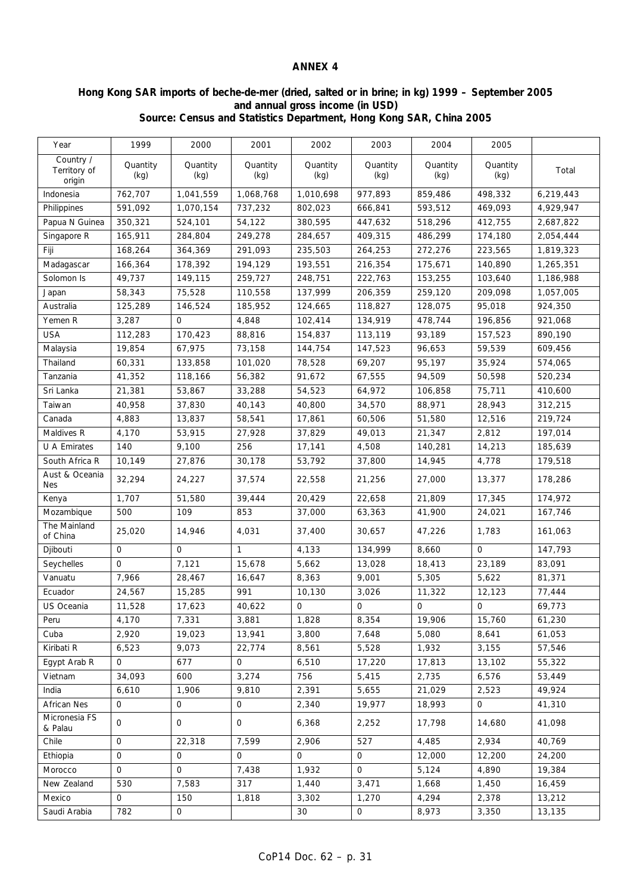**ANNEX 4**

**Hong Kong SAR imports of beche-de-mer (dried, salted or in brine; in kg) 1999 – September 2005 and annual gross income (in USD)**
**Source: Census and Statistics Department, Hong Kong SAR, China 2005**

| Year | 1999 | 2000 | 2001 | 2002 | 2003 | 2004 | 2005 | |
|---|---|---|---|---|---|---|---|---|
| Country / Territory of origin | Quantity (kg) | Quantity (kg) | Quantity (kg) | Quantity (kg) | Quantity (kg) | Quantity (kg) | Quantity (kg) | Total |
| Indonesia | 762,707 | 1,041,559 | 1,068,768 | 1,010,698 | 977,893 | 859,486 | 498,332 | 6,219,443 |
| Philippines | 591,092 | 1,070,154 | 737,232 | 802,023 | 666,841 | 593,512 | 469,093 | 4,929,947 |
| Papua N Guinea | 350,321 | 524,101 | 54,122 | 380,595 | 447,632 | 518,296 | 412,755 | 2,687,822 |
| Singapore R | 165,911 | 284,804 | 249,278 | 284,657 | 409,315 | 486,299 | 174,180 | 2,054,444 |
| Fiji | 168,264 | 364,369 | 291,093 | 235,503 | 264,253 | 272,276 | 223,565 | 1,819,323 |
| Madagascar | 166,364 | 178,392 | 194,129 | 193,551 | 216,354 | 175,671 | 140,890 | 1,265,351 |
| Solomon Is | 49,737 | 149,115 | 259,727 | 248,751 | 222,763 | 153,255 | 103,640 | 1,186,988 |
| Japan | 58,343 | 75,528 | 110,558 | 137,999 | 206,359 | 259,120 | 209,098 | 1,057,005 |
| Australia | 125,289 | 146,524 | 185,952 | 124,665 | 118,827 | 128,075 | 95,018 | 924,350 |
| Yemen R | 3,287 | 0 | 4,848 | 102,414 | 134,919 | 478,744 | 196,856 | 921,068 |
| USA | 112,283 | 170,423 | 88,816 | 154,837 | 113,119 | 93,189 | 157,523 | 890,190 |
| Malaysia | 19,854 | 67,975 | 73,158 | 144,754 | 147,523 | 96,653 | 59,539 | 609,456 |
| Thailand | 60,331 | 133,858 | 101,020 | 78,528 | 69,207 | 95,197 | 35,924 | 574,065 |
| Tanzania | 41,352 | 118,166 | 56,382 | 91,672 | 67,555 | 94,509 | 50,598 | 520,234 |
| Sri Lanka | 21,381 | 53,867 | 33,288 | 54,523 | 64,972 | 106,858 | 75,711 | 410,600 |
| Taiwan | 40,958 | 37,830 | 40,143 | 40,800 | 34,570 | 88,971 | 28,943 | 312,215 |
| Canada | 4,883 | 13,837 | 58,541 | 17,861 | 60,506 | 51,580 | 12,516 | 219,724 |
| Maldives R | 4,170 | 53,915 | 27,928 | 37,829 | 49,013 | 21,347 | 2,812 | 197,014 |
| U A Emirates | 140 | 9,100 | 256 | 17,141 | 4,508 | 140,281 | 14,213 | 185,639 |
| South Africa R | 10,149 | 27,876 | 30,178 | 53,792 | 37,800 | 14,945 | 4,778 | 179,518 |
| Aust & Oceania Nes | 32,294 | 24,227 | 37,574 | 22,558 | 21,256 | 27,000 | 13,377 | 178,286 |
| Kenya | 1,707 | 51,580 | 39,444 | 20,429 | 22,658 | 21,809 | 17,345 | 174,972 |
| Mozambique | 500 | 109 | 853 | 37,000 | 63,363 | 41,900 | 24,021 | 167,746 |
| The Mainland of China | 25,020 | 14,946 | 4,031 | 37,400 | 30,657 | 47,226 | 1,783 | 161,063 |
| Djibouti | 0 | 0 | 1 | 4,133 | 134,999 | 8,660 | 0 | 147,793 |
| Seychelles | 0 | 7,121 | 15,678 | 5,662 | 13,028 | 18,413 | 23,189 | 83,091 |
| Vanuatu | 7,966 | 28,467 | 16,647 | 8,363 | 9,001 | 5,305 | 5,622 | 81,371 |
| Ecuador | 24,567 | 15,285 | 991 | 10,130 | 3,026 | 11,322 | 12,123 | 77,444 |
| US Oceania | 11,528 | 17,623 | 40,622 | 0 | 0 | 0 | 0 | 69,773 |
| Peru | 4,170 | 7,331 | 3,881 | 1,828 | 8,354 | 19,906 | 15,760 | 61,230 |
| Cuba | 2,920 | 19,023 | 13,941 | 3,800 | 7,648 | 5,080 | 8,641 | 61,053 |
| Kiribati R | 6,523 | 9,073 | 22,774 | 8,561 | 5,528 | 1,932 | 3,155 | 57,546 |
| Egypt Arab R | 0 | 677 | 0 | 6,510 | 17,220 | 17,813 | 13,102 | 55,322 |
| Vietnam | 34,093 | 600 | 3,274 | 756 | 5,415 | 2,735 | 6,576 | 53,449 |
| India | 6,610 | 1,906 | 9,810 | 2,391 | 5,655 | 21,029 | 2,523 | 49,924 |
| African Nes | 0 | 0 | 0 | 2,340 | 19,977 | 18,993 | 0 | 41,310 |
| Micronesia FS & Palau | 0 | 0 | 0 | 6,368 | 2,252 | 17,798 | 14,680 | 41,098 |
| Chile | 0 | 22,318 | 7,599 | 2,906 | 527 | 4,485 | 2,934 | 40,769 |
| Ethiopia | 0 | 0 | 0 | 0 | 0 | 12,000 | 12,200 | 24,200 |
| Morocco | 0 | 0 | 7,438 | 1,932 | 0 | 5,124 | 4,890 | 19,384 |
| New Zealand | 530 | 7,583 | 317 | 1,440 | 3,471 | 1,668 | 1,450 | 16,459 |
| Mexico | 0 | 150 | 1,818 | 3,302 | 1,270 | 4,294 | 2,378 | 13,212 |
| Saudi Arabia | 782 | 0 | | 30 | 0 | 8,973 | 3,350 | 13,135 |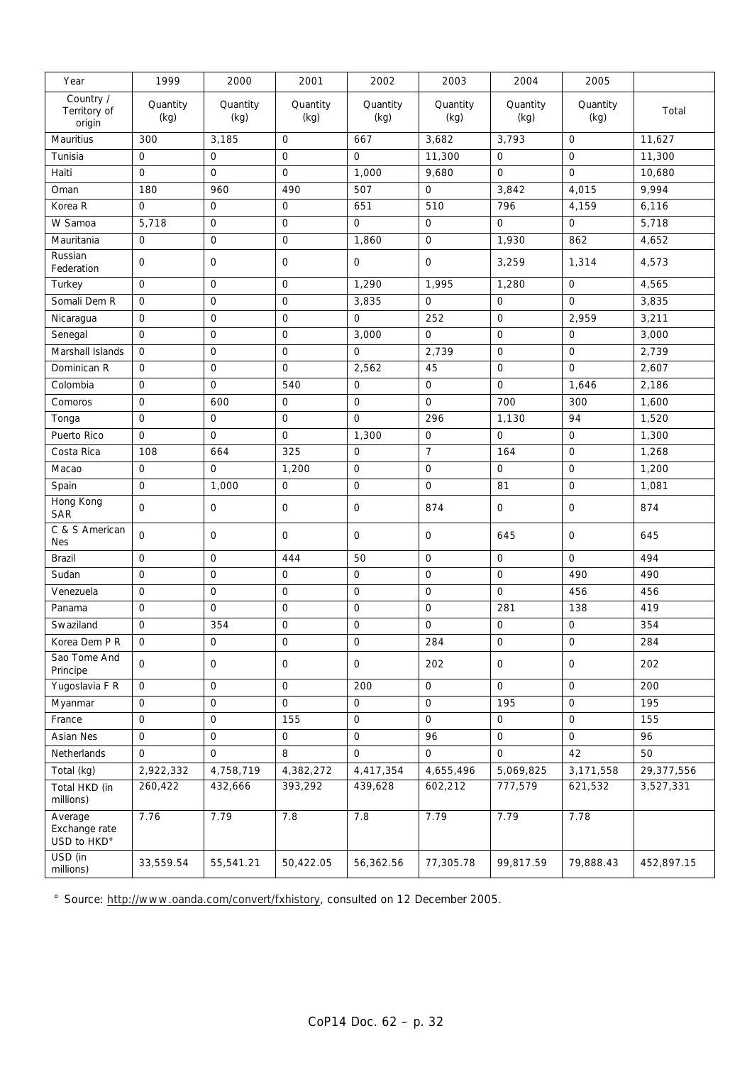| Year | 1999 | 2000 | 2001 | 2002 | 2003 | 2004 | 2005 | |
|---|---|---|---|---|---|---|---|---|
| Country / Territory of origin | Quantity (kg) | Quantity (kg) | Quantity (kg) | Quantity (kg) | Quantity (kg) | Quantity (kg) | Quantity (kg) | Total |
| Mauritius | 300 | 3,185 | 0 | 667 | 3,682 | 3,793 | 0 | 11,627 |
| Tunisia | 0 | 0 | 0 | 0 | 11,300 | 0 | 0 | 11,300 |
| Haiti | 0 | 0 | 0 | 1,000 | 9,680 | 0 | 0 | 10,680 |
| Oman | 180 | 960 | 490 | 507 | 0 | 3,842 | 4,015 | 9,994 |
| Korea R | 0 | 0 | 0 | 651 | 510 | 796 | 4,159 | 6,116 |
| W Samoa | 5,718 | 0 | 0 | 0 | 0 | 0 | 0 | 5,718 |
| Mauritania | 0 | 0 | 0 | 1,860 | 0 | 1,930 | 862 | 4,652 |
| Russian Federation | 0 | 0 | 0 | 0 | 0 | 3,259 | 1,314 | 4,573 |
| Turkey | 0 | 0 | 0 | 1,290 | 1,995 | 1,280 | 0 | 4,565 |
| Somali Dem R | 0 | 0 | 0 | 3,835 | 0 | 0 | 0 | 3,835 |
| Nicaragua | 0 | 0 | 0 | 0 | 252 | 0 | 2,959 | 3,211 |
| Senegal | 0 | 0 | 0 | 3,000 | 0 | 0 | 0 | 3,000 |
| Marshall Islands | 0 | 0 | 0 | 0 | 2,739 | 0 | 0 | 2,739 |
| Dominican R | 0 | 0 | 0 | 2,562 | 45 | 0 | 0 | 2,607 |
| Colombia | 0 | 0 | 540 | 0 | 0 | 0 | 1,646 | 2,186 |
| Comoros | 0 | 600 | 0 | 0 | 0 | 700 | 300 | 1,600 |
| Tonga | 0 | 0 | 0 | 0 | 296 | 1,130 | 94 | 1,520 |
| Puerto Rico | 0 | 0 | 0 | 1,300 | 0 | 0 | 0 | 1,300 |
| Costa Rica | 108 | 664 | 325 | 0 | 7 | 164 | 0 | 1,268 |
| Macao | 0 | 0 | 1,200 | 0 | 0 | 0 | 0 | 1,200 |
| Spain | 0 | 1,000 | 0 | 0 | 0 | 81 | 0 | 1,081 |
| Hong Kong SAR | 0 | 0 | 0 | 0 | 874 | 0 | 0 | 874 |
| C & S American Nes | 0 | 0 | 0 | 0 | 0 | 645 | 0 | 645 |
| Brazil | 0 | 0 | 444 | 50 | 0 | 0 | 0 | 494 |
| Sudan | 0 | 0 | 0 | 0 | 0 | 0 | 490 | 490 |
| Venezuela | 0 | 0 | 0 | 0 | 0 | 0 | 456 | 456 |
| Panama | 0 | 0 | 0 | 0 | 0 | 281 | 138 | 419 |
| Swaziland | 0 | 354 | 0 | 0 | 0 | 0 | 0 | 354 |
| Korea Dem P R | 0 | 0 | 0 | 0 | 284 | 0 | 0 | 284 |
| Sao Tome And Principe | 0 | 0 | 0 | 0 | 202 | 0 | 0 | 202 |
| Yugoslavia F R | 0 | 0 | 0 | 200 | 0 | 0 | 0 | 200 |
| Myanmar | 0 | 0 | 0 | 0 | 0 | 195 | 0 | 195 |
| France | 0 | 0 | 155 | 0 | 0 | 0 | 0 | 155 |
| Asian Nes | 0 | 0 | 0 | 0 | 96 | 0 | 0 | 96 |
| Netherlands | 0 | 0 | 8 | 0 | 0 | 0 | 42 | 50 |
| Total (kg) | 2,922,332 | 4,758,719 | 4,382,272 | 4,417,354 | 4,655,496 | 5,069,825 | 3,171,558 | 29,377,556 |
| Total HKD (in millions) | 260,422 | 432,666 | 393,292 | 439,628 | 602,212 | 777,579 | 621,532 | 3,527,331 |
| Average Exchange rate USD to HKD° | 7.76 | 7.79 | 7.8 | 7.8 | 7.79 | 7.79 | 7.78 | |
| USD (in millions) | 33,559.54 | 55,541.21 | 50,422.05 | 56,362.56 | 77,305.78 | 99,817.59 | 79,888.43 | 452,897.15 |

° Source: http://www.oanda.com/convert/fxhistory, consulted on 12 December 2005.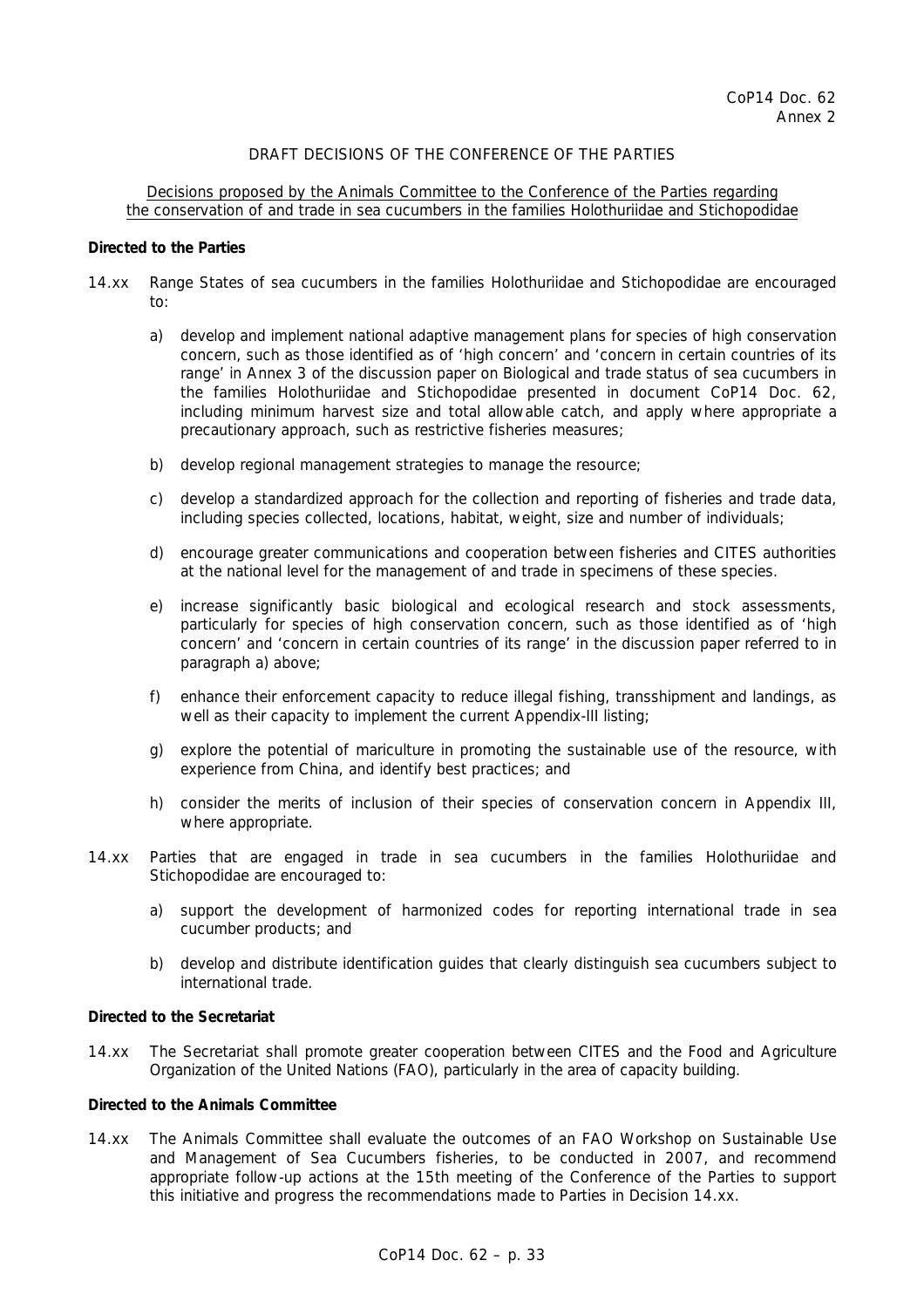CoP14 Doc. 62
Annex 2

# DRAFT DECISIONS OF THE CONFERENCE OF THE PARTIES

Decisions proposed by the Animals Committee to the Conference of the Parties regarding the conservation of and trade in sea cucumbers in the families Holothuriidae and Stichopodidae

**Directed to the Parties**

14.xx Range States of sea cucumbers in the families Holothuriidae and Stichopodidae are encouraged to:

a) develop and implement national adaptive management plans for species of high conservation concern, such as those identified as of 'high concern' and 'concern in certain countries of its range' in Annex 3 of the discussion paper on Biological and trade status of sea cucumbers in the families Holothuriidae and Stichopodidae presented in document CoP14 Doc. 62, including minimum harvest size and total allowable catch, and apply where appropriate a precautionary approach, such as restrictive fisheries measures;

b) develop regional management strategies to manage the resource;

c) develop a standardized approach for the collection and reporting of fisheries and trade data, including species collected, locations, habitat, weight, size and number of individuals;

d) encourage greater communications and cooperation between fisheries and CITES authorities at the national level for the management of and trade in specimens of these species.

e) increase significantly basic biological and ecological research and stock assessments, particularly for species of high conservation concern, such as those identified as of 'high concern' and 'concern in certain countries of its range' in the discussion paper referred to in paragraph a) above;

f) enhance their enforcement capacity to reduce illegal fishing, transshipment and landings, as well as their capacity to implement the current Appendix-III listing;

g) explore the potential of mariculture in promoting the sustainable use of the resource, with experience from China, and identify best practices; and

h) consider the merits of inclusion of their species of conservation concern in Appendix III, where appropriate.

14.xx Parties that are engaged in trade in sea cucumbers in the families Holothuriidae and Stichopodidae are encouraged to:

a) support the development of harmonized codes for reporting international trade in sea cucumber products; and

b) develop and distribute identification guides that clearly distinguish sea cucumbers subject to international trade.

**Directed to the Secretariat**

14.xx The Secretariat shall promote greater cooperation between CITES and the Food and Agriculture Organization of the United Nations (FAO), particularly in the area of capacity building.

**Directed to the Animals Committee**

14.xx The Animals Committee shall evaluate the outcomes of an FAO Workshop on Sustainable Use and Management of Sea Cucumbers fisheries, to be conducted in 2007, and recommend appropriate follow-up actions at the 15th meeting of the Conference of the Parties to support this initiative and progress the recommendations made to Parties in Decision 14.xx.